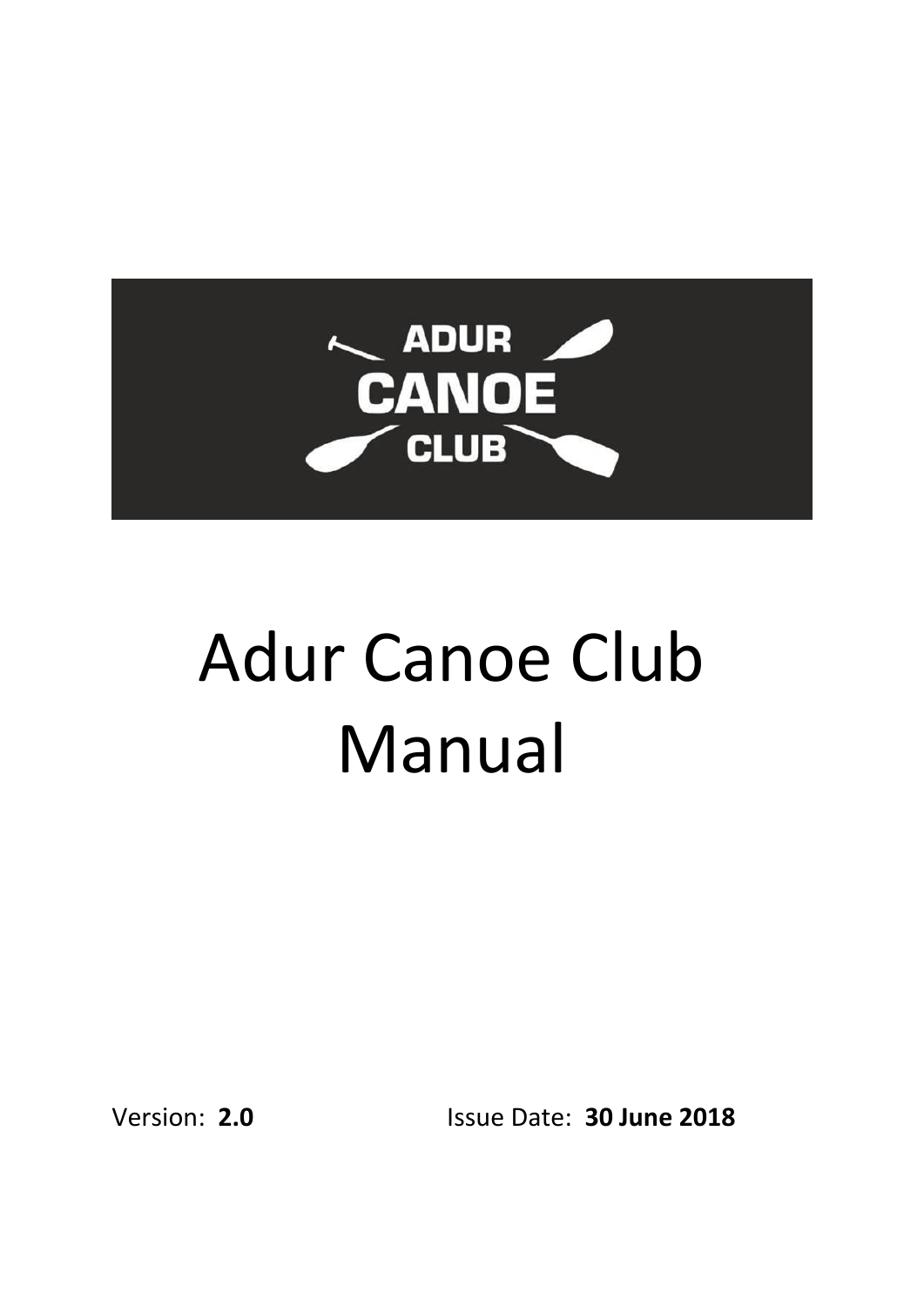# Adur Canoe Club Manual

Version: **2.0** Issue Date: **30 June 2018**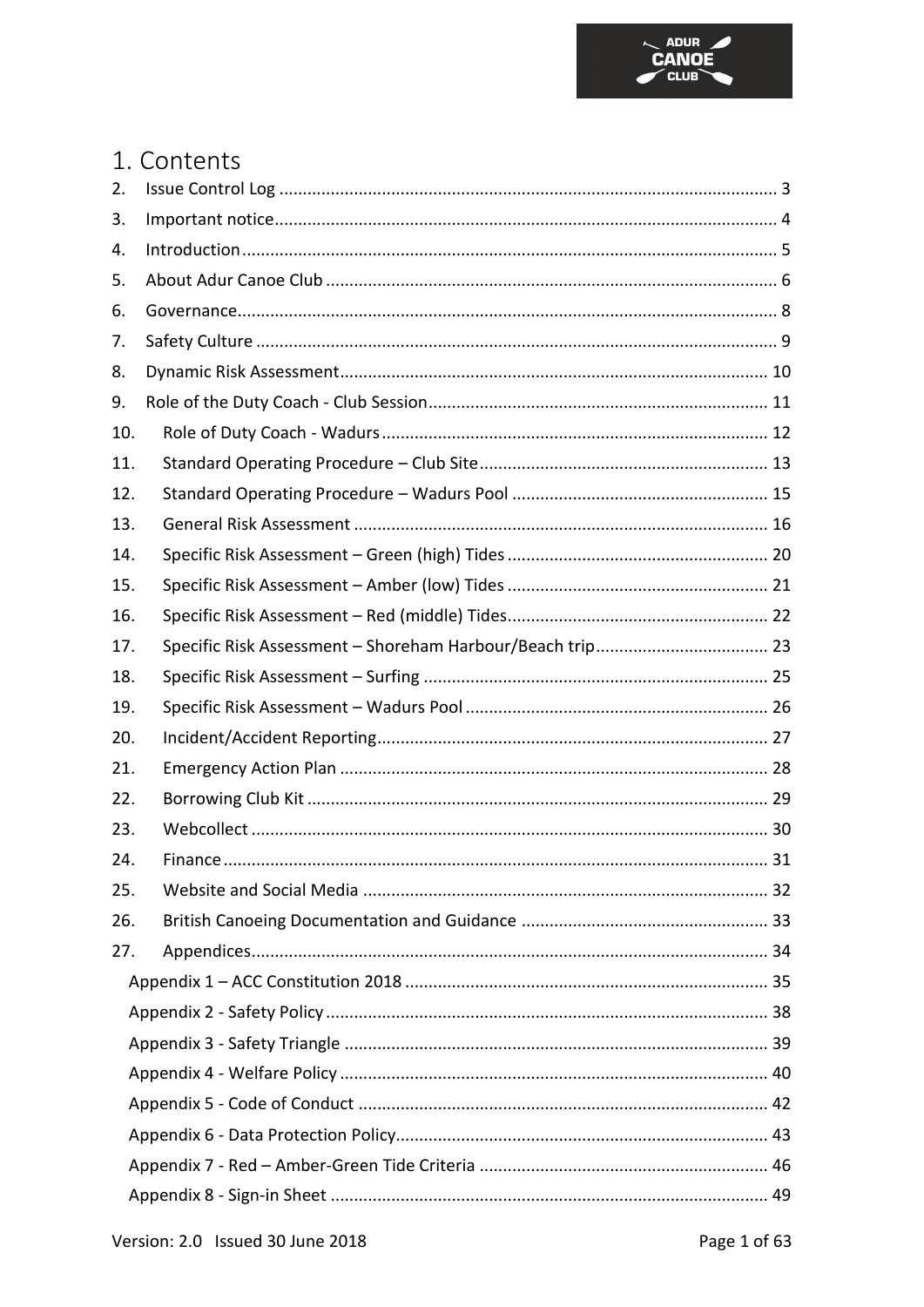# 1. Contents

2. Issue Control Log ........................................................................................................ 3
3. Important notice........................................................................................................ 4
4. Introduction................................................................................................................ 5
5. About Adur Canoe Club .............................................................................................. 6
6. Governance................................................................................................................. 8
7. Safety Culture ............................................................................................................. 9
8. Dynamic Risk Assessment......................................................................................... 10
9. Role of the Duty Coach - Club Session...................................................................... 11
10. Role of Duty Coach - Wadurs ................................................................................. 12
11. Standard Operating Procedure – Club Site ............................................................ 13
12. Standard Operating Procedure – Wadurs Pool ...................................................... 15
13. General Risk Assessment ....................................................................................... 16
14. Specific Risk Assessment – Green (high) Tides ....................................................... 20
15. Specific Risk Assessment – Amber (low) Tides ....................................................... 21
16. Specific Risk Assessment – Red (middle) Tides....................................................... 22
17. Specific Risk Assessment – Shoreham Harbour/Beach trip.................................... 23
18. Specific Risk Assessment – Surfing ......................................................................... 25
19. Specific Risk Assessment – Wadurs Pool ............................................................... 26
20. Incident/Accident Reporting.................................................................................. 27
21. Emergency Action Plan .......................................................................................... 28
22. Borrowing Club Kit ................................................................................................. 29
23. Webcollect ............................................................................................................. 30
24. Finance ................................................................................................................... 31
25. Website and Social Media ..................................................................................... 32
26. British Canoeing Documentation and Guidance .................................................... 33
27. Appendices............................................................................................................. 34
    - Appendix 1 – ACC Constitution 2018 ............................................................................ 35
    - Appendix 2 - Safety Policy ............................................................................................. 38
    - Appendix 3 - Safety Triangle ......................................................................................... 39
    - Appendix 4 - Welfare Policy .......................................................................................... 40
    - Appendix 5 - Code of Conduct ...................................................................................... 42
    - Appendix 6 - Data Protection Policy.............................................................................. 43
    - Appendix 7 - Red – Amber-Green Tide Criteria ............................................................ 46
    - Appendix 8 - Sign-in Sheet ............................................................................................ 49

Version: 2.0 Issued 30 June 2018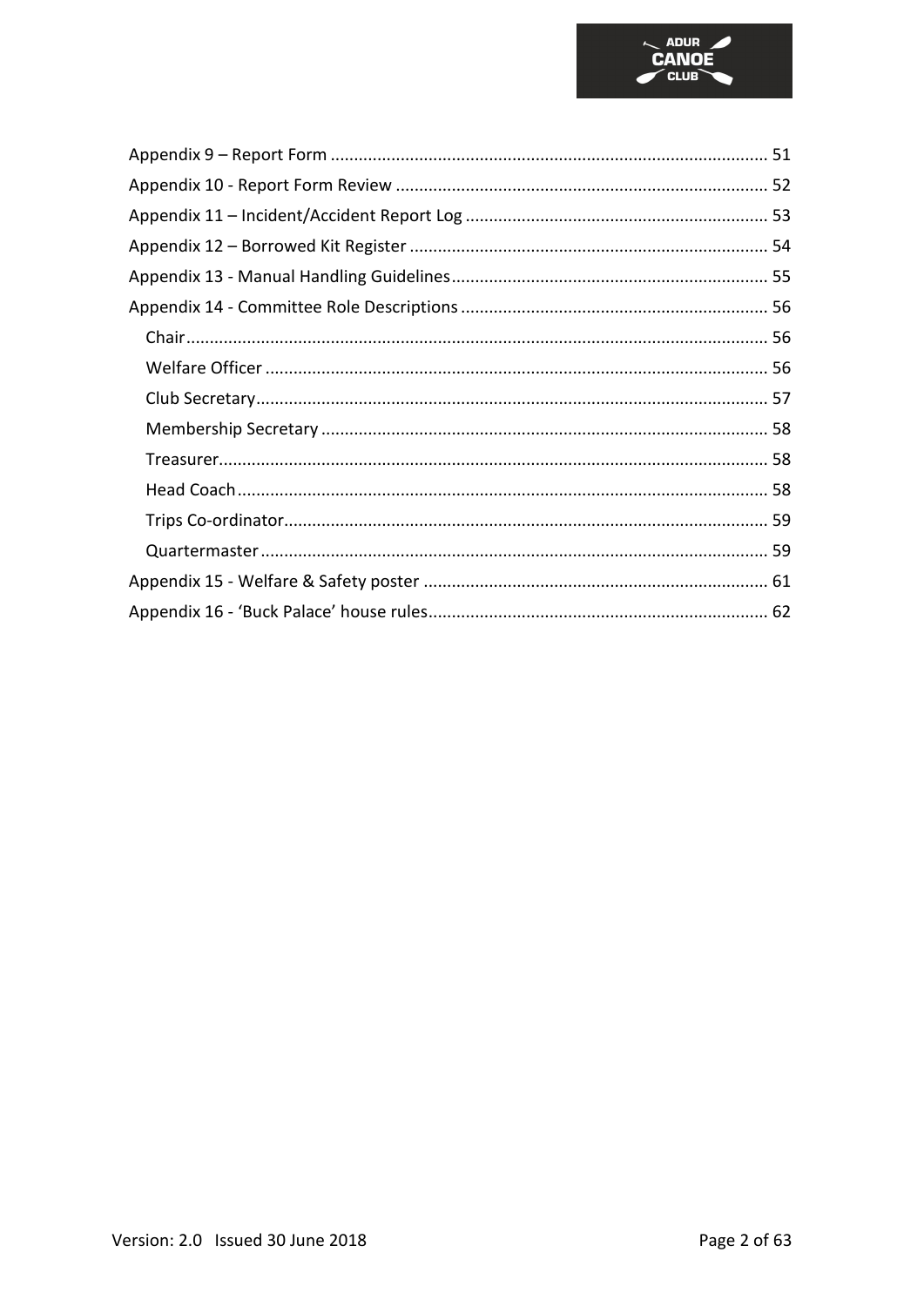Appendix 9 – Report Form ........................................................................................ 51
Appendix 10 - Report Form Review ............................................................................ 52
Appendix 11 – Incident/Accident Report Log ............................................................... 53
Appendix 12 – Borrowed Kit Register ........................................................................... 54
Appendix 13 - Manual Handling Guidelines ................................................................... 55
Appendix 14 - Committee Role Descriptions ................................................................. 56
- Chair ................................................................................................................ 56
- Welfare Officer ................................................................................................. 56
- Club Secretary ................................................................................................... 57
- Membership Secretary ....................................................................................... 58
- Treasurer ........................................................................................................... 58
- Head Coach ....................................................................................................... 58
- Trips Co-ordinator ............................................................................................. 59
- Quartermaster ................................................................................................... 59

Appendix 15 - Welfare & Safety poster ........................................................................ 61
Appendix 16 - 'Buck Palace' house rules ...................................................................... 62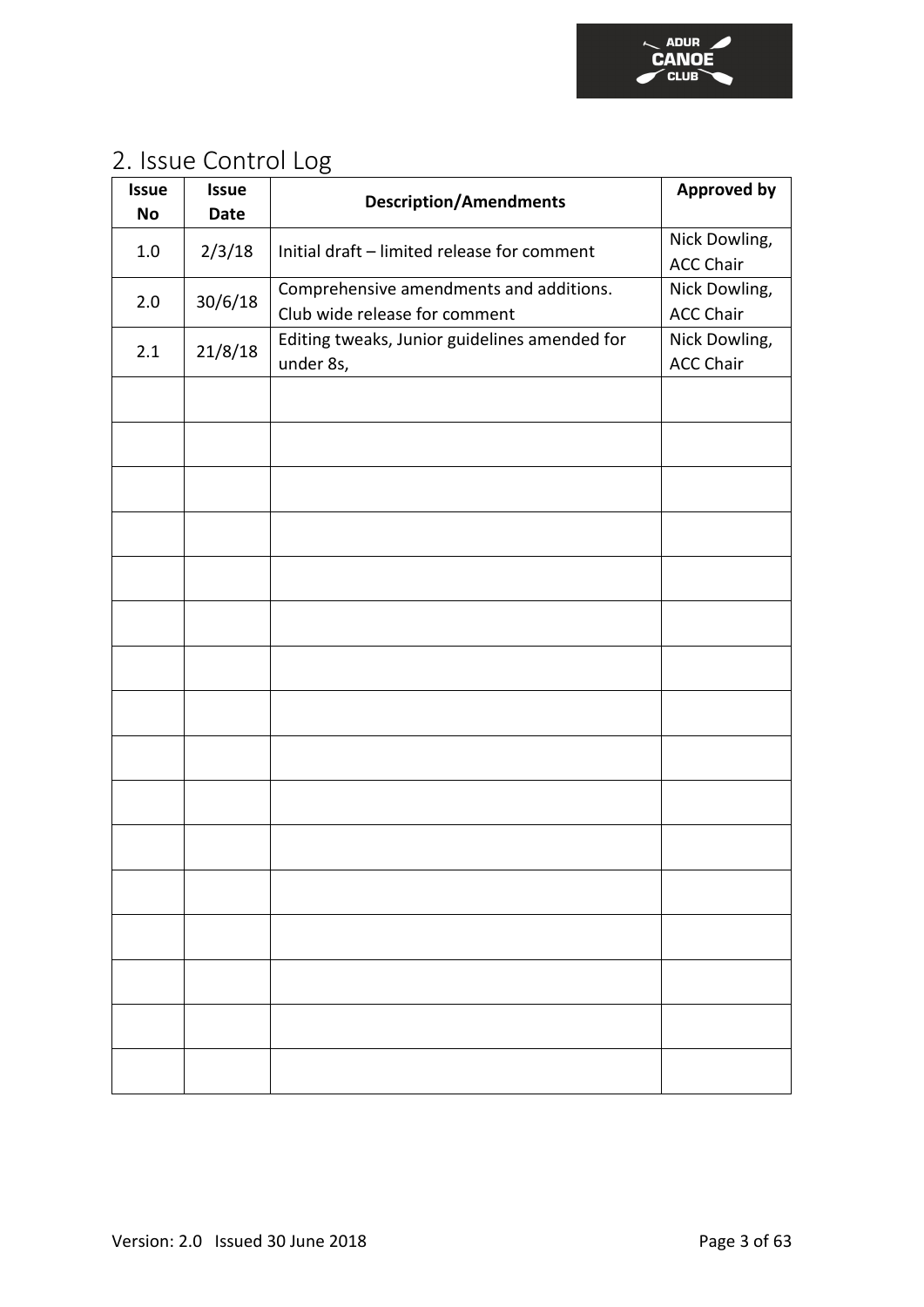## 2. Issue Control Log

| Issue No | Issue Date | Description/Amendments | Approved by |
|---|---|---|---|
| 1.0 | 2/3/18 | Initial draft – limited release for comment | Nick Dowling, ACC Chair |
| 2.0 | 30/6/18 | Comprehensive amendments and additions. Club wide release for comment | Nick Dowling, ACC Chair |
| 2.1 | 21/8/18 | Editing tweaks, Junior guidelines amended for under 8s, | Nick Dowling, ACC Chair |
| | | | |
| | | | |
| | | | |
| | | | |
| | | | |
| | | | |
| | | | |
| | | | |
| | | | |
| | | | |
| | | | |
| | | | |
| | | | |
| | | | |
| | | | |
| | | | |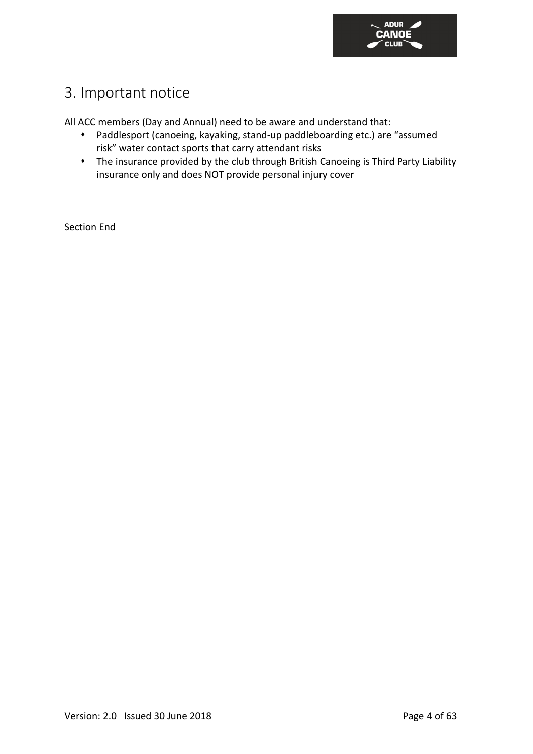# 3. Important notice

All ACC members (Day and Annual) need to be aware and understand that:

- Paddlesport (canoeing, kayaking, stand-up paddleboarding etc.) are "assumed risk" water contact sports that carry attendant risks
- The insurance provided by the club through British Canoeing is Third Party Liability insurance only and does NOT provide personal injury cover

Section End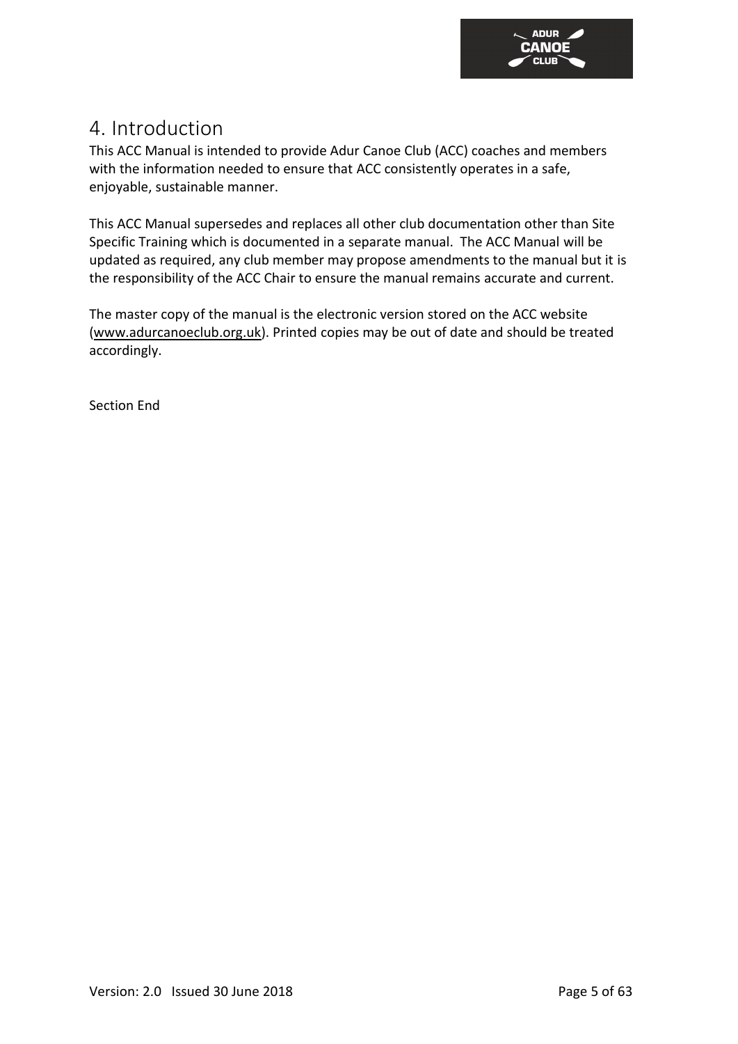# 4. Introduction

This ACC Manual is intended to provide Adur Canoe Club (ACC) coaches and members with the information needed to ensure that ACC consistently operates in a safe, enjoyable, sustainable manner.

This ACC Manual supersedes and replaces all other club documentation other than Site Specific Training which is documented in a separate manual. The ACC Manual will be updated as required, any club member may propose amendments to the manual but it is the responsibility of the ACC Chair to ensure the manual remains accurate and current.

The master copy of the manual is the electronic version stored on the ACC website (www.adurcanoeclub.org.uk). Printed copies may be out of date and should be treated accordingly.

Section End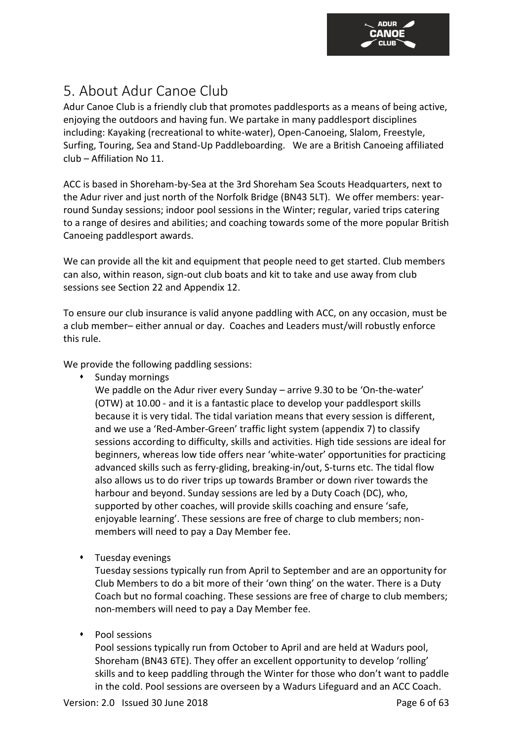# 5. About Adur Canoe Club

Adur Canoe Club is a friendly club that promotes paddlesports as a means of being active, enjoying the outdoors and having fun. We partake in many paddlesport disciplines including: Kayaking (recreational to white-water), Open-Canoeing, Slalom, Freestyle, Surfing, Touring, Sea and Stand-Up Paddleboarding. We are a British Canoeing affiliated club – Affiliation No 11.

ACC is based in Shoreham-by-Sea at the 3rd Shoreham Sea Scouts Headquarters, next to the Adur river and just north of the Norfolk Bridge (BN43 5LT). We offer members: year-round Sunday sessions; indoor pool sessions in the Winter; regular, varied trips catering to a range of desires and abilities; and coaching towards some of the more popular British Canoeing paddlesport awards.

We can provide all the kit and equipment that people need to get started. Club members can also, within reason, sign-out club boats and kit to take and use away from club sessions see Section 22 and Appendix 12.

To ensure our club insurance is valid anyone paddling with ACC, on any occasion, must be a club member– either annual or day. Coaches and Leaders must/will robustly enforce this rule.

We provide the following paddling sessions:

- Sunday mornings
  We paddle on the Adur river every Sunday – arrive 9.30 to be 'On-the-water' (OTW) at 10.00 - and it is a fantastic place to develop your paddlesport skills because it is very tidal. The tidal variation means that every session is different, and we use a 'Red-Amber-Green' traffic light system (appendix 7) to classify sessions according to difficulty, skills and activities. High tide sessions are ideal for beginners, whereas low tide offers near 'white-water' opportunities for practicing advanced skills such as ferry-gliding, breaking-in/out, S-turns etc. The tidal flow also allows us to do river trips up towards Bramber or down river towards the harbour and beyond. Sunday sessions are led by a Duty Coach (DC), who, supported by other coaches, will provide skills coaching and ensure 'safe, enjoyable learning'. These sessions are free of charge to club members; non-members will need to pay a Day Member fee.

- Tuesday evenings
  Tuesday sessions typically run from April to September and are an opportunity for Club Members to do a bit more of their 'own thing' on the water. There is a Duty Coach but no formal coaching. These sessions are free of charge to club members; non-members will need to pay a Day Member fee.

- Pool sessions
  Pool sessions typically run from October to April and are held at Wadurs pool, Shoreham (BN43 6TE). They offer an excellent opportunity to develop 'rolling' skills and to keep paddling through the Winter for those who don't want to paddle in the cold. Pool sessions are overseen by a Wadurs Lifeguard and an ACC Coach.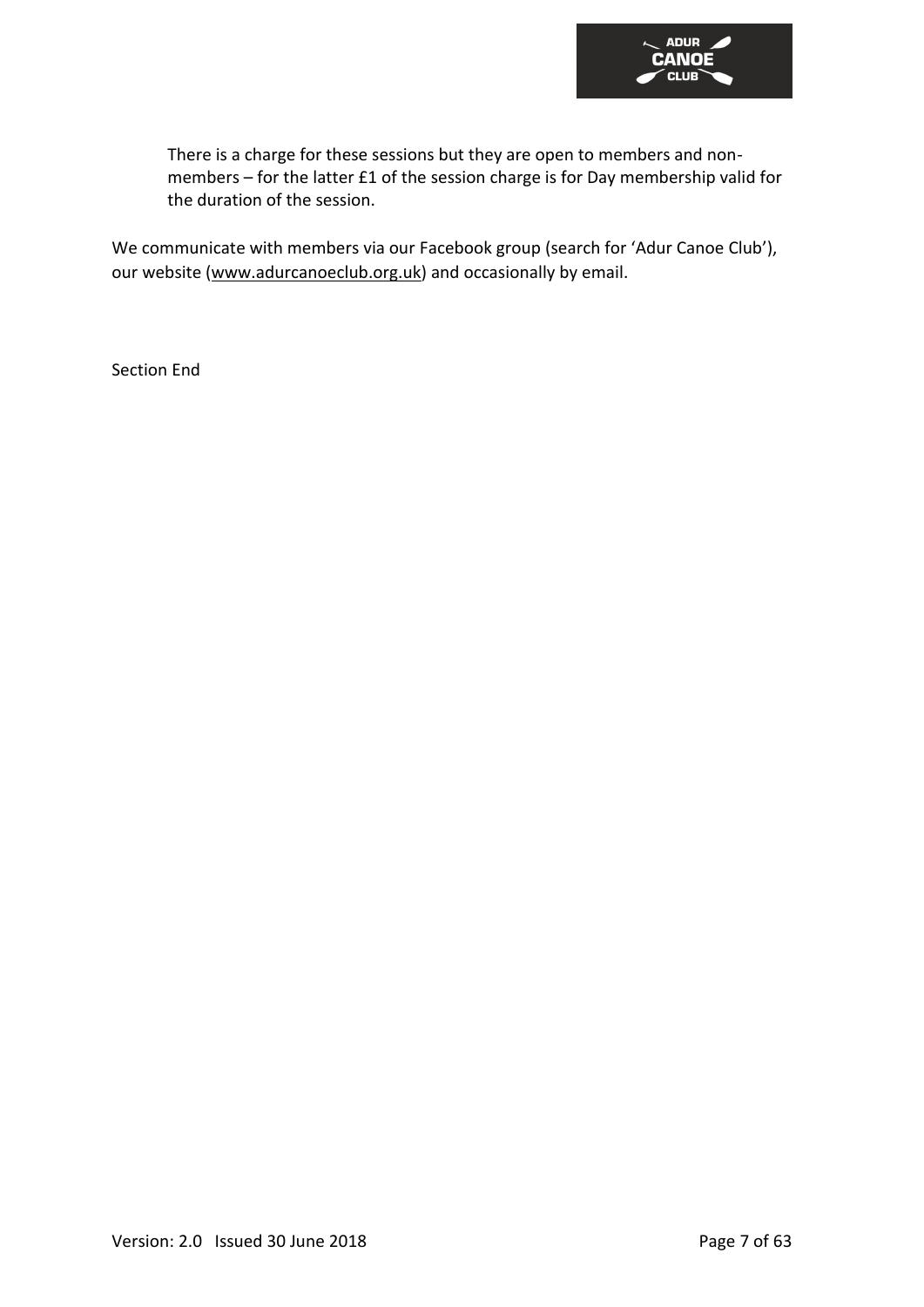There is a charge for these sessions but they are open to members and non-members – for the latter £1 of the session charge is for Day membership valid for the duration of the session.

We communicate with members via our Facebook group (search for 'Adur Canoe Club'), our website (www.adurcanoeclub.org.uk) and occasionally by email.

Section End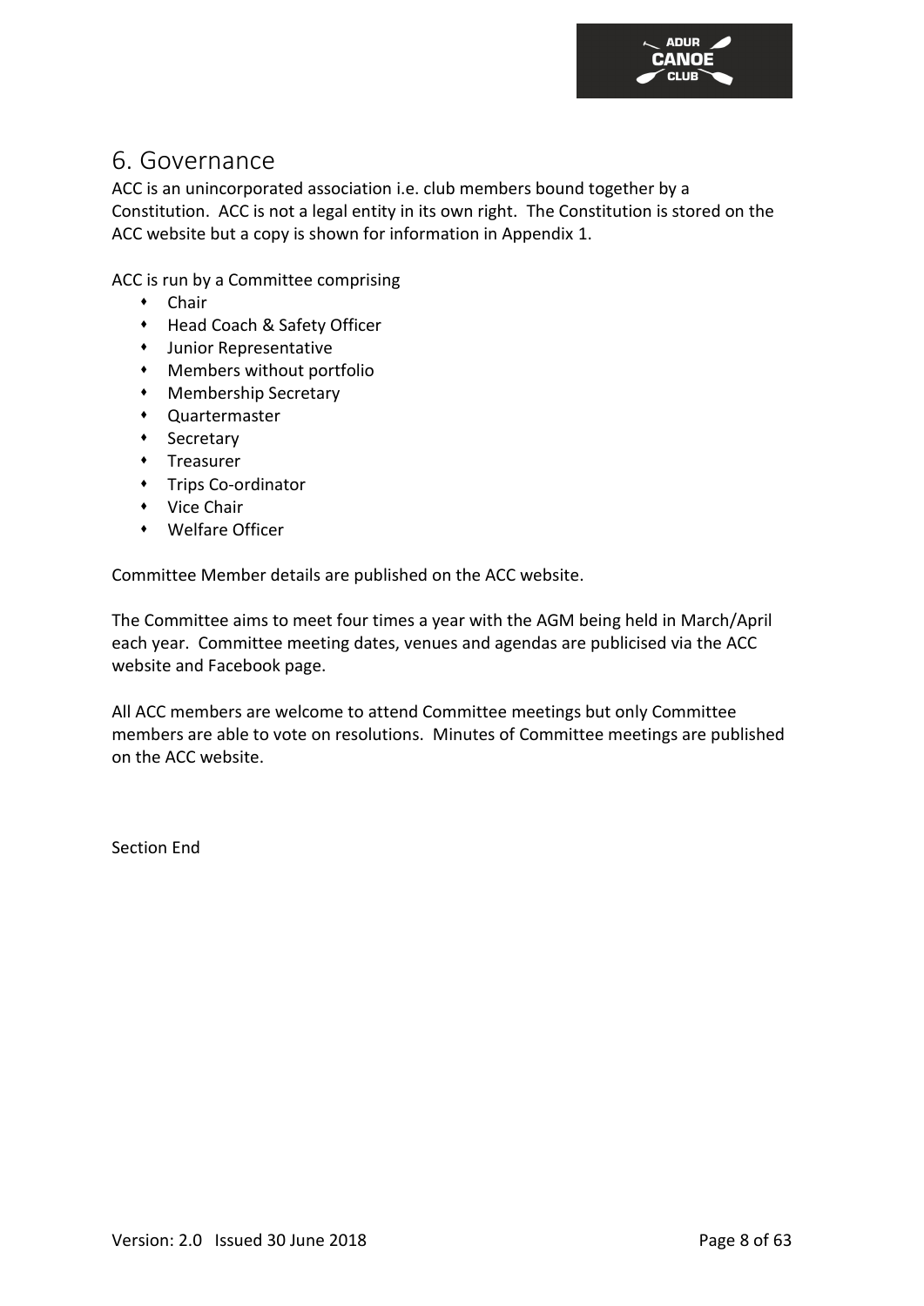# 6. Governance

ACC is an unincorporated association i.e. club members bound together by a Constitution. ACC is not a legal entity in its own right. The Constitution is stored on the ACC website but a copy is shown for information in Appendix 1.

ACC is run by a Committee comprising

- Chair
- Head Coach & Safety Officer
- Junior Representative
- Members without portfolio
- Membership Secretary
- Quartermaster
- Secretary
- Treasurer
- Trips Co-ordinator
- Vice Chair
- Welfare Officer

Committee Member details are published on the ACC website.

The Committee aims to meet four times a year with the AGM being held in March/April each year. Committee meeting dates, venues and agendas are publicised via the ACC website and Facebook page.

All ACC members are welcome to attend Committee meetings but only Committee members are able to vote on resolutions. Minutes of Committee meetings are published on the ACC website.

Section End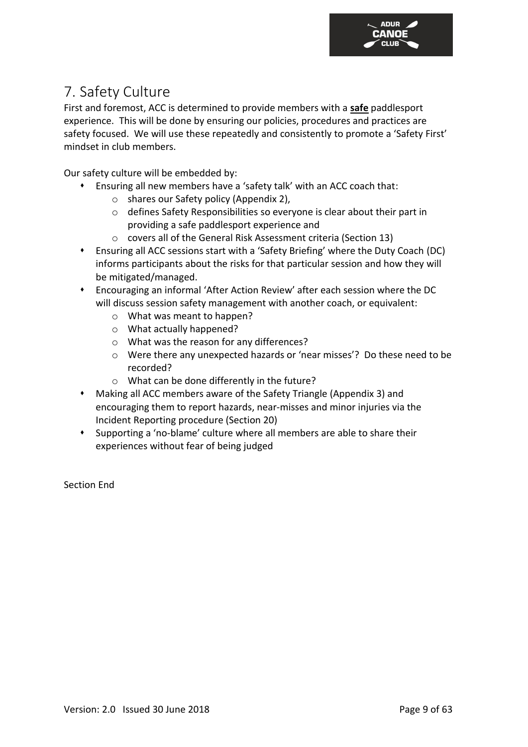# 7. Safety Culture

First and foremost, ACC is determined to provide members with a **safe** paddlesport experience. This will be done by ensuring our policies, procedures and practices are safety focused. We will use these repeatedly and consistently to promote a 'Safety First' mindset in club members.

Our safety culture will be embedded by:

- Ensuring all new members have a 'safety talk' with an ACC coach that:
  - shares our Safety policy (Appendix 2),
  - defines Safety Responsibilities so everyone is clear about their part in providing a safe paddlesport experience and
  - covers all of the General Risk Assessment criteria (Section 13)
- Ensuring all ACC sessions start with a 'Safety Briefing' where the Duty Coach (DC) informs participants about the risks for that particular session and how they will be mitigated/managed.
- Encouraging an informal 'After Action Review' after each session where the DC will discuss session safety management with another coach, or equivalent:
  - What was meant to happen?
  - What actually happened?
  - What was the reason for any differences?
  - Were there any unexpected hazards or 'near misses'? Do these need to be recorded?
  - What can be done differently in the future?
- Making all ACC members aware of the Safety Triangle (Appendix 3) and encouraging them to report hazards, near-misses and minor injuries via the Incident Reporting procedure (Section 20)
- Supporting a 'no-blame' culture where all members are able to share their experiences without fear of being judged

Section End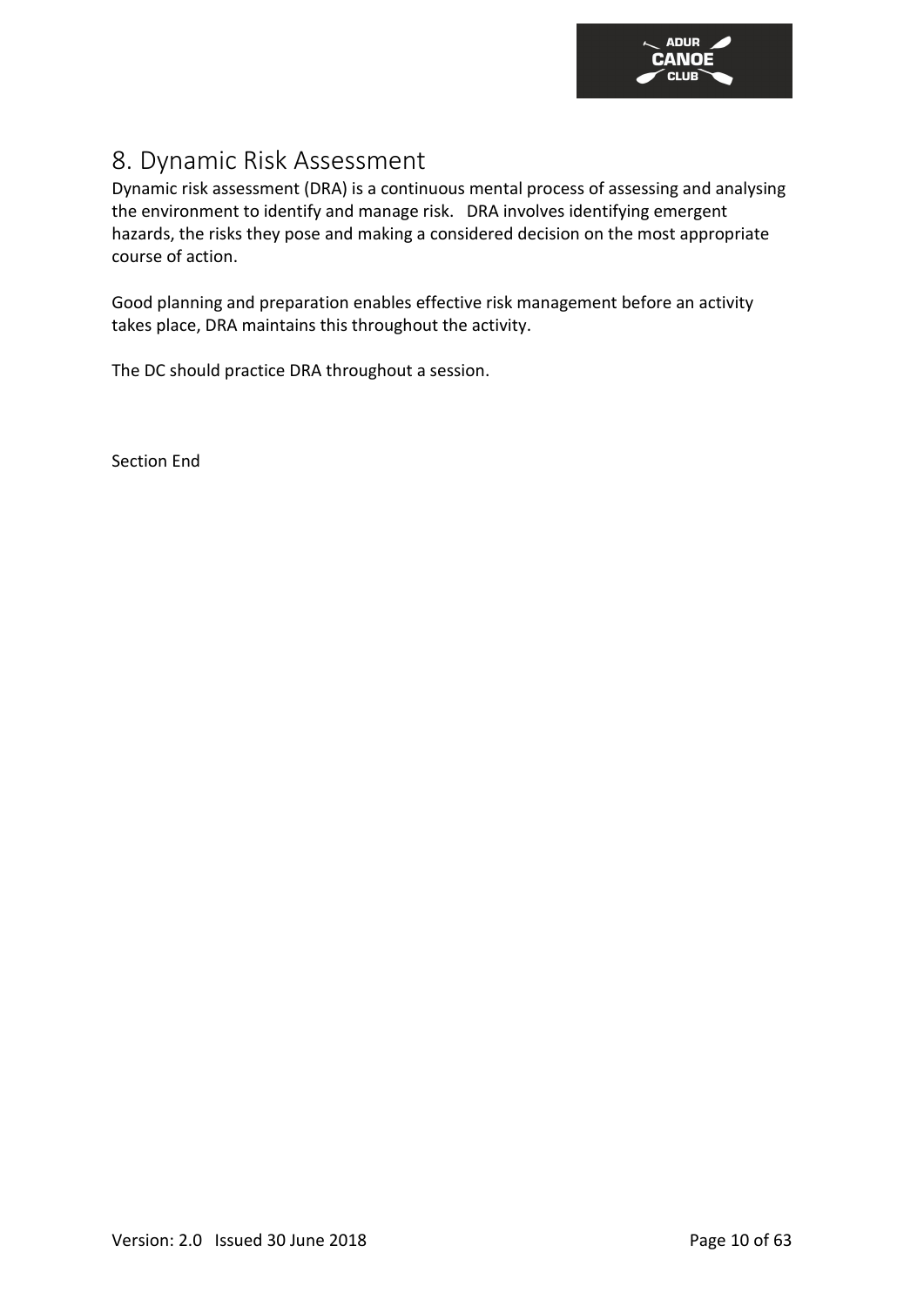# 8. Dynamic Risk Assessment

Dynamic risk assessment (DRA) is a continuous mental process of assessing and analysing the environment to identify and manage risk. DRA involves identifying emergent hazards, the risks they pose and making a considered decision on the most appropriate course of action.

Good planning and preparation enables effective risk management before an activity takes place, DRA maintains this throughout the activity.

The DC should practice DRA throughout a session.

Section End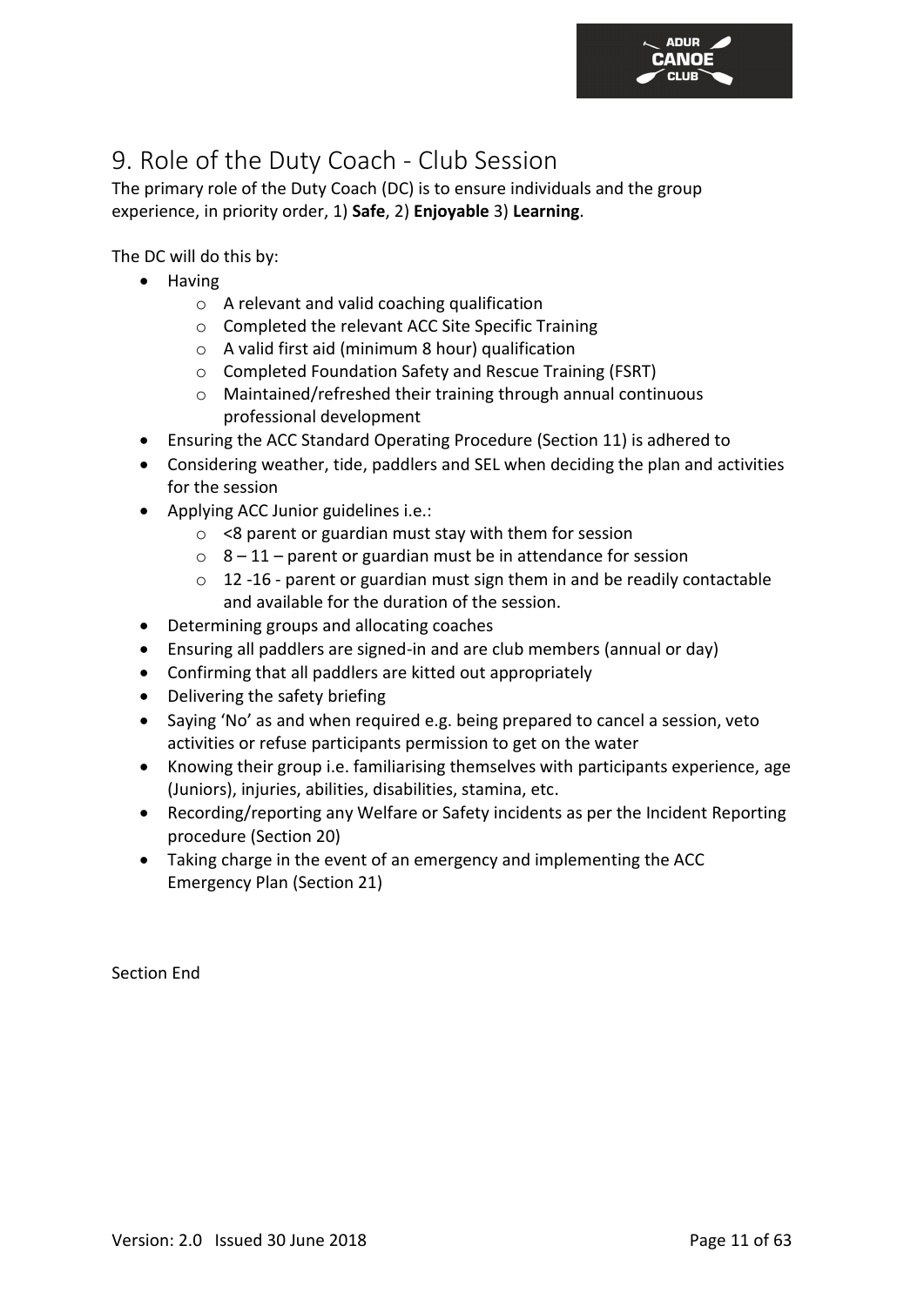# 9. Role of the Duty Coach - Club Session

The primary role of the Duty Coach (DC) is to ensure individuals and the group experience, in priority order, 1) **Safe**, 2) **Enjoyable** 3) **Learning**.

The DC will do this by:

- Having
  - A relevant and valid coaching qualification
  - Completed the relevant ACC Site Specific Training
  - A valid first aid (minimum 8 hour) qualification
  - Completed Foundation Safety and Rescue Training (FSRT)
  - Maintained/refreshed their training through annual continuous professional development
- Ensuring the ACC Standard Operating Procedure (Section 11) is adhered to
- Considering weather, tide, paddlers and SEL when deciding the plan and activities for the session
- Applying ACC Junior guidelines i.e.:
  - <8 parent or guardian must stay with them for session
  - 8 – 11 – parent or guardian must be in attendance for session
  - 12 -16 - parent or guardian must sign them in and be readily contactable and available for the duration of the session.
- Determining groups and allocating coaches
- Ensuring all paddlers are signed-in and are club members (annual or day)
- Confirming that all paddlers are kitted out appropriately
- Delivering the safety briefing
- Saying 'No' as and when required e.g. being prepared to cancel a session, veto activities or refuse participants permission to get on the water
- Knowing their group i.e. familiarising themselves with participants experience, age (Juniors), injuries, abilities, disabilities, stamina, etc.
- Recording/reporting any Welfare or Safety incidents as per the Incident Reporting procedure (Section 20)
- Taking charge in the event of an emergency and implementing the ACC Emergency Plan (Section 21)

Section End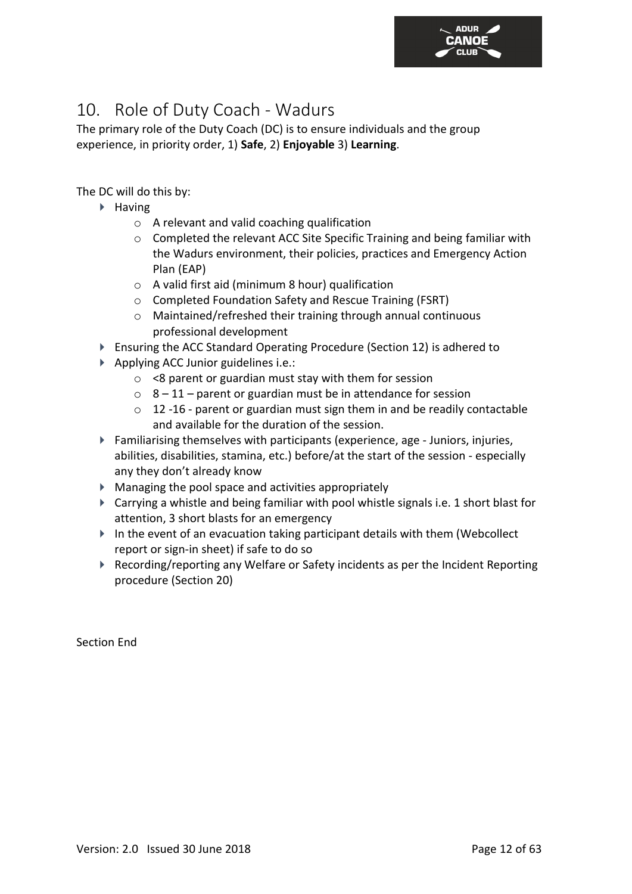# 10. Role of Duty Coach - Wadurs

The primary role of the Duty Coach (DC) is to ensure individuals and the group experience, in priority order, 1) **Safe**, 2) **Enjoyable** 3) **Learning**.

The DC will do this by:

- Having
    - A relevant and valid coaching qualification
    - Completed the relevant ACC Site Specific Training and being familiar with the Wadurs environment, their policies, practices and Emergency Action Plan (EAP)
    - A valid first aid (minimum 8 hour) qualification
    - Completed Foundation Safety and Rescue Training (FSRT)
    - Maintained/refreshed their training through annual continuous professional development
- Ensuring the ACC Standard Operating Procedure (Section 12) is adhered to
- Applying ACC Junior guidelines i.e.:
    - <8 parent or guardian must stay with them for session
    - 8 – 11 – parent or guardian must be in attendance for session
    - 12 -16 - parent or guardian must sign them in and be readily contactable and available for the duration of the session.
- Familiarising themselves with participants (experience, age - Juniors, injuries, abilities, disabilities, stamina, etc.) before/at the start of the session - especially any they don't already know
- Managing the pool space and activities appropriately
- Carrying a whistle and being familiar with pool whistle signals i.e. 1 short blast for attention, 3 short blasts for an emergency
- In the event of an evacuation taking participant details with them (Webcollect report or sign-in sheet) if safe to do so
- Recording/reporting any Welfare or Safety incidents as per the Incident Reporting procedure (Section 20)

Section End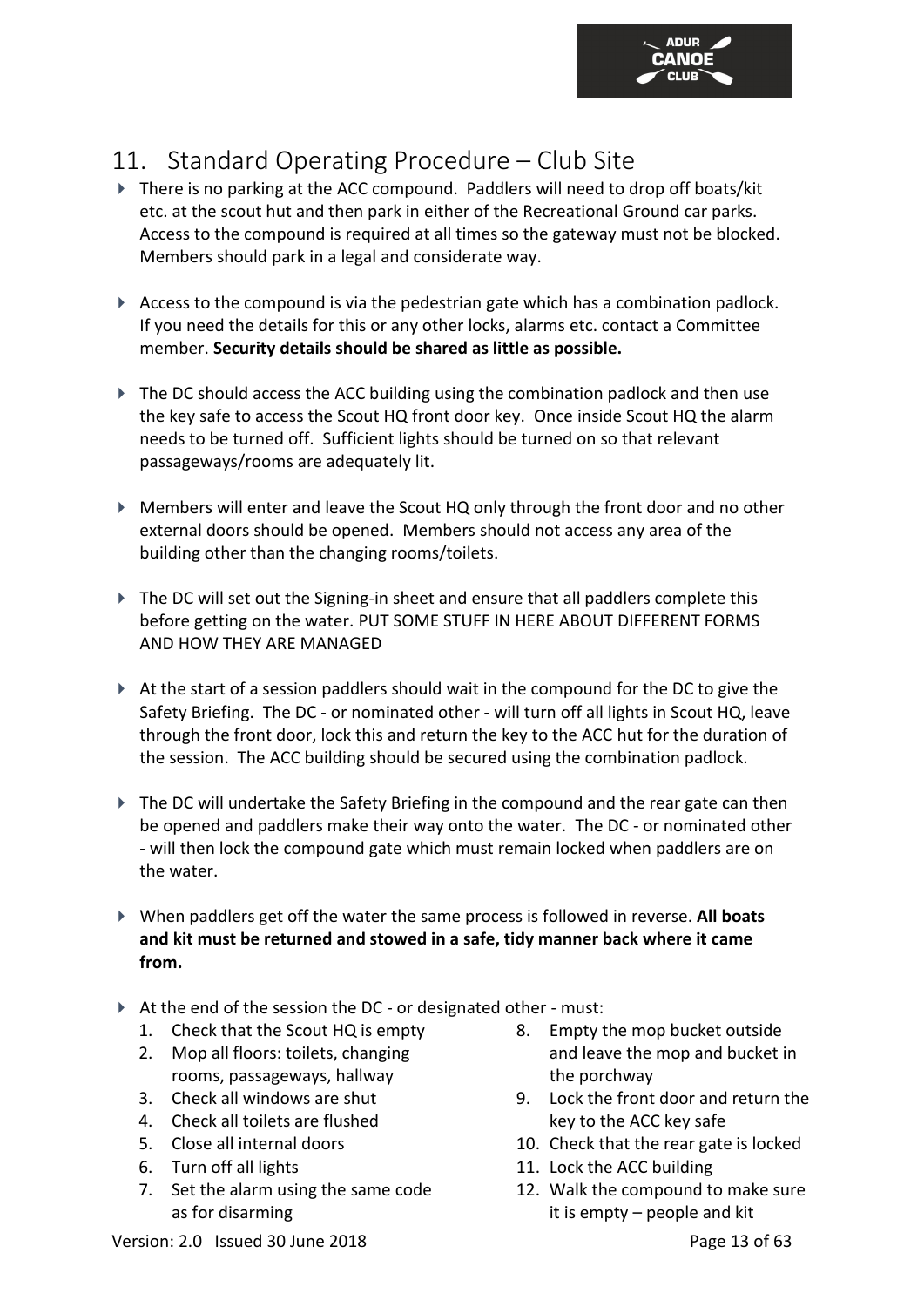# 11. Standard Operating Procedure – Club Site

- There is no parking at the ACC compound. Paddlers will need to drop off boats/kit etc. at the scout hut and then park in either of the Recreational Ground car parks. Access to the compound is required at all times so the gateway must not be blocked. Members should park in a legal and considerate way.

- Access to the compound is via the pedestrian gate which has a combination padlock. If you need the details for this or any other locks, alarms etc. contact a Committee member. **Security details should be shared as little as possible.**

- The DC should access the ACC building using the combination padlock and then use the key safe to access the Scout HQ front door key. Once inside Scout HQ the alarm needs to be turned off. Sufficient lights should be turned on so that relevant passageways/rooms are adequately lit.

- Members will enter and leave the Scout HQ only through the front door and no other external doors should be opened. Members should not access any area of the building other than the changing rooms/toilets.

- The DC will set out the Signing-in sheet and ensure that all paddlers complete this before getting on the water. PUT SOME STUFF IN HERE ABOUT DIFFERENT FORMS AND HOW THEY ARE MANAGED

- At the start of a session paddlers should wait in the compound for the DC to give the Safety Briefing. The DC - or nominated other - will turn off all lights in Scout HQ, leave through the front door, lock this and return the key to the ACC hut for the duration of the session. The ACC building should be secured using the combination padlock.

- The DC will undertake the Safety Briefing in the compound and the rear gate can then be opened and paddlers make their way onto the water. The DC - or nominated other - will then lock the compound gate which must remain locked when paddlers are on the water.

- When paddlers get off the water the same process is followed in reverse. **All boats and kit must be returned and stowed in a safe, tidy manner back where it came from.**

- At the end of the session the DC - or designated other - must:
  1. Check that the Scout HQ is empty
  2. Mop all floors: toilets, changing rooms, passageways, hallway
  3. Check all windows are shut
  4. Check all toilets are flushed
  5. Close all internal doors
  6. Turn off all lights
  7. Set the alarm using the same code as for disarming
  8. Empty the mop bucket outside and leave the mop and bucket in the porchway
  9. Lock the front door and return the key to the ACC key safe
  10. Check that the rear gate is locked
  11. Lock the ACC building
  12. Walk the compound to make sure it is empty – people and kit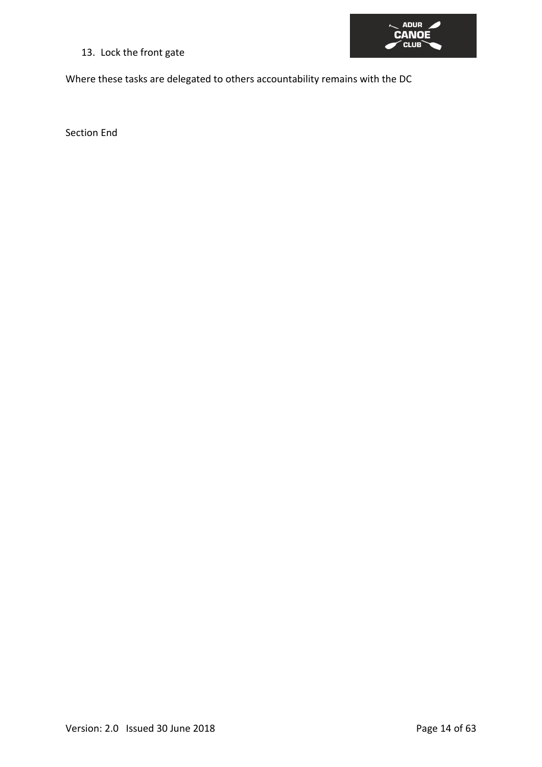13. Lock the front gate

Where these tasks are delegated to others accountability remains with the DC

Section End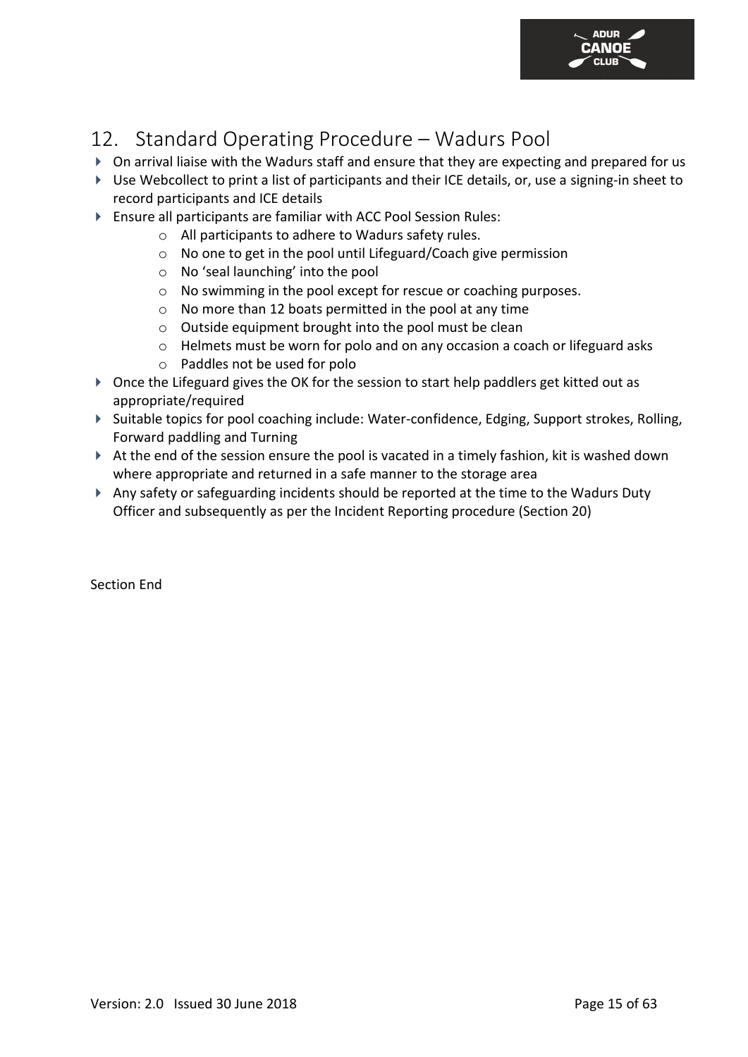## 12. Standard Operating Procedure – Wadurs Pool

- On arrival liaise with the Wadurs staff and ensure that they are expecting and prepared for us
- Use Webcollect to print a list of participants and their ICE details, or, use a signing-in sheet to record participants and ICE details
- Ensure all participants are familiar with ACC Pool Session Rules:
    - All participants to adhere to Wadurs safety rules.
    - No one to get in the pool until Lifeguard/Coach give permission
    - No 'seal launching' into the pool
    - No swimming in the pool except for rescue or coaching purposes.
    - No more than 12 boats permitted in the pool at any time
    - Outside equipment brought into the pool must be clean
    - Helmets must be worn for polo and on any occasion a coach or lifeguard asks
    - Paddles not be used for polo
- Once the Lifeguard gives the OK for the session to start help paddlers get kitted out as appropriate/required
- Suitable topics for pool coaching include: Water-confidence, Edging, Support strokes, Rolling, Forward paddling and Turning
- At the end of the session ensure the pool is vacated in a timely fashion, kit is washed down where appropriate and returned in a safe manner to the storage area
- Any safety or safeguarding incidents should be reported at the time to the Wadurs Duty Officer and subsequently as per the Incident Reporting procedure (Section 20)

Section End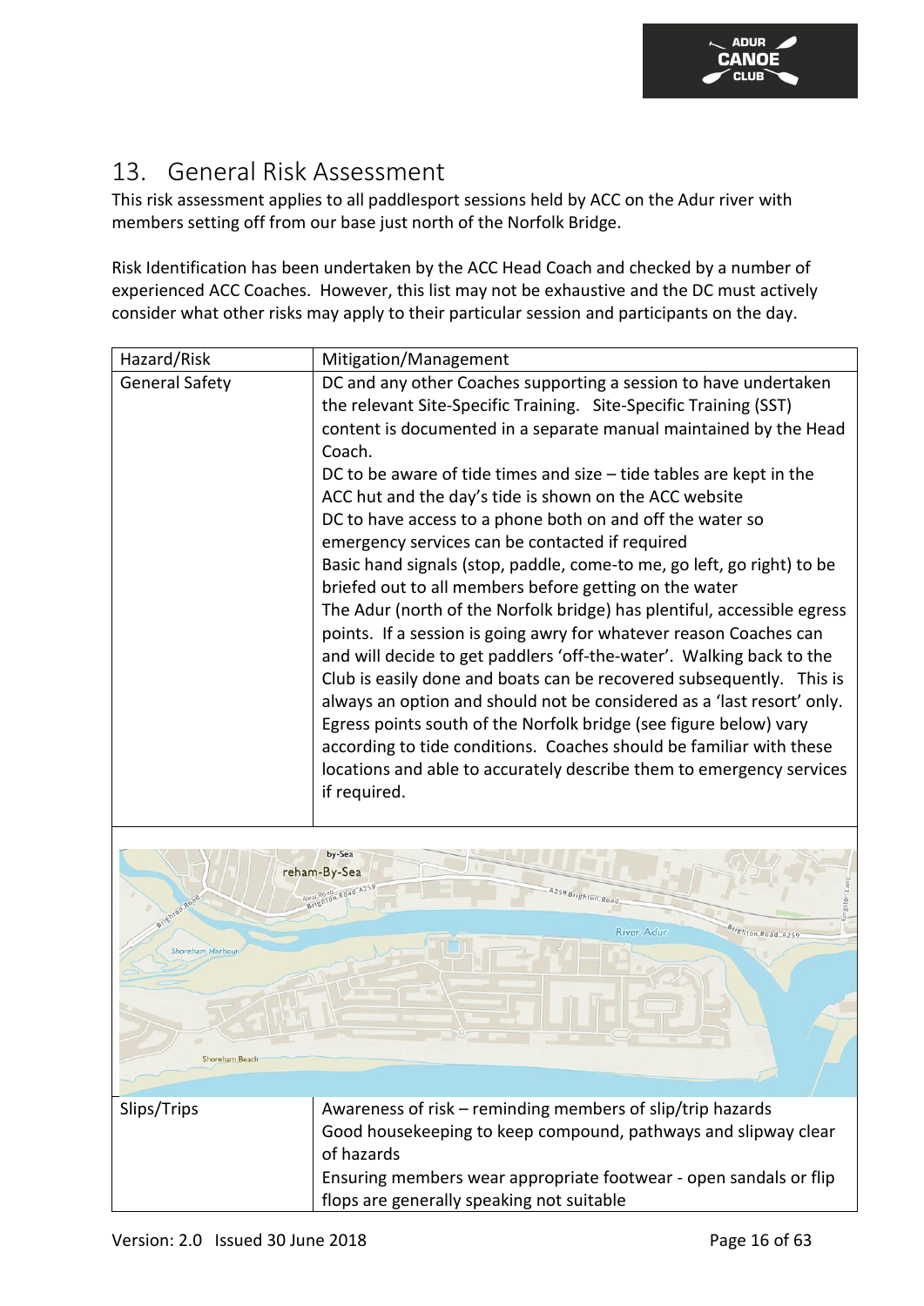# 13. General Risk Assessment

This risk assessment applies to all paddlesport sessions held by ACC on the Adur river with members setting off from our base just north of the Norfolk Bridge.

Risk Identification has been undertaken by the ACC Head Coach and checked by a number of experienced ACC Coaches. However, this list may not be exhaustive and the DC must actively consider what other risks may apply to their particular session and participants on the day.

| Hazard/Risk | Mitigation/Management |
|---|---|
| General Safety | DC and any other Coaches supporting a session to have undertaken the relevant Site-Specific Training. Site-Specific Training (SST) content is documented in a separate manual maintained by the Head Coach.<br>DC to be aware of tide times and size – tide tables are kept in the ACC hut and the day's tide is shown on the ACC website<br>DC to have access to a phone both on and off the water so emergency services can be contacted if required<br>Basic hand signals (stop, paddle, come-to me, go left, go right) to be briefed out to all members before getting on the water<br>The Adur (north of the Norfolk bridge) has plentiful, accessible egress points. If a session is going awry for whatever reason Coaches can and will decide to get paddlers 'off-the-water'. Walking back to the Club is easily done and boats can be recovered subsequently. This is always an option and should not be considered as a 'last resort' only.<br>Egress points south of the Norfolk bridge (see figure below) vary according to tide conditions. Coaches should be familiar with these locations and able to accurately describe them to emergency services if required. |
| Slips/Trips | Awareness of risk – reminding members of slip/trip hazards<br>Good housekeeping to keep compound, pathways and slipway clear of hazards<br>Ensuring members wear appropriate footwear - open sandals or flip flops are generally speaking not suitable |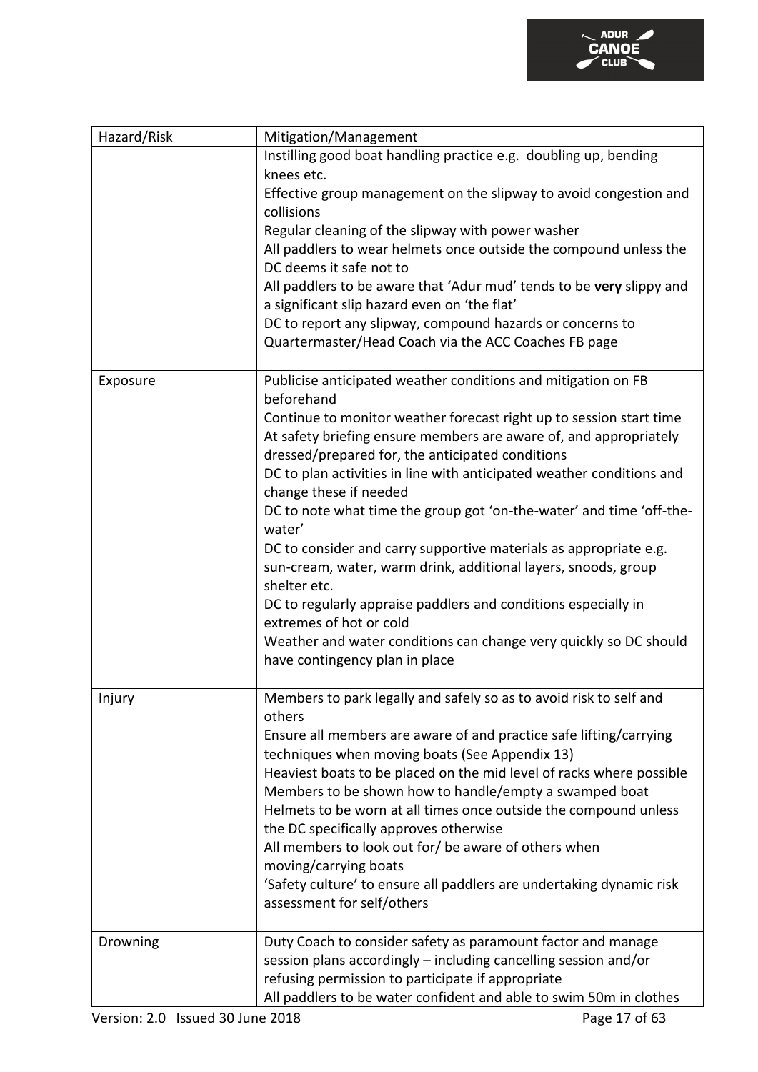| Hazard/Risk | Mitigation/Management |
| --- | --- |
| | Instilling good boat handling practice e.g. doubling up, bending knees etc.<br>Effective group management on the slipway to avoid congestion and collisions<br>Regular cleaning of the slipway with power washer<br>All paddlers to wear helmets once outside the compound unless the DC deems it safe not to<br>All paddlers to be aware that 'Adur mud' tends to be **very** slippy and a significant slip hazard even on 'the flat'<br>DC to report any slipway, compound hazards or concerns to Quartermaster/Head Coach via the ACC Coaches FB page |
| Exposure | Publicise anticipated weather conditions and mitigation on FB beforehand<br>Continue to monitor weather forecast right up to session start time<br>At safety briefing ensure members are aware of, and appropriately dressed/prepared for, the anticipated conditions<br>DC to plan activities in line with anticipated weather conditions and change these if needed<br>DC to note what time the group got 'on-the-water' and time 'off-the-water'<br>DC to consider and carry supportive materials as appropriate e.g. sun-cream, water, warm drink, additional layers, snoods, group shelter etc.<br>DC to regularly appraise paddlers and conditions especially in extremes of hot or cold<br>Weather and water conditions can change very quickly so DC should have contingency plan in place |
| Injury | Members to park legally and safely so as to avoid risk to self and others<br>Ensure all members are aware of and practice safe lifting/carrying techniques when moving boats (See Appendix 13)<br>Heaviest boats to be placed on the mid level of racks where possible<br>Members to be shown how to handle/empty a swamped boat<br>Helmets to be worn at all times once outside the compound unless the DC specifically approves otherwise<br>All members to look out for/ be aware of others when moving/carrying boats<br>'Safety culture' to ensure all paddlers are undertaking dynamic risk assessment for self/others |
| Drowning | Duty Coach to consider safety as paramount factor and manage session plans accordingly – including cancelling session and/or refusing permission to participate if appropriate<br>All paddlers to be water confident and able to swim 50m in clothes |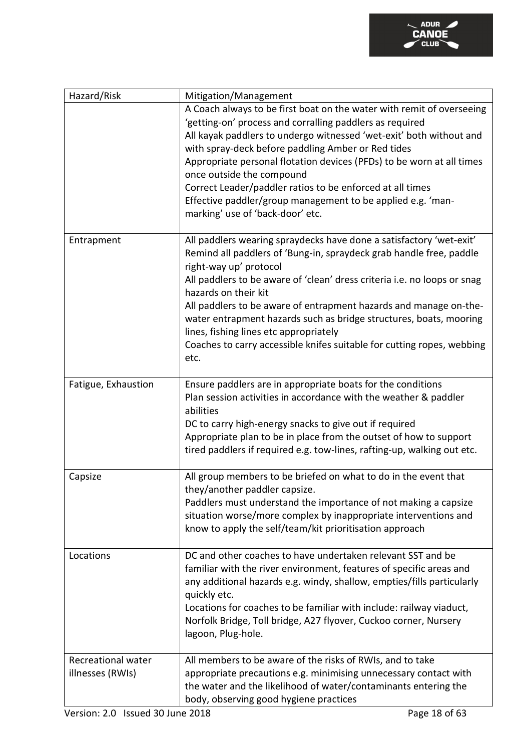| Hazard/Risk | Mitigation/Management |
| --- | --- |
| | A Coach always to be first boat on the water with remit of overseeing 'getting-on' process and corralling paddlers as required<br>All kayak paddlers to undergo witnessed 'wet-exit' both without and with spray-deck before paddling Amber or Red tides<br>Appropriate personal flotation devices (PFDs) to be worn at all times once outside the compound<br>Correct Leader/paddler ratios to be enforced at all times<br>Effective paddler/group management to be applied e.g. 'man-marking' use of 'back-door' etc. |
| Entrapment | All paddlers wearing spraydecks have done a satisfactory 'wet-exit'<br>Remind all paddlers of 'Bung-in, spraydeck grab handle free, paddle right-way up' protocol<br>All paddlers to be aware of 'clean' dress criteria i.e. no loops or snag hazards on their kit<br>All paddlers to be aware of entrapment hazards and manage on-the-water entrapment hazards such as bridge structures, boats, mooring lines, fishing lines etc appropriately<br>Coaches to carry accessible knifes suitable for cutting ropes, webbing etc. |
| Fatigue, Exhaustion | Ensure paddlers are in appropriate boats for the conditions<br>Plan session activities in accordance with the weather & paddler abilities<br>DC to carry high-energy snacks to give out if required<br>Appropriate plan to be in place from the outset of how to support tired paddlers if required e.g. tow-lines, rafting-up, walking out etc. |
| Capsize | All group members to be briefed on what to do in the event that they/another paddler capsize.<br>Paddlers must understand the importance of not making a capsize situation worse/more complex by inappropriate interventions and know to apply the self/team/kit prioritisation approach |
| Locations | DC and other coaches to have undertaken relevant SST and be familiar with the river environment, features of specific areas and any additional hazards e.g. windy, shallow, empties/fills particularly quickly etc.<br>Locations for coaches to be familiar with include: railway viaduct, Norfolk Bridge, Toll bridge, A27 flyover, Cuckoo corner, Nursery lagoon, Plug-hole. |
| Recreational water illnesses (RWIs) | All members to be aware of the risks of RWIs, and to take appropriate precautions e.g. minimising unnecessary contact with the water and the likelihood of water/contaminants entering the body, observing good hygiene practices |

Version: 2.0 Issued 30 June 2018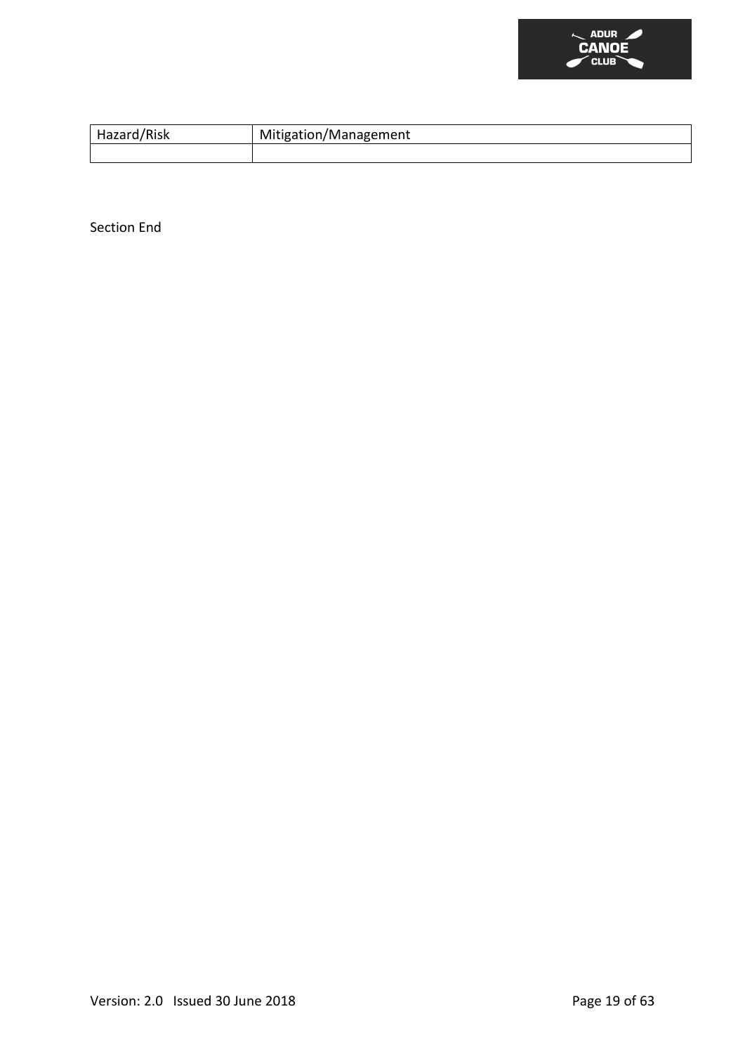| Hazard/Risk | Mitigation/Management |
| --- | --- |
| | |

Section End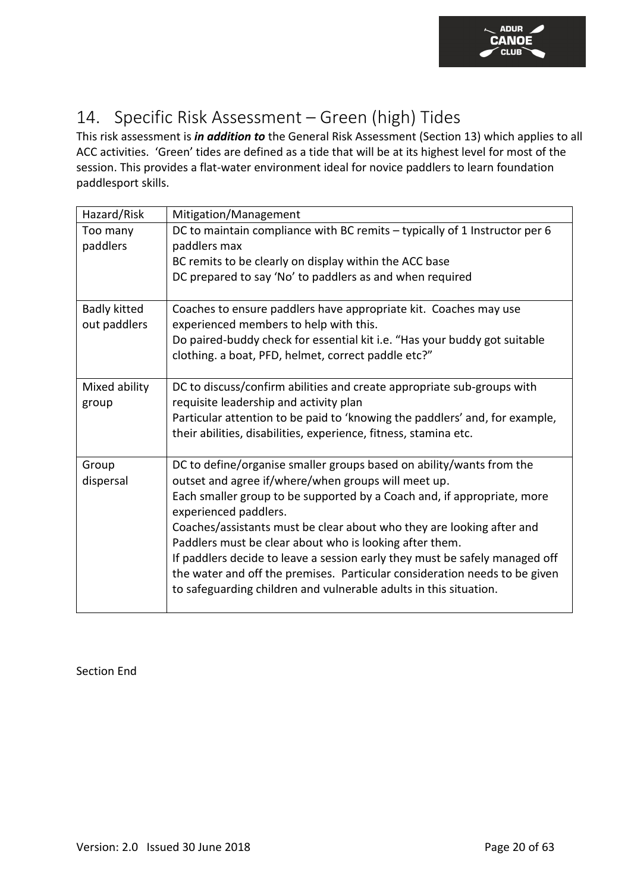## 14. Specific Risk Assessment – Green (high) Tides

This risk assessment is ***in addition to*** the General Risk Assessment (Section 13) which applies to all ACC activities. 'Green' tides are defined as a tide that will be at its highest level for most of the session. This provides a flat-water environment ideal for novice paddlers to learn foundation paddlesport skills.

| Hazard/Risk | Mitigation/Management |
|---|---|
| Too many paddlers | DC to maintain compliance with BC remits – typically of 1 Instructor per 6 paddlers max<br>BC remits to be clearly on display within the ACC base<br>DC prepared to say 'No' to paddlers as and when required |
| Badly kitted out paddlers | Coaches to ensure paddlers have appropriate kit. Coaches may use experienced members to help with this.<br>Do paired-buddy check for essential kit i.e. "Has your buddy got suitable clothing. a boat, PFD, helmet, correct paddle etc?" |
| Mixed ability group | DC to discuss/confirm abilities and create appropriate sub-groups with requisite leadership and activity plan<br>Particular attention to be paid to 'knowing the paddlers' and, for example, their abilities, disabilities, experience, fitness, stamina etc. |
| Group dispersal | DC to define/organise smaller groups based on ability/wants from the outset and agree if/where/when groups will meet up.<br>Each smaller group to be supported by a Coach and, if appropriate, more experienced paddlers.<br>Coaches/assistants must be clear about who they are looking after and Paddlers must be clear about who is looking after them.<br>If paddlers decide to leave a session early they must be safely managed off the water and off the premises. Particular consideration needs to be given to safeguarding children and vulnerable adults in this situation. |

Section End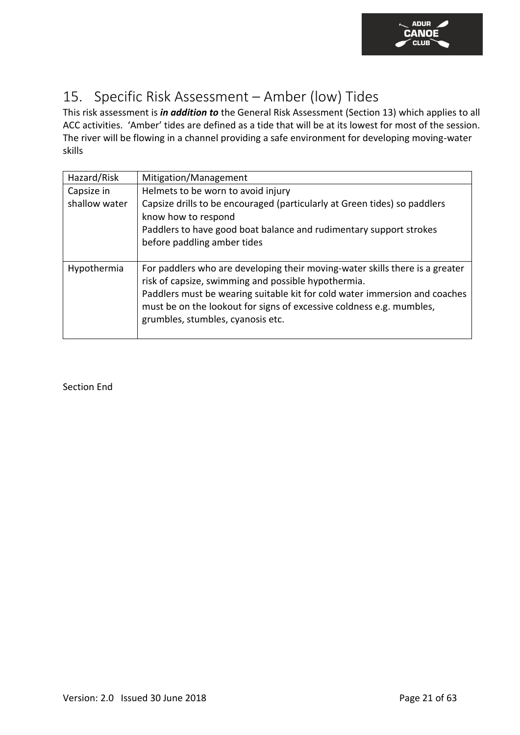# 15. Specific Risk Assessment – Amber (low) Tides

This risk assessment is ***in addition to*** the General Risk Assessment (Section 13) which applies to all ACC activities. 'Amber' tides are defined as a tide that will be at its lowest for most of the session. The river will be flowing in a channel providing a safe environment for developing moving-water skills

| Hazard/Risk | Mitigation/Management |
|---|---|
| Capsize in shallow water | Helmets to be worn to avoid injury<br>Capsize drills to be encouraged (particularly at Green tides) so paddlers know how to respond<br>Paddlers to have good boat balance and rudimentary support strokes before paddling amber tides |
| Hypothermia | For paddlers who are developing their moving-water skills there is a greater risk of capsize, swimming and possible hypothermia.<br>Paddlers must be wearing suitable kit for cold water immersion and coaches must be on the lookout for signs of excessive coldness e.g. mumbles, grumbles, stumbles, cyanosis etc. |

Section End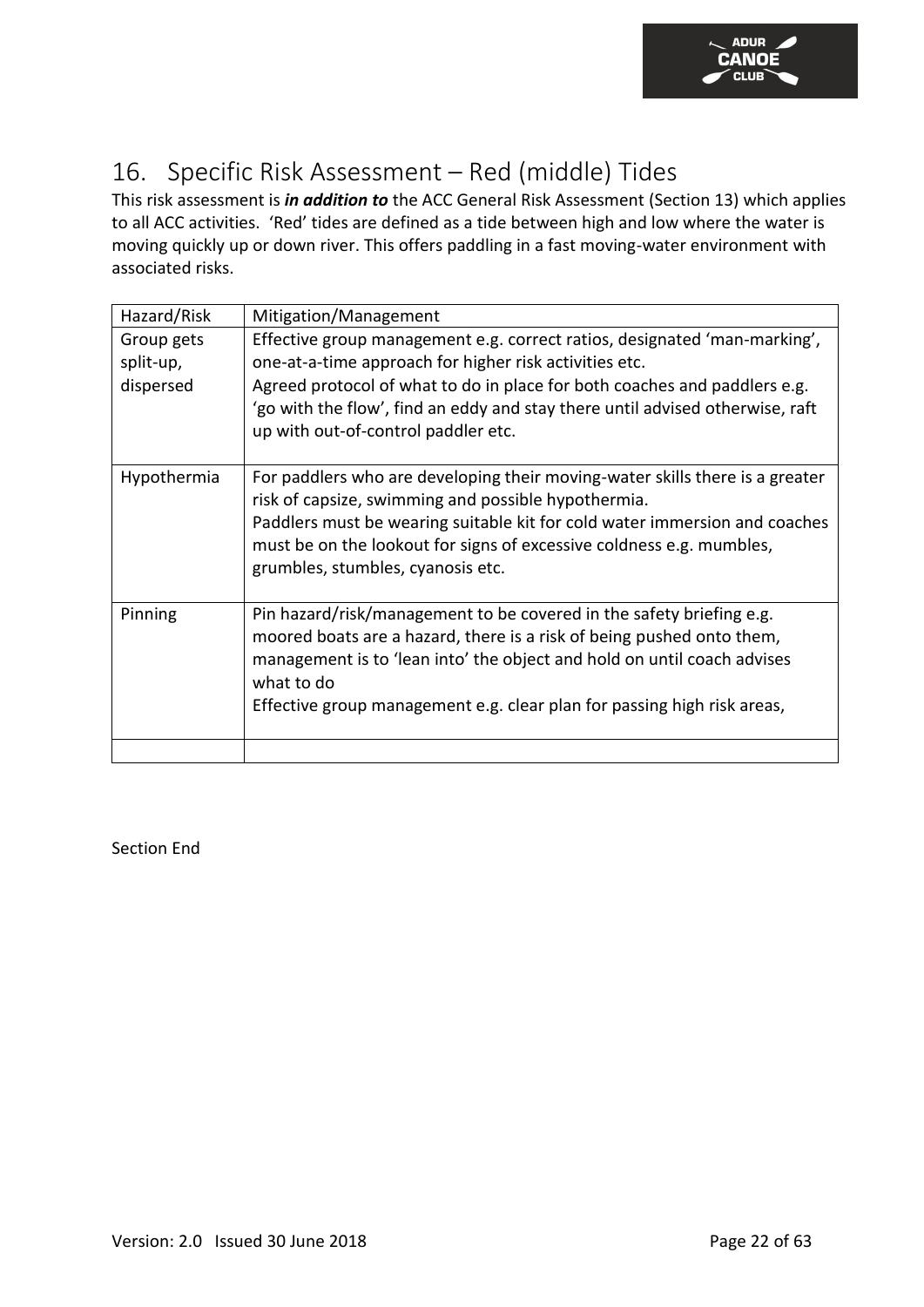## 16. Specific Risk Assessment – Red (middle) Tides

This risk assessment is ***in addition to*** the ACC General Risk Assessment (Section 13) which applies to all ACC activities. 'Red' tides are defined as a tide between high and low where the water is moving quickly up or down river. This offers paddling in a fast moving-water environment with associated risks.

| Hazard/Risk | Mitigation/Management |
|---|---|
| Group gets split-up, dispersed | Effective group management e.g. correct ratios, designated 'man-marking', one-at-a-time approach for higher risk activities etc.<br>Agreed protocol of what to do in place for both coaches and paddlers e.g. 'go with the flow', find an eddy and stay there until advised otherwise, raft up with out-of-control paddler etc. |
| Hypothermia | For paddlers who are developing their moving-water skills there is a greater risk of capsize, swimming and possible hypothermia.<br>Paddlers must be wearing suitable kit for cold water immersion and coaches must be on the lookout for signs of excessive coldness e.g. mumbles, grumbles, stumbles, cyanosis etc. |
| Pinning | Pin hazard/risk/management to be covered in the safety briefing e.g. moored boats are a hazard, there is a risk of being pushed onto them, management is to 'lean into' the object and hold on until coach advises what to do<br>Effective group management e.g. clear plan for passing high risk areas, |
| | |

Section End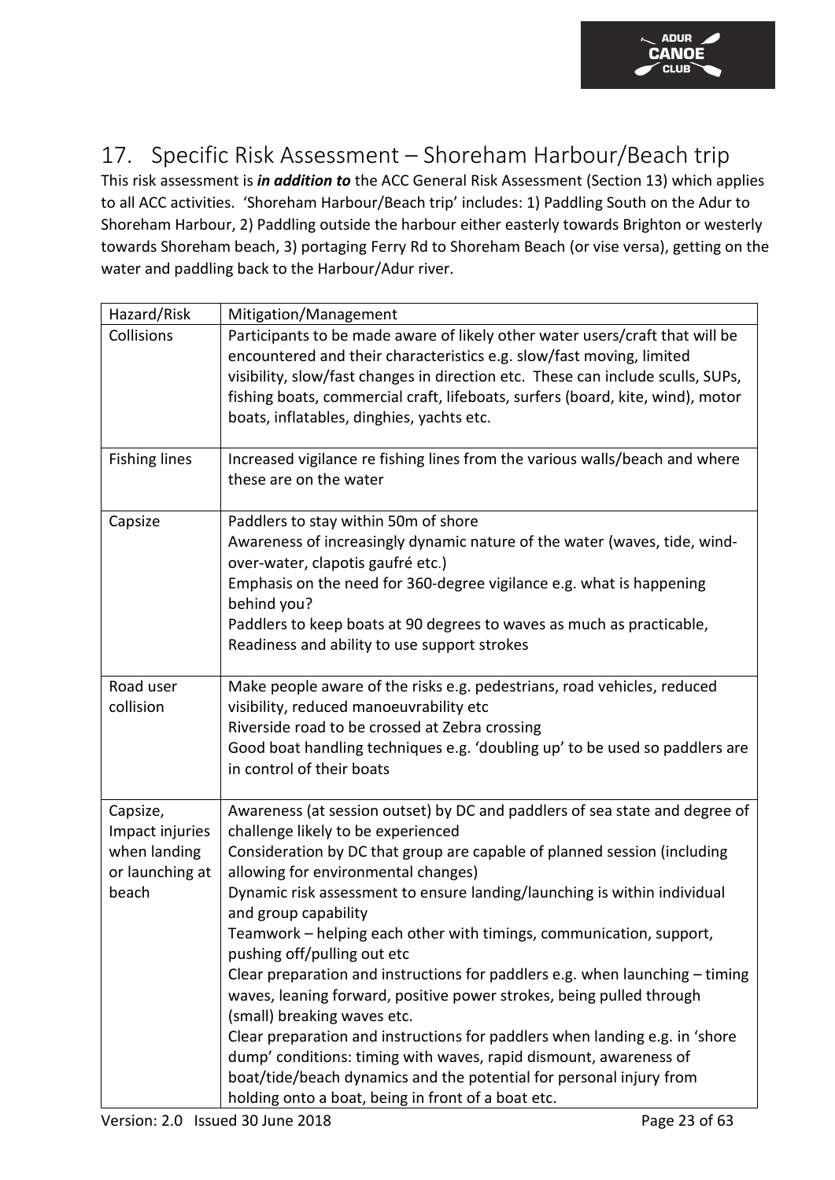## 17. Specific Risk Assessment – Shoreham Harbour/Beach trip

This risk assessment is ***in addition to*** the ACC General Risk Assessment (Section 13) which applies to all ACC activities. 'Shoreham Harbour/Beach trip' includes: 1) Paddling South on the Adur to Shoreham Harbour, 2) Paddling outside the harbour either easterly towards Brighton or westerly towards Shoreham beach, 3) portaging Ferry Rd to Shoreham Beach (or vise versa), getting on the water and paddling back to the Harbour/Adur river.

| Hazard/Risk | Mitigation/Management |
|---|---|
| Collisions | Participants to be made aware of likely other water users/craft that will be encountered and their characteristics e.g. slow/fast moving, limited visibility, slow/fast changes in direction etc. These can include sculls, SUPs, fishing boats, commercial craft, lifeboats, surfers (board, kite, wind), motor boats, inflatables, dinghies, yachts etc. |
| Fishing lines | Increased vigilance re fishing lines from the various walls/beach and where these are on the water |
| Capsize | Paddlers to stay within 50m of shore<br>Awareness of increasingly dynamic nature of the water (waves, tide, wind-over-water, clapotis gaufré etc.)<br>Emphasis on the need for 360-degree vigilance e.g. what is happening behind you?<br>Paddlers to keep boats at 90 degrees to waves as much as practicable,<br>Readiness and ability to use support strokes |
| Road user collision | Make people aware of the risks e.g. pedestrians, road vehicles, reduced visibility, reduced manoeuvrability etc<br>Riverside road to be crossed at Zebra crossing<br>Good boat handling techniques e.g. 'doubling up' to be used so paddlers are in control of their boats |
| Capsize, Impact injuries when landing or launching at beach | Awareness (at session outset) by DC and paddlers of sea state and degree of challenge likely to be experienced<br>Consideration by DC that group are capable of planned session (including allowing for environmental changes)<br>Dynamic risk assessment to ensure landing/launching is within individual and group capability<br>Teamwork – helping each other with timings, communication, support, pushing off/pulling out etc<br>Clear preparation and instructions for paddlers e.g. when launching – timing waves, leaning forward, positive power strokes, being pulled through (small) breaking waves etc.<br>Clear preparation and instructions for paddlers when landing e.g. in 'shore dump' conditions: timing with waves, rapid dismount, awareness of boat/tide/beach dynamics and the potential for personal injury from holding onto a boat, being in front of a boat etc. |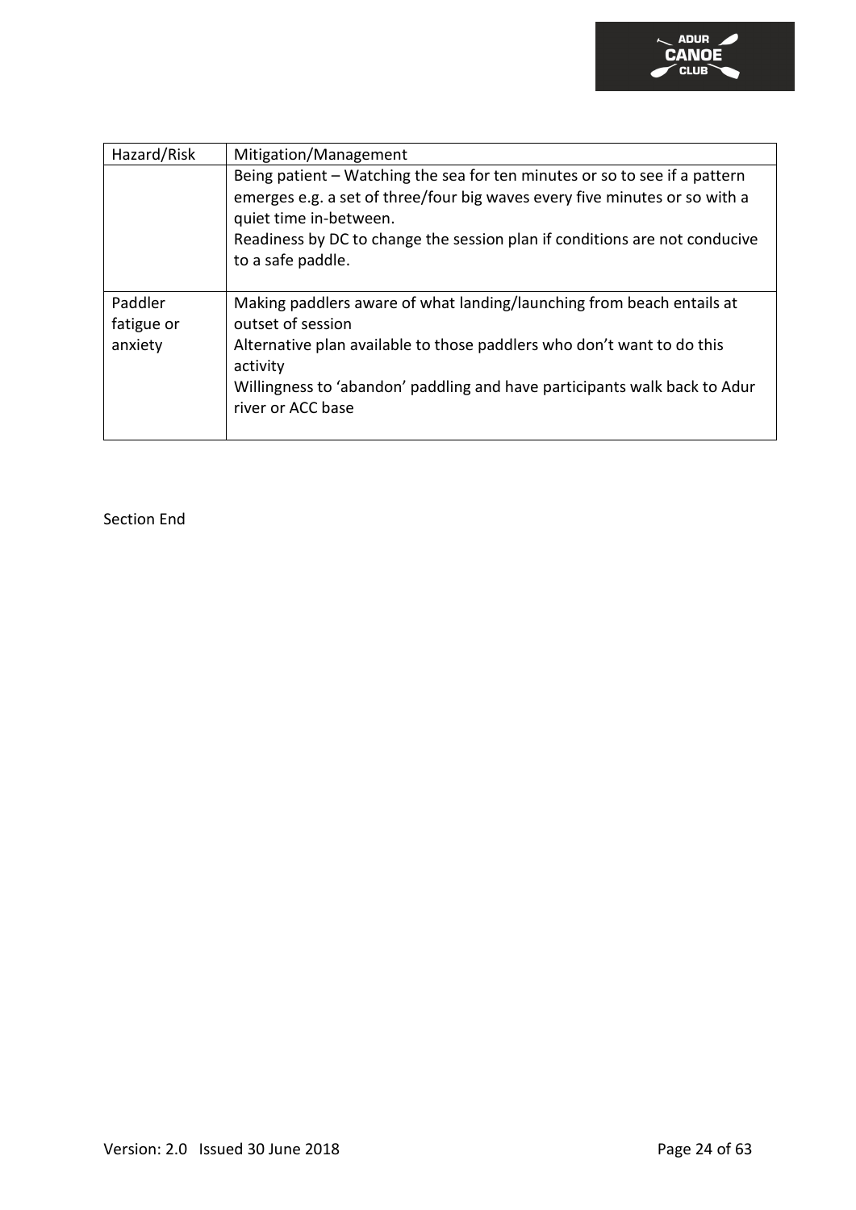| Hazard/Risk | Mitigation/Management |
|---|---|
| | Being patient – Watching the sea for ten minutes or so to see if a pattern emerges e.g. a set of three/four big waves every five minutes or so with a quiet time in-between.<br>Readiness by DC to change the session plan if conditions are not conducive to a safe paddle. |
| Paddler fatigue or anxiety | Making paddlers aware of what landing/launching from beach entails at outset of session<br>Alternative plan available to those paddlers who don't want to do this activity<br>Willingness to 'abandon' paddling and have participants walk back to Adur river or ACC base |

Section End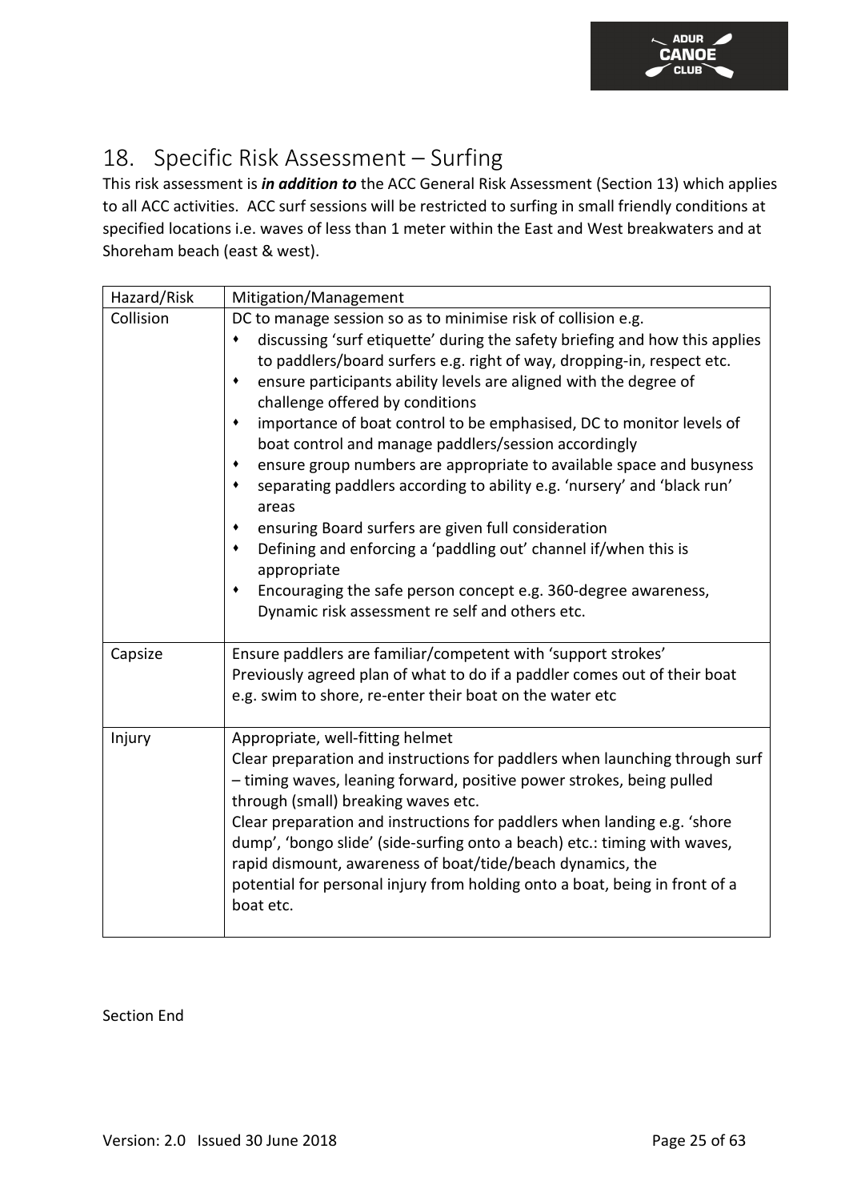## 18. Specific Risk Assessment – Surfing

This risk assessment is ***in addition to*** the ACC General Risk Assessment (Section 13) which applies to all ACC activities. ACC surf sessions will be restricted to surfing in small friendly conditions at specified locations i.e. waves of less than 1 meter within the East and West breakwaters and at Shoreham beach (east & west).

| Hazard/Risk | Mitigation/Management |
|---|---|
| Collision | DC to manage session so as to minimise risk of collision e.g.<br>• discussing 'surf etiquette' during the safety briefing and how this applies to paddlers/board surfers e.g. right of way, dropping-in, respect etc.<br>• ensure participants ability levels are aligned with the degree of challenge offered by conditions<br>• importance of boat control to be emphasised, DC to monitor levels of boat control and manage paddlers/session accordingly<br>• ensure group numbers are appropriate to available space and busyness<br>• separating paddlers according to ability e.g. 'nursery' and 'black run' areas<br>• ensuring Board surfers are given full consideration<br>• Defining and enforcing a 'paddling out' channel if/when this is appropriate<br>• Encouraging the safe person concept e.g. 360-degree awareness, Dynamic risk assessment re self and others etc. |
| Capsize | Ensure paddlers are familiar/competent with 'support strokes'<br>Previously agreed plan of what to do if a paddler comes out of their boat e.g. swim to shore, re-enter their boat on the water etc |
| Injury | Appropriate, well-fitting helmet<br>Clear preparation and instructions for paddlers when launching through surf – timing waves, leaning forward, positive power strokes, being pulled through (small) breaking waves etc.<br>Clear preparation and instructions for paddlers when landing e.g. 'shore dump', 'bongo slide' (side-surfing onto a beach) etc.: timing with waves, rapid dismount, awareness of boat/tide/beach dynamics, the potential for personal injury from holding onto a boat, being in front of a boat etc. |

Section End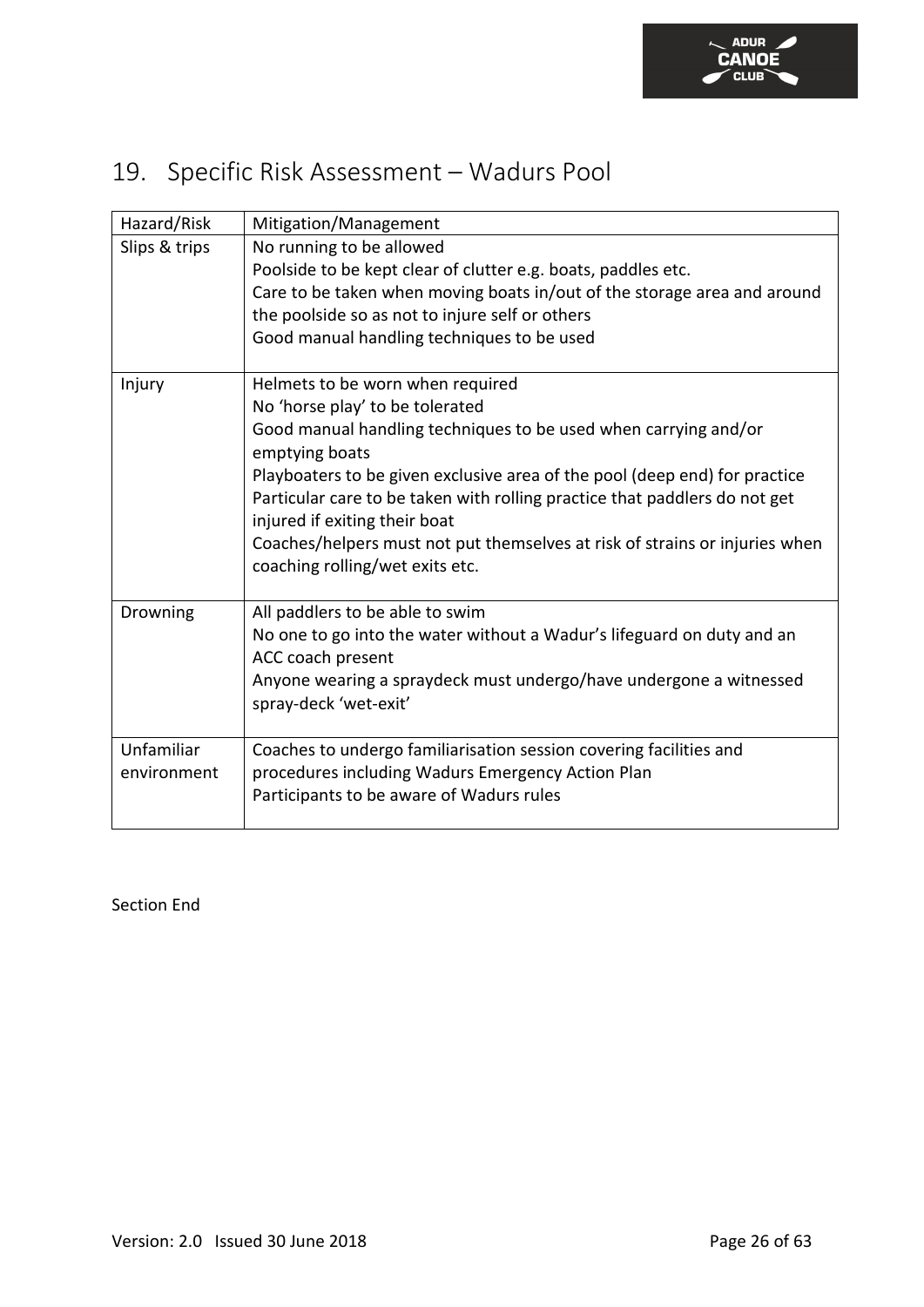# 19. Specific Risk Assessment – Wadurs Pool

| Hazard/Risk | Mitigation/Management |
|---|---|
| Slips & trips | No running to be allowed<br>Poolside to be kept clear of clutter e.g. boats, paddles etc.<br>Care to be taken when moving boats in/out of the storage area and around the poolside so as not to injure self or others<br>Good manual handling techniques to be used |
| Injury | Helmets to be worn when required<br>No 'horse play' to be tolerated<br>Good manual handling techniques to be used when carrying and/or emptying boats<br>Playboaters to be given exclusive area of the pool (deep end) for practice<br>Particular care to be taken with rolling practice that paddlers do not get injured if exiting their boat<br>Coaches/helpers must not put themselves at risk of strains or injuries when coaching rolling/wet exits etc. |
| Drowning | All paddlers to be able to swim<br>No one to go into the water without a Wadur's lifeguard on duty and an ACC coach present<br>Anyone wearing a spraydeck must undergo/have undergone a witnessed spray-deck 'wet-exit' |
| Unfamiliar environment | Coaches to undergo familiarisation session covering facilities and procedures including Wadurs Emergency Action Plan<br>Participants to be aware of Wadurs rules |

Section End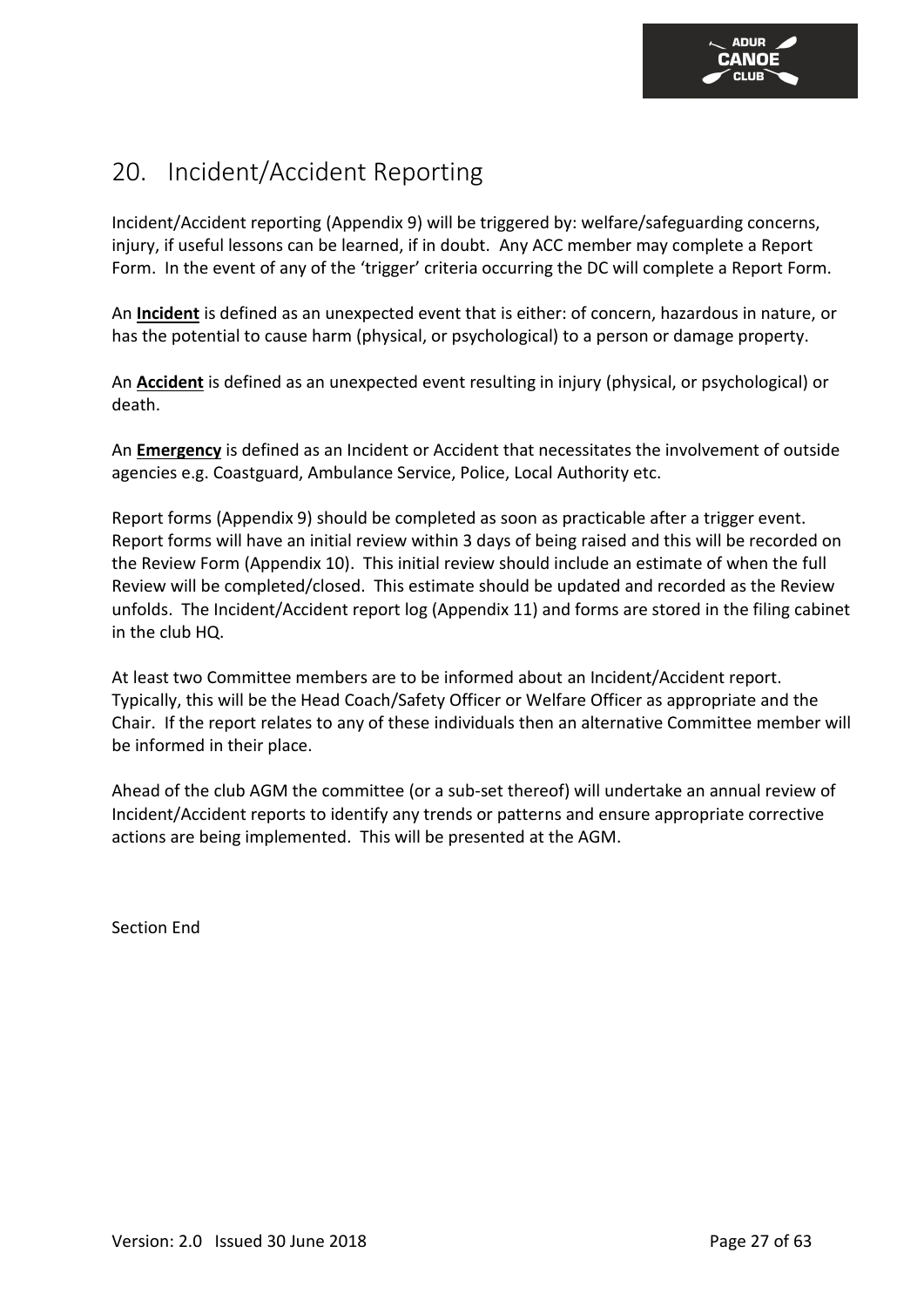# 20. Incident/Accident Reporting

Incident/Accident reporting (Appendix 9) will be triggered by: welfare/safeguarding concerns, injury, if useful lessons can be learned, if in doubt. Any ACC member may complete a Report Form. In the event of any of the 'trigger' criteria occurring the DC will complete a Report Form.

An **Incident** is defined as an unexpected event that is either: of concern, hazardous in nature, or has the potential to cause harm (physical, or psychological) to a person or damage property.

An **Accident** is defined as an unexpected event resulting in injury (physical, or psychological) or death.

An **Emergency** is defined as an Incident or Accident that necessitates the involvement of outside agencies e.g. Coastguard, Ambulance Service, Police, Local Authority etc.

Report forms (Appendix 9) should be completed as soon as practicable after a trigger event. Report forms will have an initial review within 3 days of being raised and this will be recorded on the Review Form (Appendix 10). This initial review should include an estimate of when the full Review will be completed/closed. This estimate should be updated and recorded as the Review unfolds. The Incident/Accident report log (Appendix 11) and forms are stored in the filing cabinet in the club HQ.

At least two Committee members are to be informed about an Incident/Accident report. Typically, this will be the Head Coach/Safety Officer or Welfare Officer as appropriate and the Chair. If the report relates to any of these individuals then an alternative Committee member will be informed in their place.

Ahead of the club AGM the committee (or a sub-set thereof) will undertake an annual review of Incident/Accident reports to identify any trends or patterns and ensure appropriate corrective actions are being implemented. This will be presented at the AGM.

Section End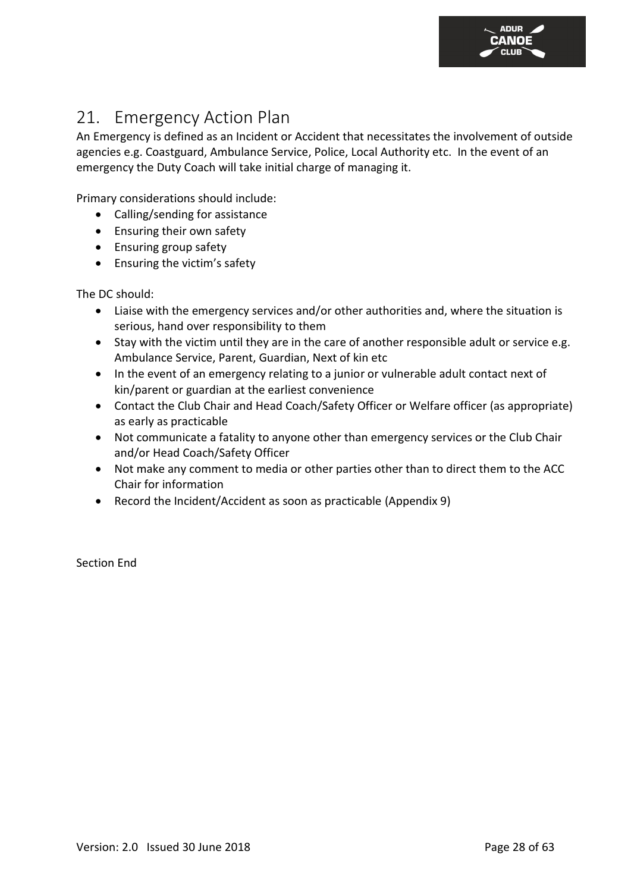# 21. Emergency Action Plan

An Emergency is defined as an Incident or Accident that necessitates the involvement of outside agencies e.g. Coastguard, Ambulance Service, Police, Local Authority etc. In the event of an emergency the Duty Coach will take initial charge of managing it.

Primary considerations should include:

- Calling/sending for assistance
- Ensuring their own safety
- Ensuring group safety
- Ensuring the victim's safety

The DC should:

- Liaise with the emergency services and/or other authorities and, where the situation is serious, hand over responsibility to them
- Stay with the victim until they are in the care of another responsible adult or service e.g. Ambulance Service, Parent, Guardian, Next of kin etc
- In the event of an emergency relating to a junior or vulnerable adult contact next of kin/parent or guardian at the earliest convenience
- Contact the Club Chair and Head Coach/Safety Officer or Welfare officer (as appropriate) as early as practicable
- Not communicate a fatality to anyone other than emergency services or the Club Chair and/or Head Coach/Safety Officer
- Not make any comment to media or other parties other than to direct them to the ACC Chair for information
- Record the Incident/Accident as soon as practicable (Appendix 9)

Section End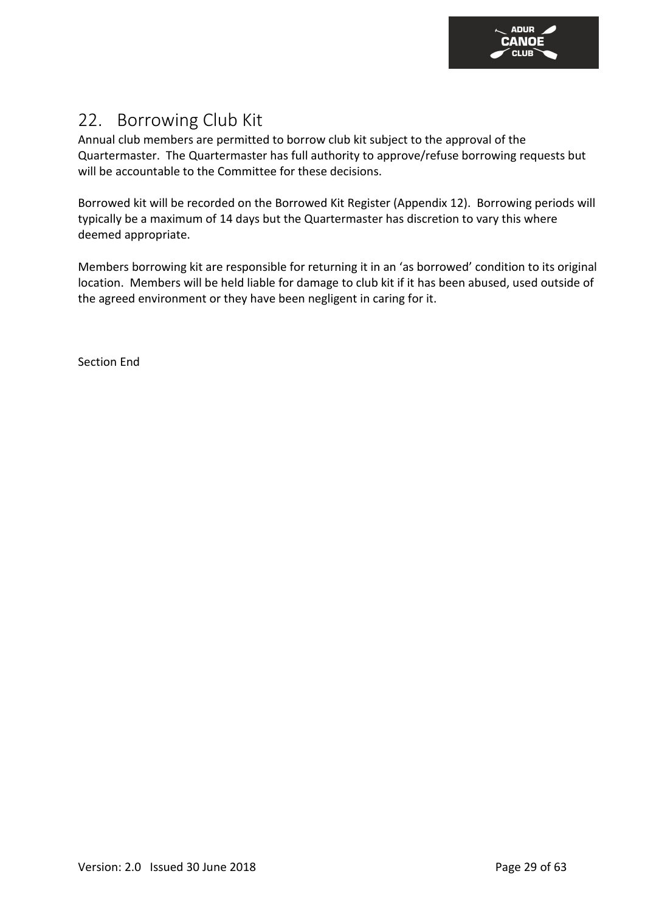# 22. Borrowing Club Kit

Annual club members are permitted to borrow club kit subject to the approval of the Quartermaster. The Quartermaster has full authority to approve/refuse borrowing requests but will be accountable to the Committee for these decisions.

Borrowed kit will be recorded on the Borrowed Kit Register (Appendix 12). Borrowing periods will typically be a maximum of 14 days but the Quartermaster has discretion to vary this where deemed appropriate.

Members borrowing kit are responsible for returning it in an 'as borrowed' condition to its original location. Members will be held liable for damage to club kit if it has been abused, used outside of the agreed environment or they have been negligent in caring for it.

Section End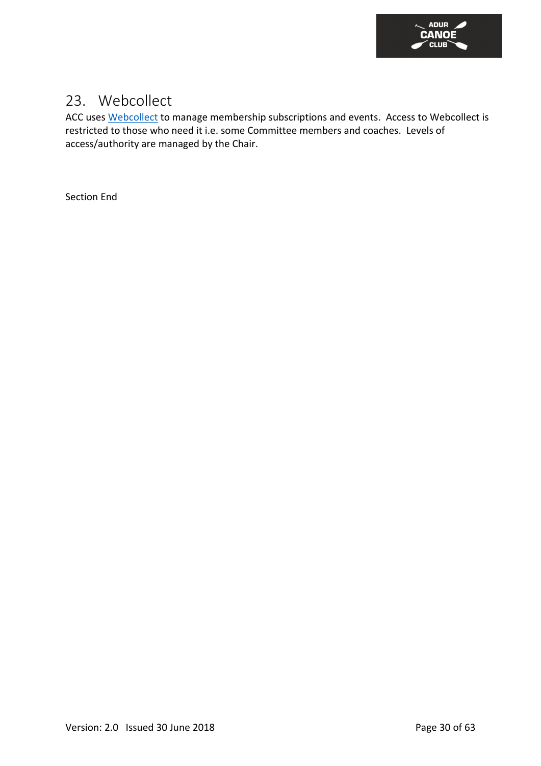# 23. Webcollect

ACC uses [Webcollect] to manage membership subscriptions and events. Access to Webcollect is restricted to those who need it i.e. some Committee members and coaches. Levels of access/authority are managed by the Chair.

Section End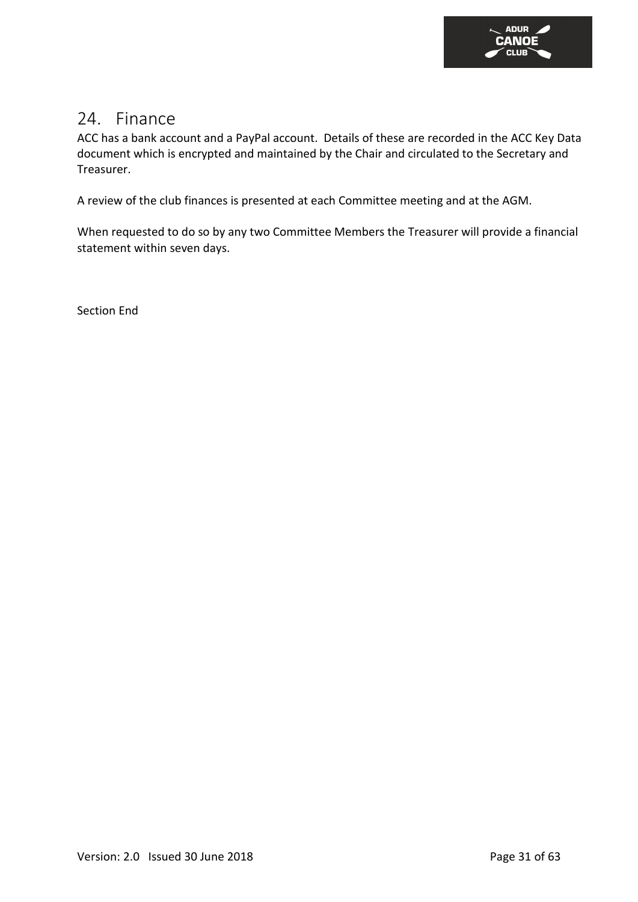## 24. Finance

ACC has a bank account and a PayPal account. Details of these are recorded in the ACC Key Data document which is encrypted and maintained by the Chair and circulated to the Secretary and Treasurer.

A review of the club finances is presented at each Committee meeting and at the AGM.

When requested to do so by any two Committee Members the Treasurer will provide a financial statement within seven days.

Section End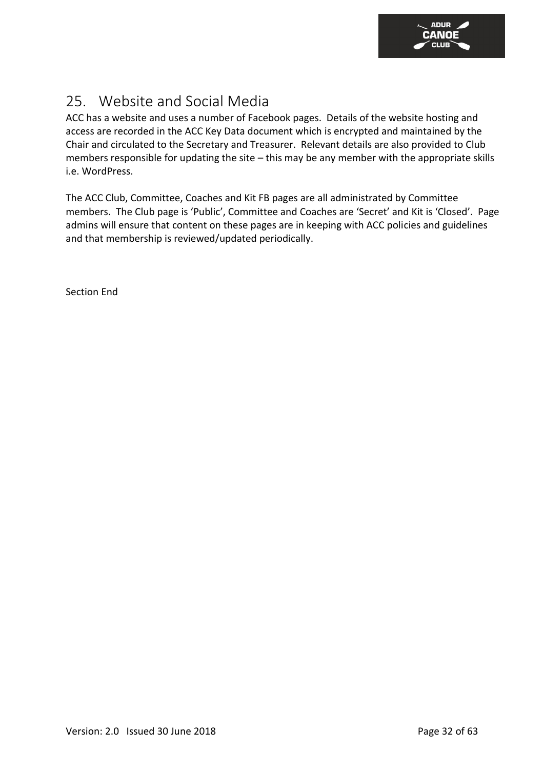## 25. Website and Social Media

ACC has a website and uses a number of Facebook pages. Details of the website hosting and access are recorded in the ACC Key Data document which is encrypted and maintained by the Chair and circulated to the Secretary and Treasurer. Relevant details are also provided to Club members responsible for updating the site – this may be any member with the appropriate skills i.e. WordPress.

The ACC Club, Committee, Coaches and Kit FB pages are all administrated by Committee members. The Club page is 'Public', Committee and Coaches are 'Secret' and Kit is 'Closed'. Page admins will ensure that content on these pages are in keeping with ACC policies and guidelines and that membership is reviewed/updated periodically.

Section End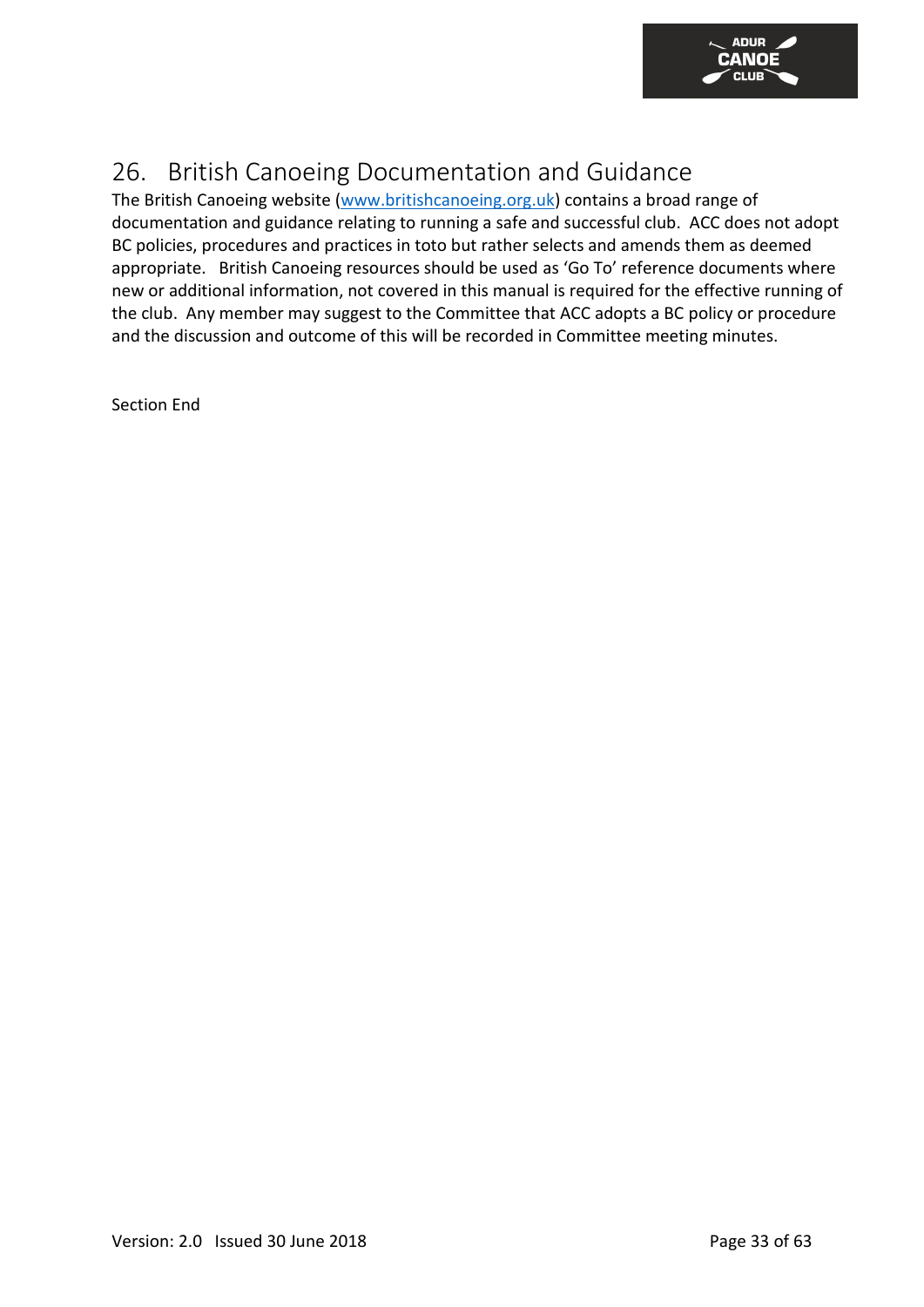# 26. British Canoeing Documentation and Guidance

The British Canoeing website ([www.britishcanoeing.org.uk](http://www.britishcanoeing.org.uk)) contains a broad range of documentation and guidance relating to running a safe and successful club. ACC does not adopt BC policies, procedures and practices in toto but rather selects and amends them as deemed appropriate. British Canoeing resources should be used as 'Go To' reference documents where new or additional information, not covered in this manual is required for the effective running of the club. Any member may suggest to the Committee that ACC adopts a BC policy or procedure and the discussion and outcome of this will be recorded in Committee meeting minutes.

Section End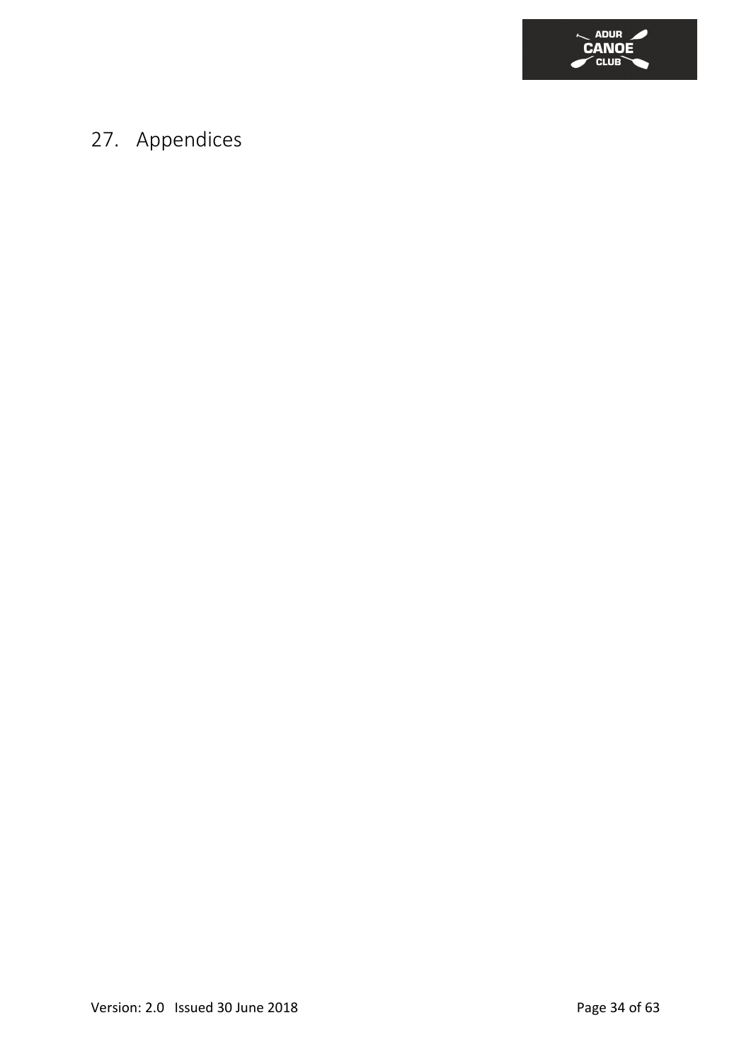# 27. Appendices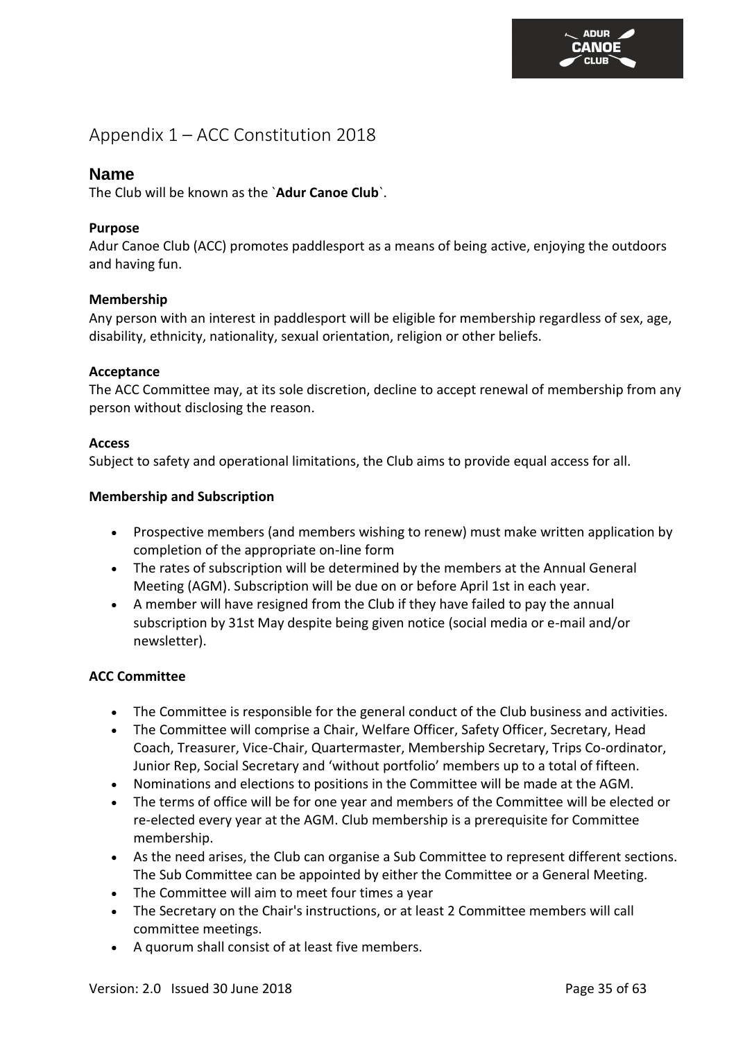# Appendix 1 – ACC Constitution 2018

## Name

The Club will be known as the `**Adur Canoe Club**`.

**Purpose**

Adur Canoe Club (ACC) promotes paddlesport as a means of being active, enjoying the outdoors and having fun.

**Membership**

Any person with an interest in paddlesport will be eligible for membership regardless of sex, age, disability, ethnicity, nationality, sexual orientation, religion or other beliefs.

**Acceptance**

The ACC Committee may, at its sole discretion, decline to accept renewal of membership from any person without disclosing the reason.

**Access**

Subject to safety and operational limitations, the Club aims to provide equal access for all.

**Membership and Subscription**

- Prospective members (and members wishing to renew) must make written application by completion of the appropriate on-line form
- The rates of subscription will be determined by the members at the Annual General Meeting (AGM). Subscription will be due on or before April 1st in each year.
- A member will have resigned from the Club if they have failed to pay the annual subscription by 31st May despite being given notice (social media or e-mail and/or newsletter).

**ACC Committee**

- The Committee is responsible for the general conduct of the Club business and activities.
- The Committee will comprise a Chair, Welfare Officer, Safety Officer, Secretary, Head Coach, Treasurer, Vice-Chair, Quartermaster, Membership Secretary, Trips Co-ordinator, Junior Rep, Social Secretary and 'without portfolio' members up to a total of fifteen.
- Nominations and elections to positions in the Committee will be made at the AGM.
- The terms of office will be for one year and members of the Committee will be elected or re-elected every year at the AGM. Club membership is a prerequisite for Committee membership.
- As the need arises, the Club can organise a Sub Committee to represent different sections. The Sub Committee can be appointed by either the Committee or a General Meeting.
- The Committee will aim to meet four times a year
- The Secretary on the Chair's instructions, or at least 2 Committee members will call committee meetings.
- A quorum shall consist of at least five members.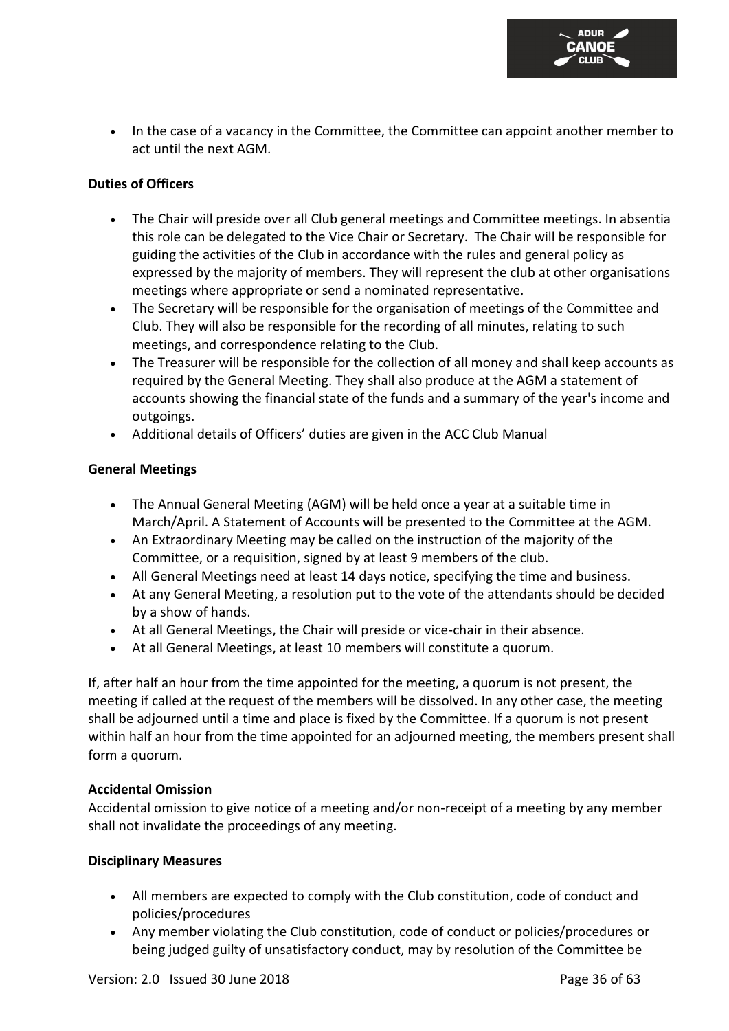- In the case of a vacancy in the Committee, the Committee can appoint another member to act until the next AGM.

**Duties of Officers**

- The Chair will preside over all Club general meetings and Committee meetings. In absentia this role can be delegated to the Vice Chair or Secretary. The Chair will be responsible for guiding the activities of the Club in accordance with the rules and general policy as expressed by the majority of members. They will represent the club at other organisations meetings where appropriate or send a nominated representative.
- The Secretary will be responsible for the organisation of meetings of the Committee and Club. They will also be responsible for the recording of all minutes, relating to such meetings, and correspondence relating to the Club.
- The Treasurer will be responsible for the collection of all money and shall keep accounts as required by the General Meeting. They shall also produce at the AGM a statement of accounts showing the financial state of the funds and a summary of the year's income and outgoings.
- Additional details of Officers' duties are given in the ACC Club Manual

**General Meetings**

- The Annual General Meeting (AGM) will be held once a year at a suitable time in March/April. A Statement of Accounts will be presented to the Committee at the AGM.
- An Extraordinary Meeting may be called on the instruction of the majority of the Committee, or a requisition, signed by at least 9 members of the club.
- All General Meetings need at least 14 days notice, specifying the time and business.
- At any General Meeting, a resolution put to the vote of the attendants should be decided by a show of hands.
- At all General Meetings, the Chair will preside or vice-chair in their absence.
- At all General Meetings, at least 10 members will constitute a quorum.

If, after half an hour from the time appointed for the meeting, a quorum is not present, the meeting if called at the request of the members will be dissolved. In any other case, the meeting shall be adjourned until a time and place is fixed by the Committee. If a quorum is not present within half an hour from the time appointed for an adjourned meeting, the members present shall form a quorum.

**Accidental Omission**

Accidental omission to give notice of a meeting and/or non-receipt of a meeting by any member shall not invalidate the proceedings of any meeting.

**Disciplinary Measures**

- All members are expected to comply with the Club constitution, code of conduct and policies/procedures
- Any member violating the Club constitution, code of conduct or policies/procedures or being judged guilty of unsatisfactory conduct, may by resolution of the Committee be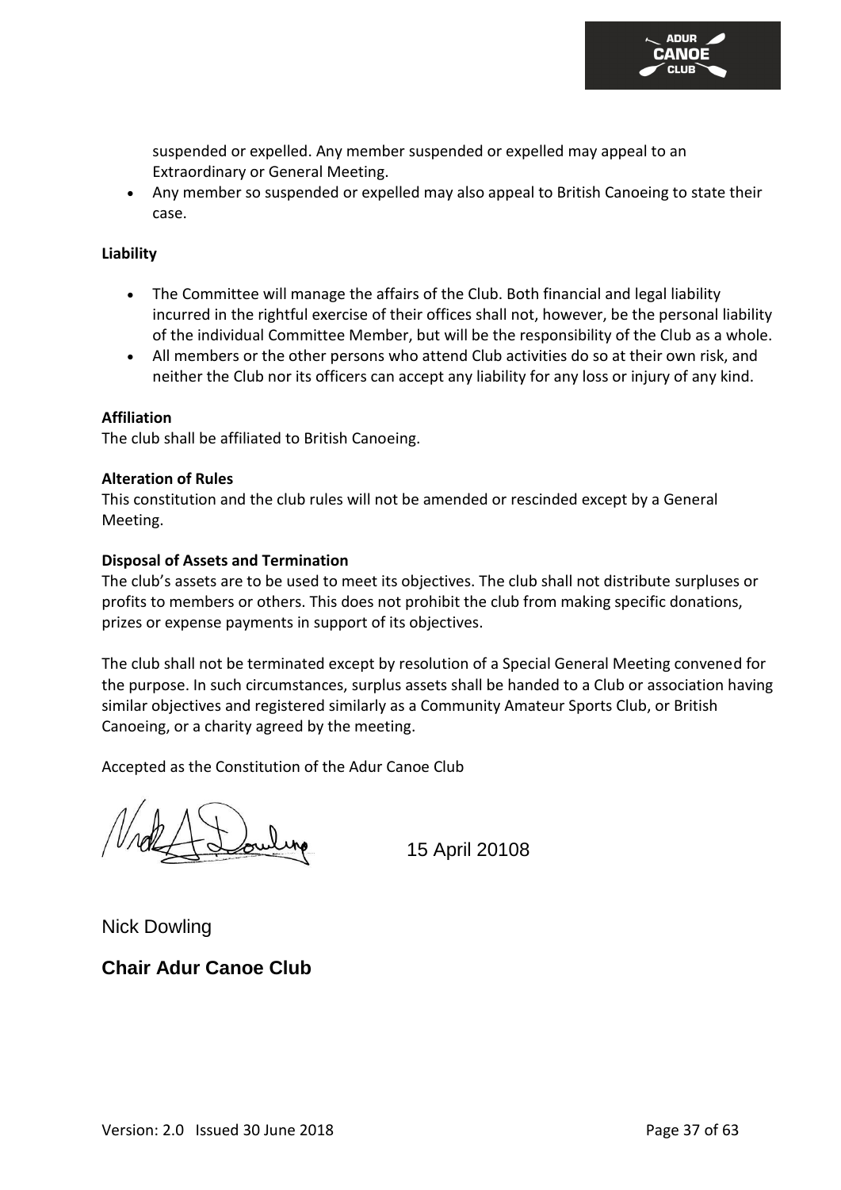suspended or expelled. Any member suspended or expelled may appeal to an Extraordinary or General Meeting.

- Any member so suspended or expelled may also appeal to British Canoeing to state their case.

**Liability**

- The Committee will manage the affairs of the Club. Both financial and legal liability incurred in the rightful exercise of their offices shall not, however, be the personal liability of the individual Committee Member, but will be the responsibility of the Club as a whole.
- All members or the other persons who attend Club activities do so at their own risk, and neither the Club nor its officers can accept any liability for any loss or injury of any kind.

**Affiliation**

The club shall be affiliated to British Canoeing.

**Alteration of Rules**

This constitution and the club rules will not be amended or rescinded except by a General Meeting.

**Disposal of Assets and Termination**

The club's assets are to be used to meet its objectives. The club shall not distribute surpluses or profits to members or others. This does not prohibit the club from making specific donations, prizes or expense payments in support of its objectives.

The club shall not be terminated except by resolution of a Special General Meeting convened for the purpose. In such circumstances, surplus assets shall be handed to a Club or association having similar objectives and registered similarly as a Community Amateur Sports Club, or British Canoeing, or a charity agreed by the meeting.

Accepted as the Constitution of the Adur Canoe Club

15 April 20108

Nick Dowling

**Chair Adur Canoe Club**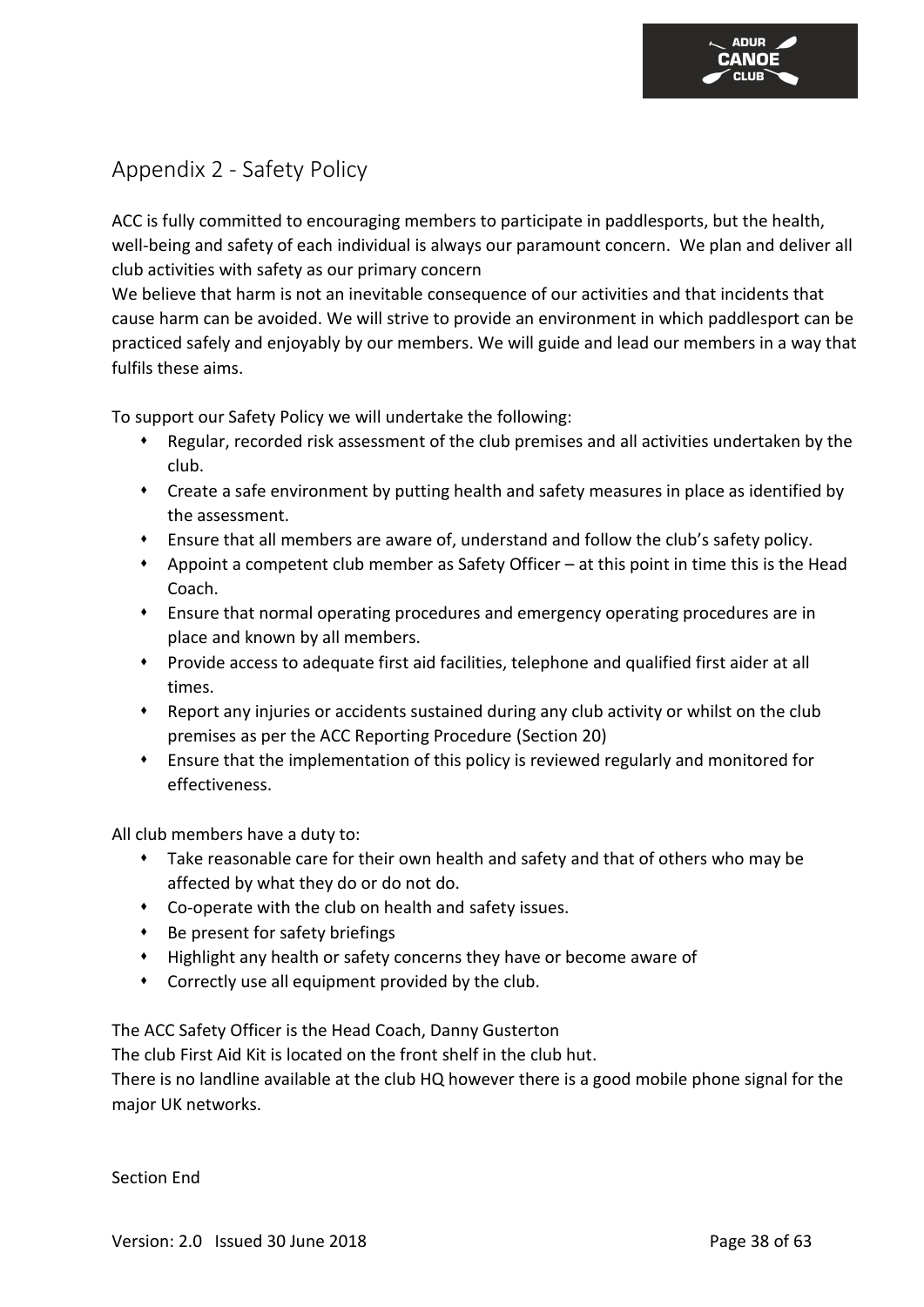## Appendix 2 - Safety Policy

ACC is fully committed to encouraging members to participate in paddlesports, but the health, well-being and safety of each individual is always our paramount concern. We plan and deliver all club activities with safety as our primary concern

We believe that harm is not an inevitable consequence of our activities and that incidents that cause harm can be avoided. We will strive to provide an environment in which paddlesport can be practiced safely and enjoyably by our members. We will guide and lead our members in a way that fulfils these aims.

To support our Safety Policy we will undertake the following:

- Regular, recorded risk assessment of the club premises and all activities undertaken by the club.
- Create a safe environment by putting health and safety measures in place as identified by the assessment.
- Ensure that all members are aware of, understand and follow the club's safety policy.
- Appoint a competent club member as Safety Officer – at this point in time this is the Head Coach.
- Ensure that normal operating procedures and emergency operating procedures are in place and known by all members.
- Provide access to adequate first aid facilities, telephone and qualified first aider at all times.
- Report any injuries or accidents sustained during any club activity or whilst on the club premises as per the ACC Reporting Procedure (Section 20)
- Ensure that the implementation of this policy is reviewed regularly and monitored for effectiveness.

All club members have a duty to:

- Take reasonable care for their own health and safety and that of others who may be affected by what they do or do not do.
- Co-operate with the club on health and safety issues.
- Be present for safety briefings
- Highlight any health or safety concerns they have or become aware of
- Correctly use all equipment provided by the club.

The ACC Safety Officer is the Head Coach, Danny Gusterton

The club First Aid Kit is located on the front shelf in the club hut.

There is no landline available at the club HQ however there is a good mobile phone signal for the major UK networks.

Section End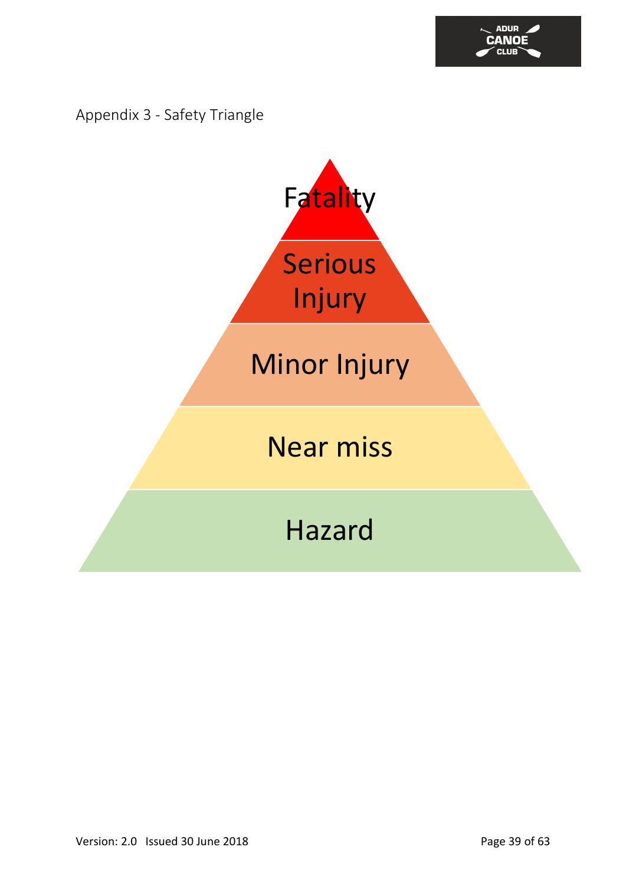Appendix 3 - Safety Triangle

Fatality

Serious Injury

Minor Injury

Near miss

Hazard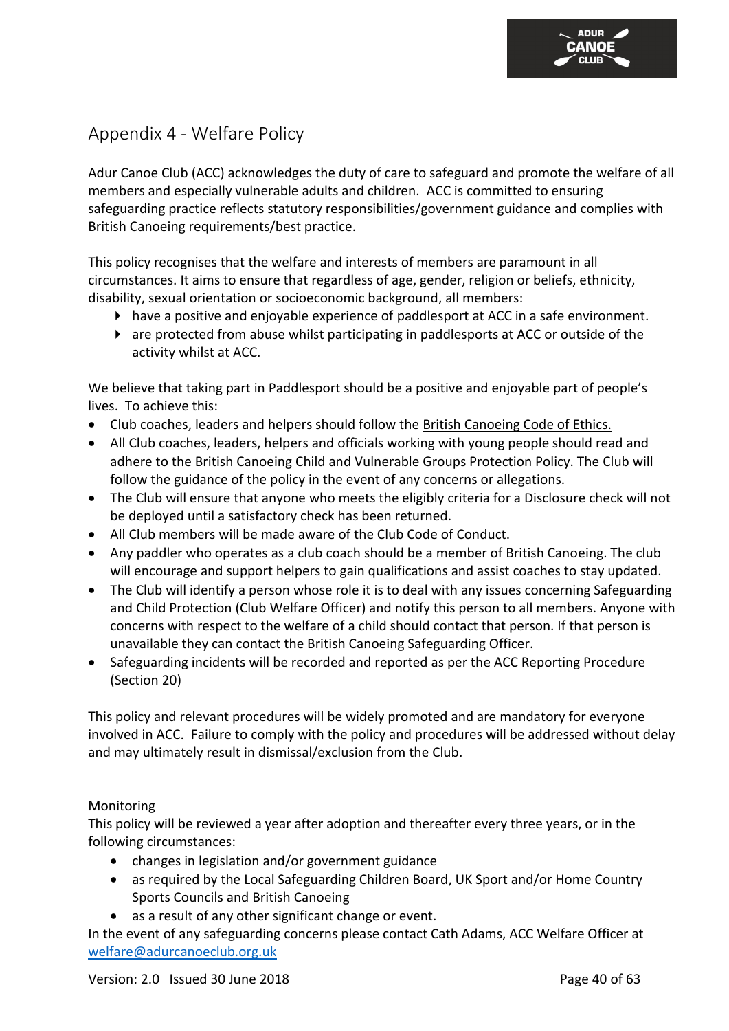## Appendix 4 - Welfare Policy

Adur Canoe Club (ACC) acknowledges the duty of care to safeguard and promote the welfare of all members and especially vulnerable adults and children. ACC is committed to ensuring safeguarding practice reflects statutory responsibilities/government guidance and complies with British Canoeing requirements/best practice.

This policy recognises that the welfare and interests of members are paramount in all circumstances. It aims to ensure that regardless of age, gender, religion or beliefs, ethnicity, disability, sexual orientation or socioeconomic background, all members:

- have a positive and enjoyable experience of paddlesport at ACC in a safe environment.
- are protected from abuse whilst participating in paddlesports at ACC or outside of the activity whilst at ACC.

We believe that taking part in Paddlesport should be a positive and enjoyable part of people's lives. To achieve this:

- Club coaches, leaders and helpers should follow the British Canoeing Code of Ethics.
- All Club coaches, leaders, helpers and officials working with young people should read and adhere to the British Canoeing Child and Vulnerable Groups Protection Policy. The Club will follow the guidance of the policy in the event of any concerns or allegations.
- The Club will ensure that anyone who meets the eligibly criteria for a Disclosure check will not be deployed until a satisfactory check has been returned.
- All Club members will be made aware of the Club Code of Conduct.
- Any paddler who operates as a club coach should be a member of British Canoeing. The club will encourage and support helpers to gain qualifications and assist coaches to stay updated.
- The Club will identify a person whose role it is to deal with any issues concerning Safeguarding and Child Protection (Club Welfare Officer) and notify this person to all members. Anyone with concerns with respect to the welfare of a child should contact that person. If that person is unavailable they can contact the British Canoeing Safeguarding Officer.
- Safeguarding incidents will be recorded and reported as per the ACC Reporting Procedure (Section 20)

This policy and relevant procedures will be widely promoted and are mandatory for everyone involved in ACC. Failure to comply with the policy and procedures will be addressed without delay and may ultimately result in dismissal/exclusion from the Club.

Monitoring

This policy will be reviewed a year after adoption and thereafter every three years, or in the following circumstances:

- changes in legislation and/or government guidance
- as required by the Local Safeguarding Children Board, UK Sport and/or Home Country Sports Councils and British Canoeing
- as a result of any other significant change or event.

In the event of any safeguarding concerns please contact Cath Adams, ACC Welfare Officer at welfare@adurcanoeclub.org.uk

Version: 2.0 Issued 30 June 2018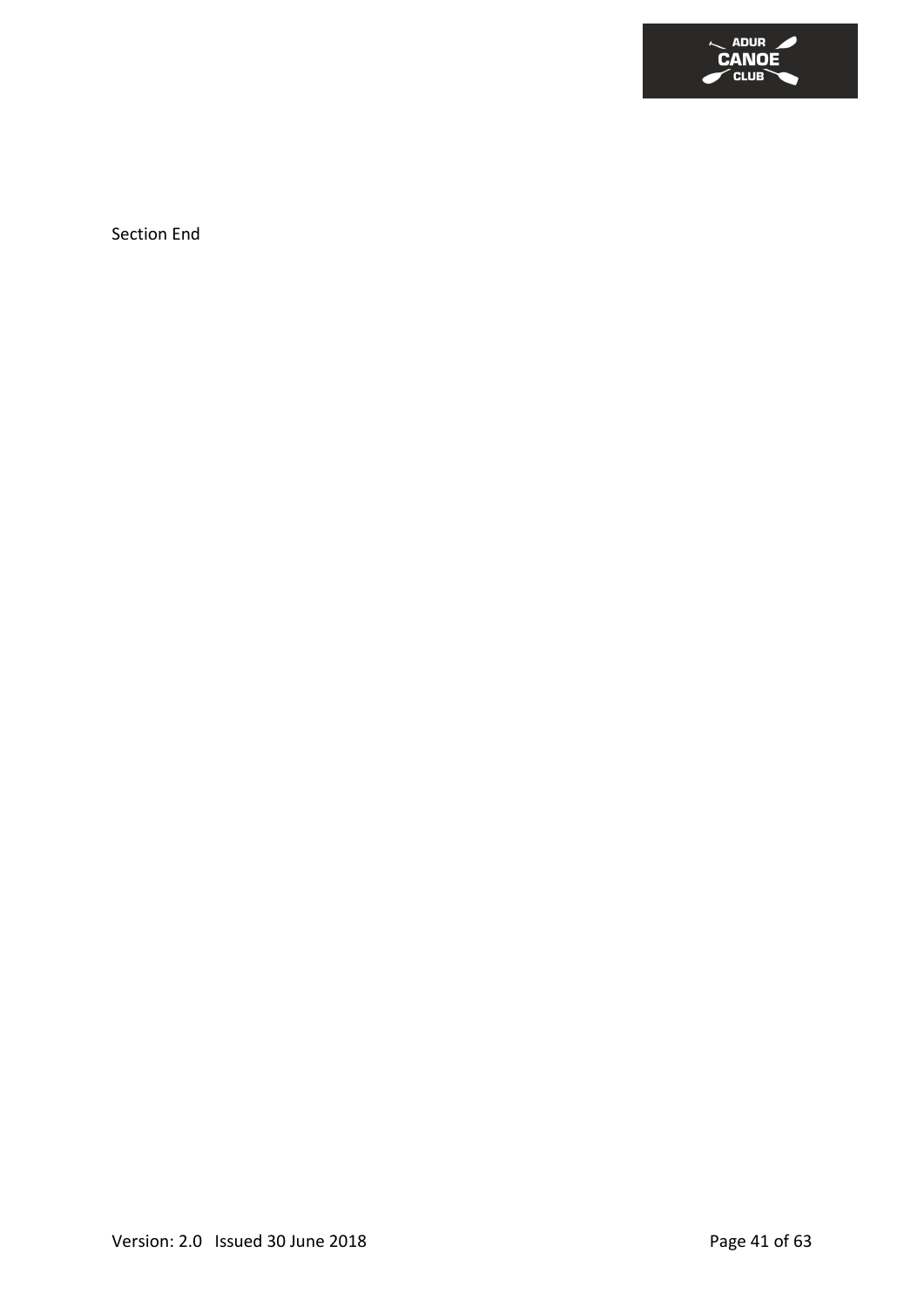Section End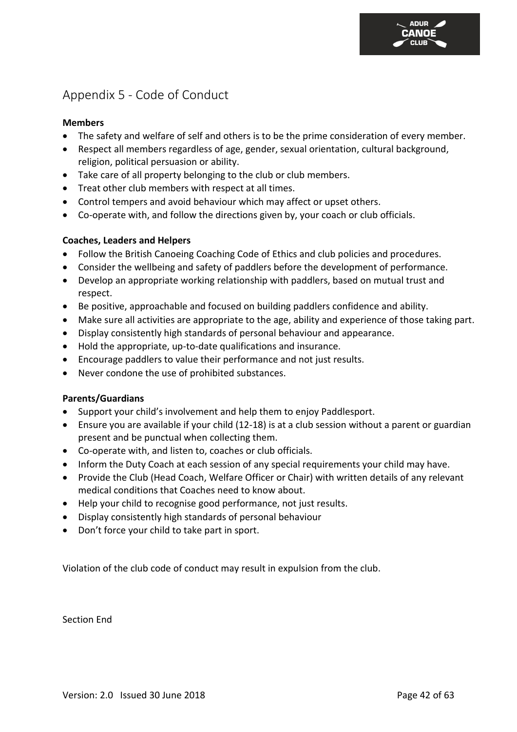# Appendix 5 - Code of Conduct

**Members**

- The safety and welfare of self and others is to be the prime consideration of every member.
- Respect all members regardless of age, gender, sexual orientation, cultural background, religion, political persuasion or ability.
- Take care of all property belonging to the club or club members.
- Treat other club members with respect at all times.
- Control tempers and avoid behaviour which may affect or upset others.
- Co-operate with, and follow the directions given by, your coach or club officials.

**Coaches, Leaders and Helpers**

- Follow the British Canoeing Coaching Code of Ethics and club policies and procedures.
- Consider the wellbeing and safety of paddlers before the development of performance.
- Develop an appropriate working relationship with paddlers, based on mutual trust and respect.
- Be positive, approachable and focused on building paddlers confidence and ability.
- Make sure all activities are appropriate to the age, ability and experience of those taking part.
- Display consistently high standards of personal behaviour and appearance.
- Hold the appropriate, up-to-date qualifications and insurance.
- Encourage paddlers to value their performance and not just results.
- Never condone the use of prohibited substances.

**Parents/Guardians**

- Support your child's involvement and help them to enjoy Paddlesport.
- Ensure you are available if your child (12-18) is at a club session without a parent or guardian present and be punctual when collecting them.
- Co-operate with, and listen to, coaches or club officials.
- Inform the Duty Coach at each session of any special requirements your child may have.
- Provide the Club (Head Coach, Welfare Officer or Chair) with written details of any relevant medical conditions that Coaches need to know about.
- Help your child to recognise good performance, not just results.
- Display consistently high standards of personal behaviour
- Don't force your child to take part in sport.

Violation of the club code of conduct may result in expulsion from the club.

Section End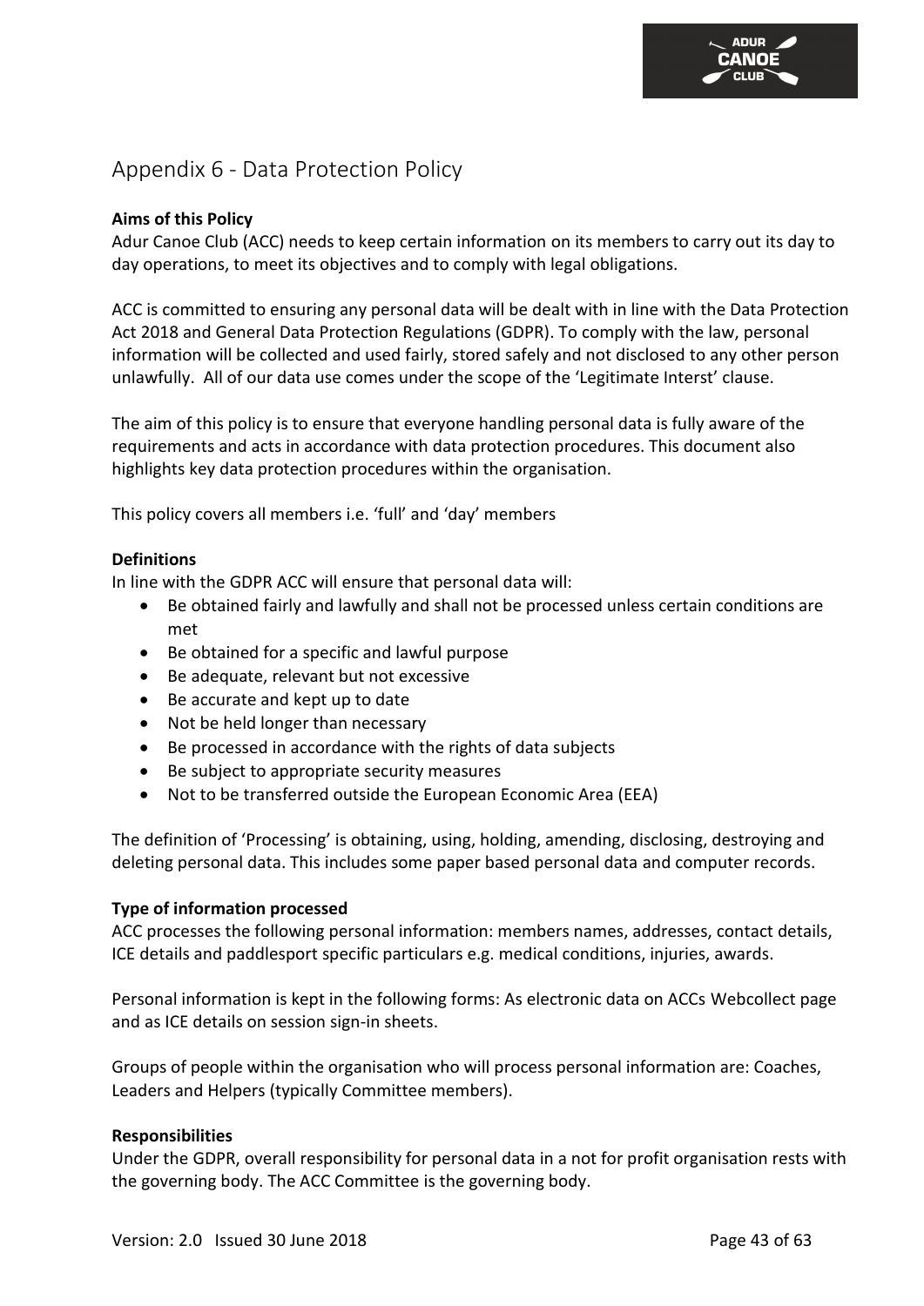# Appendix 6 - Data Protection Policy

**Aims of this Policy**

Adur Canoe Club (ACC) needs to keep certain information on its members to carry out its day to day operations, to meet its objectives and to comply with legal obligations.

ACC is committed to ensuring any personal data will be dealt with in line with the Data Protection Act 2018 and General Data Protection Regulations (GDPR). To comply with the law, personal information will be collected and used fairly, stored safely and not disclosed to any other person unlawfully. All of our data use comes under the scope of the 'Legitimate Interst' clause.

The aim of this policy is to ensure that everyone handling personal data is fully aware of the requirements and acts in accordance with data protection procedures. This document also highlights key data protection procedures within the organisation.

This policy covers all members i.e. 'full' and 'day' members

**Definitions**

In line with the GDPR ACC will ensure that personal data will:

- Be obtained fairly and lawfully and shall not be processed unless certain conditions are met
- Be obtained for a specific and lawful purpose
- Be adequate, relevant but not excessive
- Be accurate and kept up to date
- Not be held longer than necessary
- Be processed in accordance with the rights of data subjects
- Be subject to appropriate security measures
- Not to be transferred outside the European Economic Area (EEA)

The definition of 'Processing' is obtaining, using, holding, amending, disclosing, destroying and deleting personal data. This includes some paper based personal data and computer records.

**Type of information processed**

ACC processes the following personal information: members names, addresses, contact details, ICE details and paddlesport specific particulars e.g. medical conditions, injuries, awards.

Personal information is kept in the following forms: As electronic data on ACCs Webcollect page and as ICE details on session sign-in sheets.

Groups of people within the organisation who will process personal information are: Coaches, Leaders and Helpers (typically Committee members).

**Responsibilities**

Under the GDPR, overall responsibility for personal data in a not for profit organisation rests with the governing body. The ACC Committee is the governing body.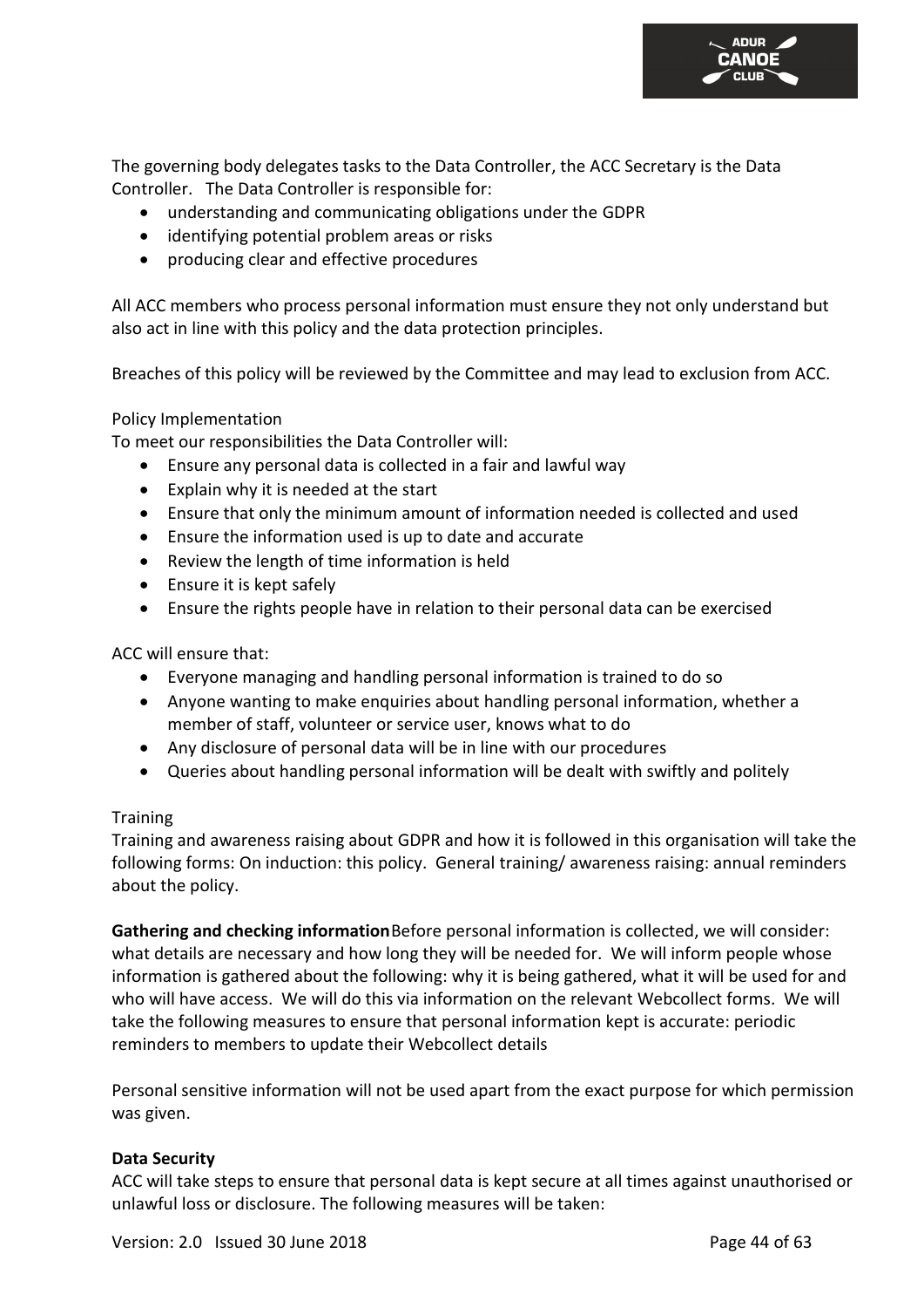The governing body delegates tasks to the Data Controller, the ACC Secretary is the Data Controller. The Data Controller is responsible for:

- understanding and communicating obligations under the GDPR
- identifying potential problem areas or risks
- producing clear and effective procedures

All ACC members who process personal information must ensure they not only understand but also act in line with this policy and the data protection principles.

Breaches of this policy will be reviewed by the Committee and may lead to exclusion from ACC.

Policy Implementation

To meet our responsibilities the Data Controller will:

- Ensure any personal data is collected in a fair and lawful way
- Explain why it is needed at the start
- Ensure that only the minimum amount of information needed is collected and used
- Ensure the information used is up to date and accurate
- Review the length of time information is held
- Ensure it is kept safely
- Ensure the rights people have in relation to their personal data can be exercised

ACC will ensure that:

- Everyone managing and handling personal information is trained to do so
- Anyone wanting to make enquiries about handling personal information, whether a member of staff, volunteer or service user, knows what to do
- Any disclosure of personal data will be in line with our procedures
- Queries about handling personal information will be dealt with swiftly and politely

Training

Training and awareness raising about GDPR and how it is followed in this organisation will take the following forms: On induction: this policy. General training/ awareness raising: annual reminders about the policy.

**Gathering and checking information** Before personal information is collected, we will consider: what details are necessary and how long they will be needed for. We will inform people whose information is gathered about the following: why it is being gathered, what it will be used for and who will have access. We will do this via information on the relevant Webcollect forms. We will take the following measures to ensure that personal information kept is accurate: periodic reminders to members to update their Webcollect details

Personal sensitive information will not be used apart from the exact purpose for which permission was given.

**Data Security**

ACC will take steps to ensure that personal data is kept secure at all times against unauthorised or unlawful loss or disclosure. The following measures will be taken: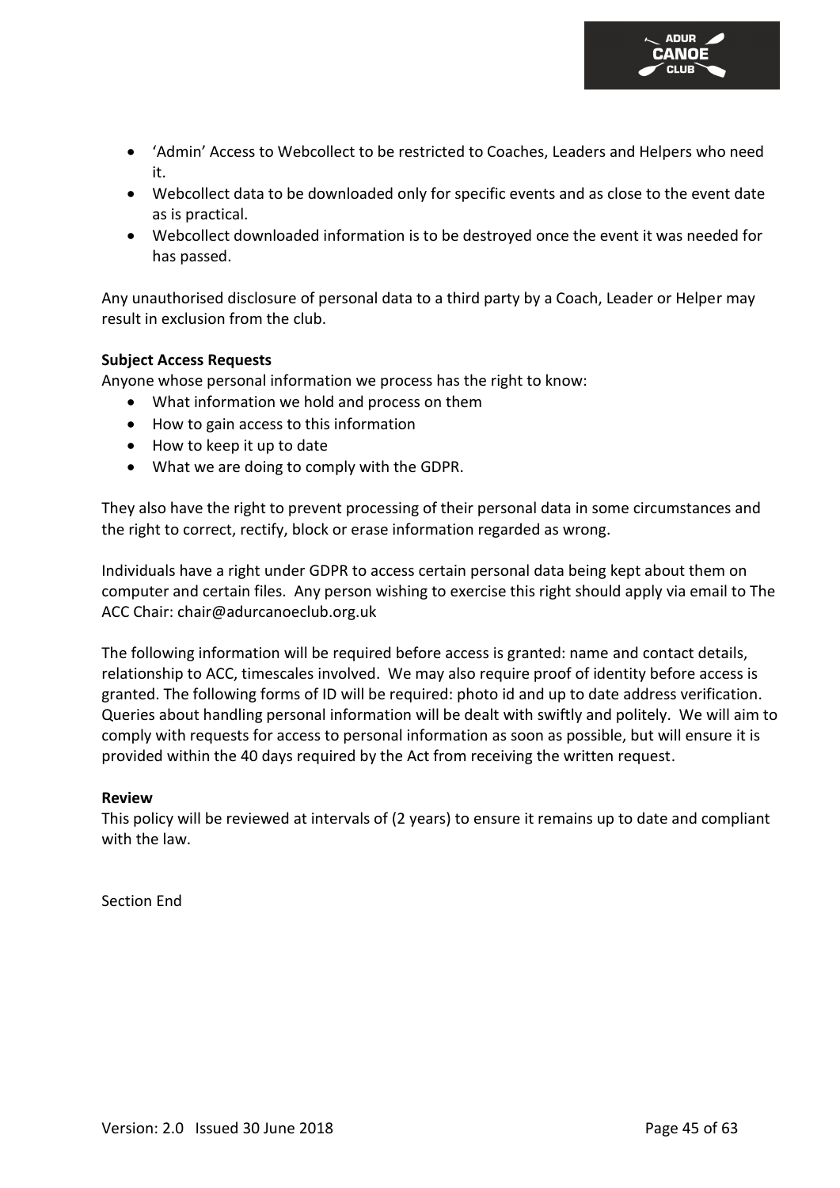- 'Admin' Access to Webcollect to be restricted to Coaches, Leaders and Helpers who need it.
- Webcollect data to be downloaded only for specific events and as close to the event date as is practical.
- Webcollect downloaded information is to be destroyed once the event it was needed for has passed.

Any unauthorised disclosure of personal data to a third party by a Coach, Leader or Helper may result in exclusion from the club.

**Subject Access Requests**

Anyone whose personal information we process has the right to know:

- What information we hold and process on them
- How to gain access to this information
- How to keep it up to date
- What we are doing to comply with the GDPR.

They also have the right to prevent processing of their personal data in some circumstances and the right to correct, rectify, block or erase information regarded as wrong.

Individuals have a right under GDPR to access certain personal data being kept about them on computer and certain files. Any person wishing to exercise this right should apply via email to The ACC Chair: chair@adurcanoeclub.org.uk

The following information will be required before access is granted: name and contact details, relationship to ACC, timescales involved. We may also require proof of identity before access is granted. The following forms of ID will be required: photo id and up to date address verification. Queries about handling personal information will be dealt with swiftly and politely. We will aim to comply with requests for access to personal information as soon as possible, but will ensure it is provided within the 40 days required by the Act from receiving the written request.

**Review**

This policy will be reviewed at intervals of (2 years) to ensure it remains up to date and compliant with the law.

Section End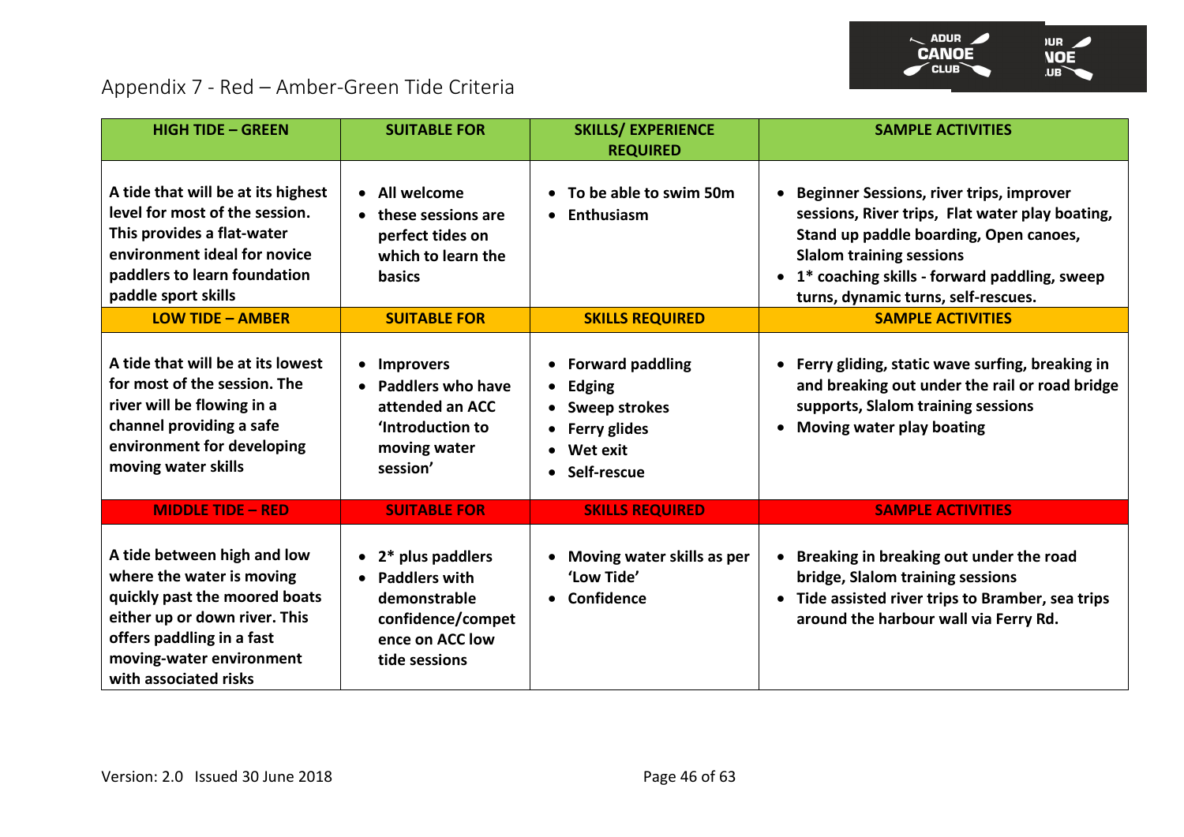# Appendix 7 - Red – Amber-Green Tide Criteria

| HIGH TIDE – GREEN | SUITABLE FOR | SKILLS/ EXPERIENCE REQUIRED | SAMPLE ACTIVITIES |
|---|---|---|---|
| A tide that will be at its highest level for most of the session. This provides a flat-water environment ideal for novice paddlers to learn foundation paddle sport skills | • All welcome<br>• these sessions are perfect tides on which to learn the basics | • To be able to swim 50m<br>• Enthusiasm | • Beginner Sessions, river trips, improver sessions, River trips, Flat water play boating, Stand up paddle boarding, Open canoes, Slalom training sessions<br>• 1* coaching skills - forward paddling, sweep turns, dynamic turns, self-rescues. |
| **LOW TIDE – AMBER** | **SUITABLE FOR** | **SKILLS REQUIRED** | **SAMPLE ACTIVITIES** |
| A tide that will be at its lowest for most of the session. The river will be flowing in a channel providing a safe environment for developing moving water skills | • Improvers<br>• Paddlers who have attended an ACC 'Introduction to moving water session' | • Forward paddling<br>• Edging<br>• Sweep strokes<br>• Ferry glides<br>• Wet exit<br>• Self-rescue | • Ferry gliding, static wave surfing, breaking in and breaking out under the rail or road bridge supports, Slalom training sessions<br>• Moving water play boating |
| **MIDDLE TIDE – RED** | **SUITABLE FOR** | **SKILLS REQUIRED** | **SAMPLE ACTIVITIES** |
| A tide between high and low where the water is moving quickly past the moored boats either up or down river. This offers paddling in a fast moving-water environment with associated risks | • 2* plus paddlers<br>• Paddlers with demonstrable confidence/competence on ACC low tide sessions | • Moving water skills as per 'Low Tide'<br>• Confidence | • Breaking in breaking out under the road bridge, Slalom training sessions<br>• Tide assisted river trips to Bramber, sea trips around the harbour wall via Ferry Rd. |

Version: 2.0 Issued 30 June 2018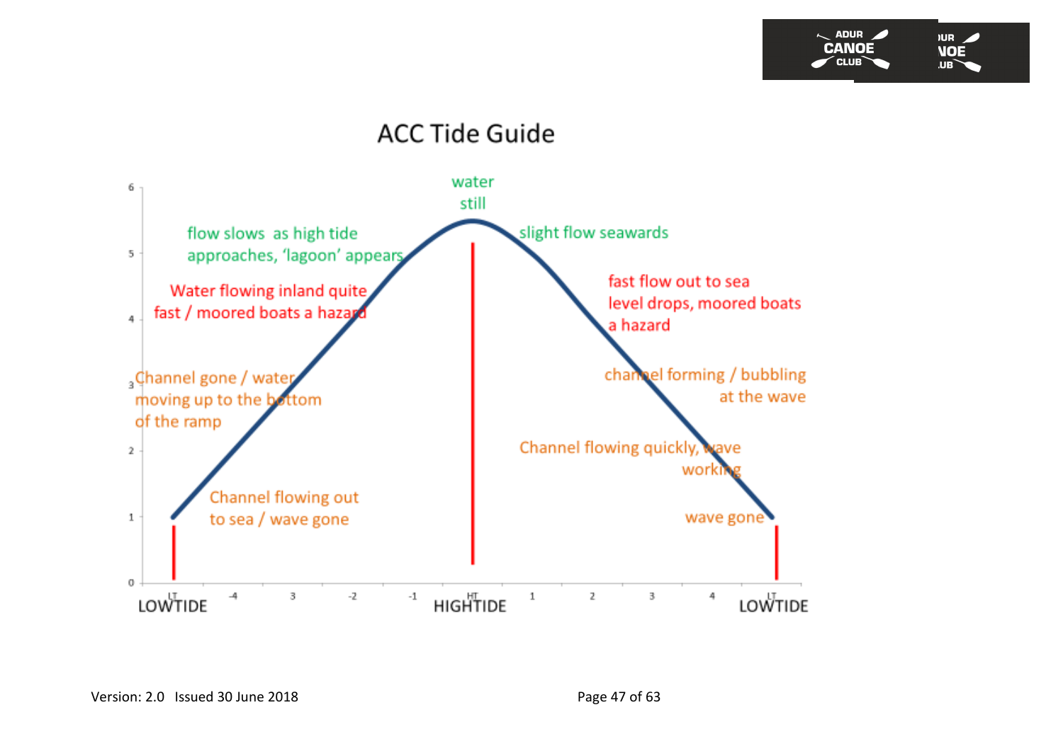# ACC Tide Guide

water still

flow slows as high tide approaches, 'lagoon' appears

slight flow seawards

Water flowing inland quite fast / moored boats a hazard

fast flow out to sea level drops, moored boats a hazard

Channel gone / water moving up to the bottom of the ramp

channel forming / bubbling at the wave

Channel flowing quickly, wave working

Channel flowing out to sea / wave gone

wave gone

LOWTIDE (LT) -4 3 -2 -1 HIGHTIDE (HT) 1 2 3 4 LOWTIDE (LT)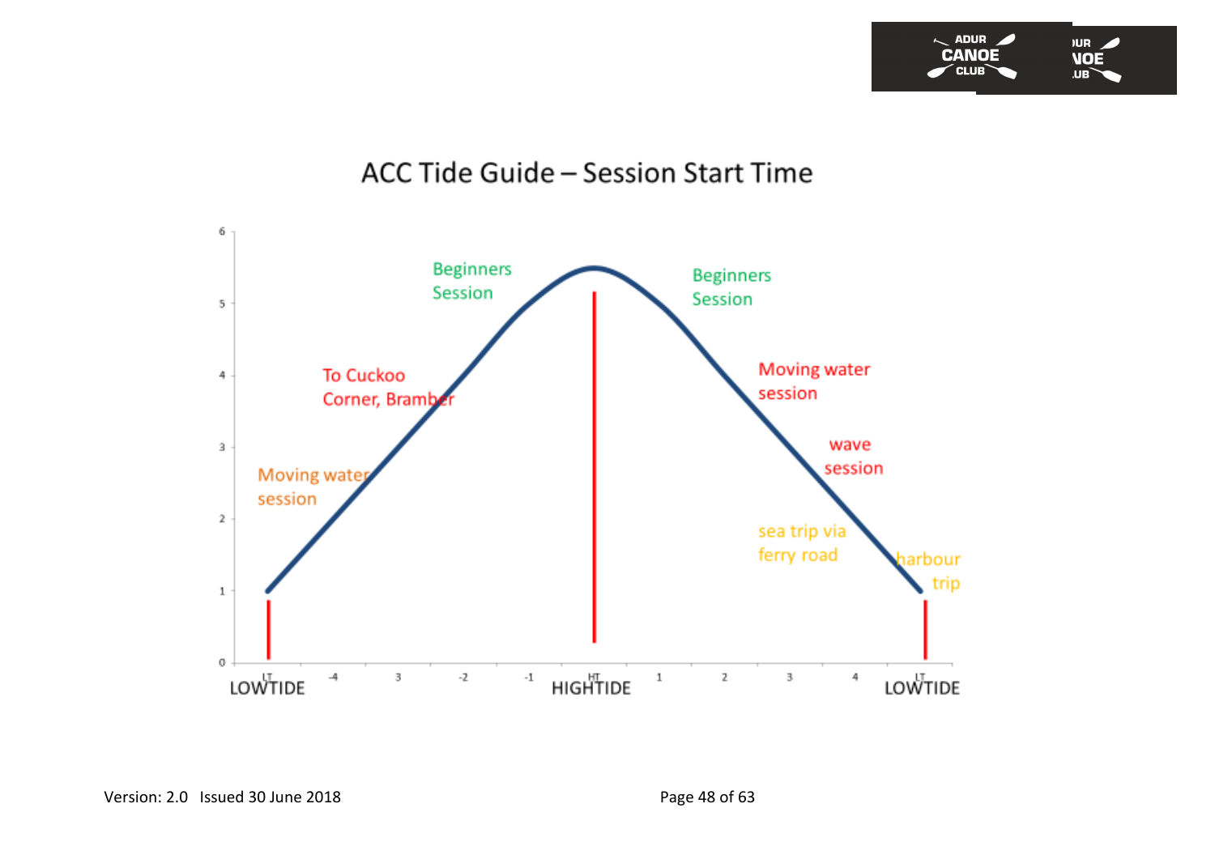## ACC Tide Guide – Session Start Time

Beginners Session

Beginners Session

To Cuckoo Corner, Bramber

Moving water session

Moving water session

wave session

sea trip via ferry road

harbour trip

LOWTIDE HIGHTIDE LOWTIDE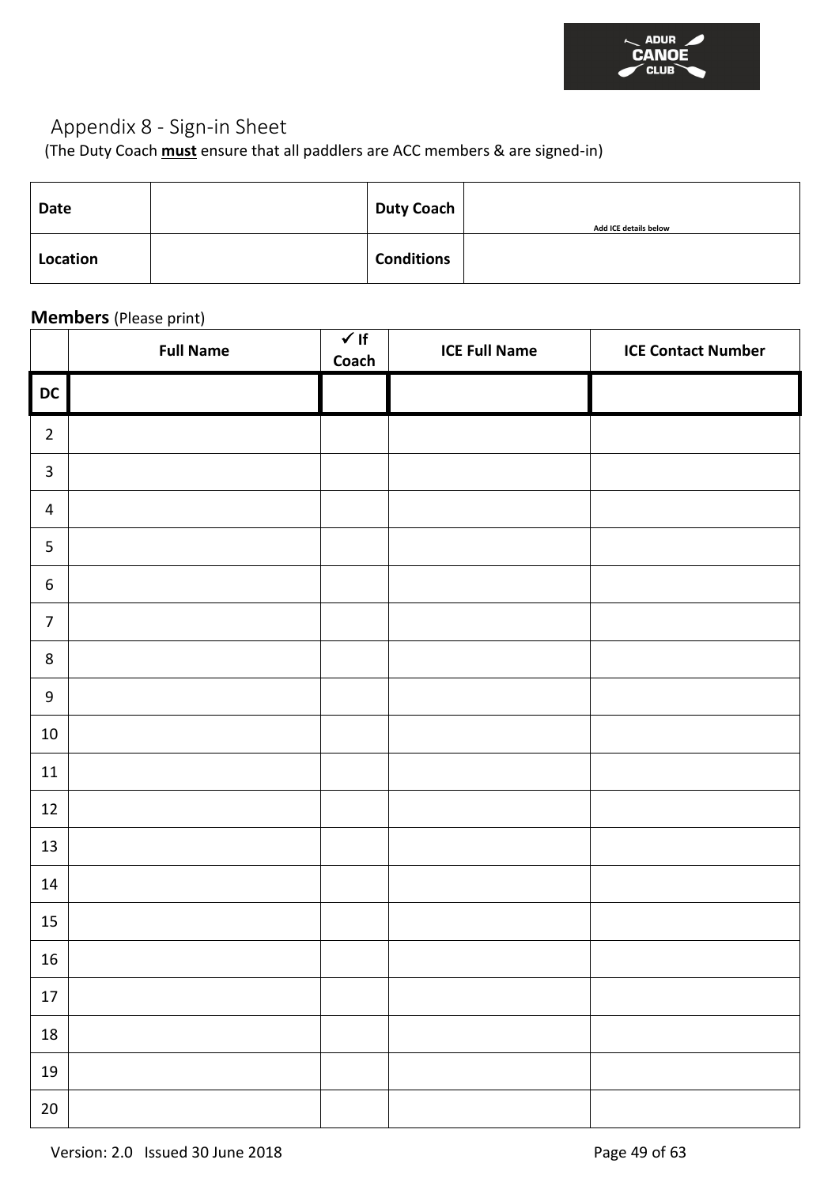# Appendix 8 - Sign-in Sheet

(The Duty Coach **must** ensure that all paddlers are ACC members & are signed-in)

| Date | | Duty Coach | Add ICE details below |
|---|---|---|---|
| Location | | Conditions | |

**Members** (Please print)

| | Full Name | ✓ If Coach | ICE Full Name | ICE Contact Number |
|---|---|---|---|---|
| DC | | | | |
| 2 | | | | |
| 3 | | | | |
| 4 | | | | |
| 5 | | | | |
| 6 | | | | |
| 7 | | | | |
| 8 | | | | |
| 9 | | | | |
| 10 | | | | |
| 11 | | | | |
| 12 | | | | |
| 13 | | | | |
| 14 | | | | |
| 15 | | | | |
| 16 | | | | |
| 17 | | | | |
| 18 | | | | |
| 19 | | | | |
| 20 | | | | |

Version: 2.0 Issued 30 June 2018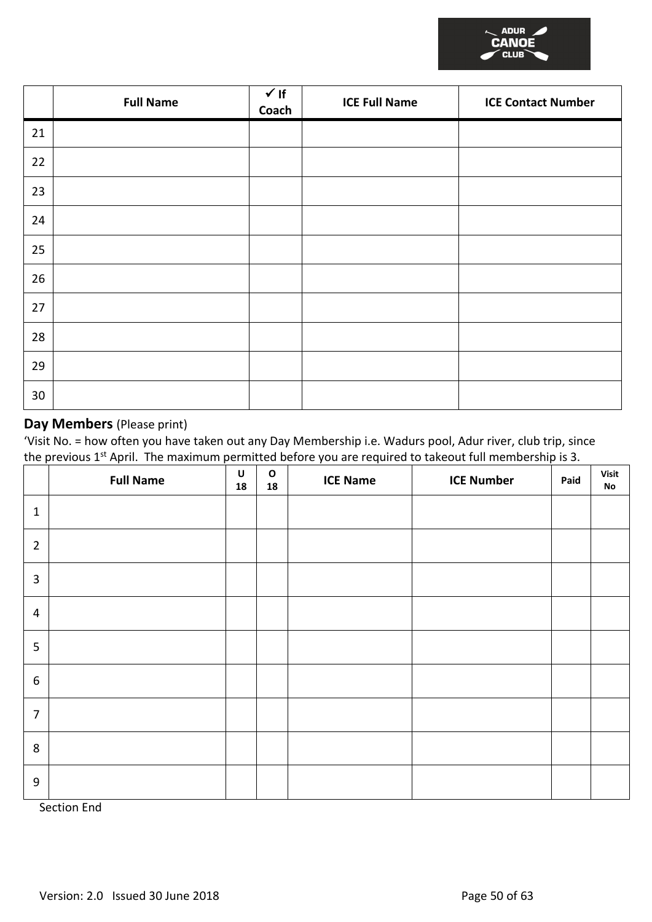|  | Full Name | ✓ If Coach | ICE Full Name | ICE Contact Number |
|---|---|---|---|---|
| 21 |  |  |  |  |
| 22 |  |  |  |  |
| 23 |  |  |  |  |
| 24 |  |  |  |  |
| 25 |  |  |  |  |
| 26 |  |  |  |  |
| 27 |  |  |  |  |
| 28 |  |  |  |  |
| 29 |  |  |  |  |
| 30 |  |  |  |  |

**Day Members** (Please print)

'Visit No. = how often you have taken out any Day Membership i.e. Wadurs pool, Adur river, club trip, since the previous 1st April. The maximum permitted before you are required to takeout full membership is 3.

|  | Full Name | U 18 | O 18 | ICE Name | ICE Number | Paid | Visit No |
|---|---|---|---|---|---|---|---|
| 1 |  |  |  |  |  |  |  |
| 2 |  |  |  |  |  |  |  |
| 3 |  |  |  |  |  |  |  |
| 4 |  |  |  |  |  |  |  |
| 5 |  |  |  |  |  |  |  |
| 6 |  |  |  |  |  |  |  |
| 7 |  |  |  |  |  |  |  |
| 8 |  |  |  |  |  |  |  |
| 9 |  |  |  |  |  |  |  |

Section End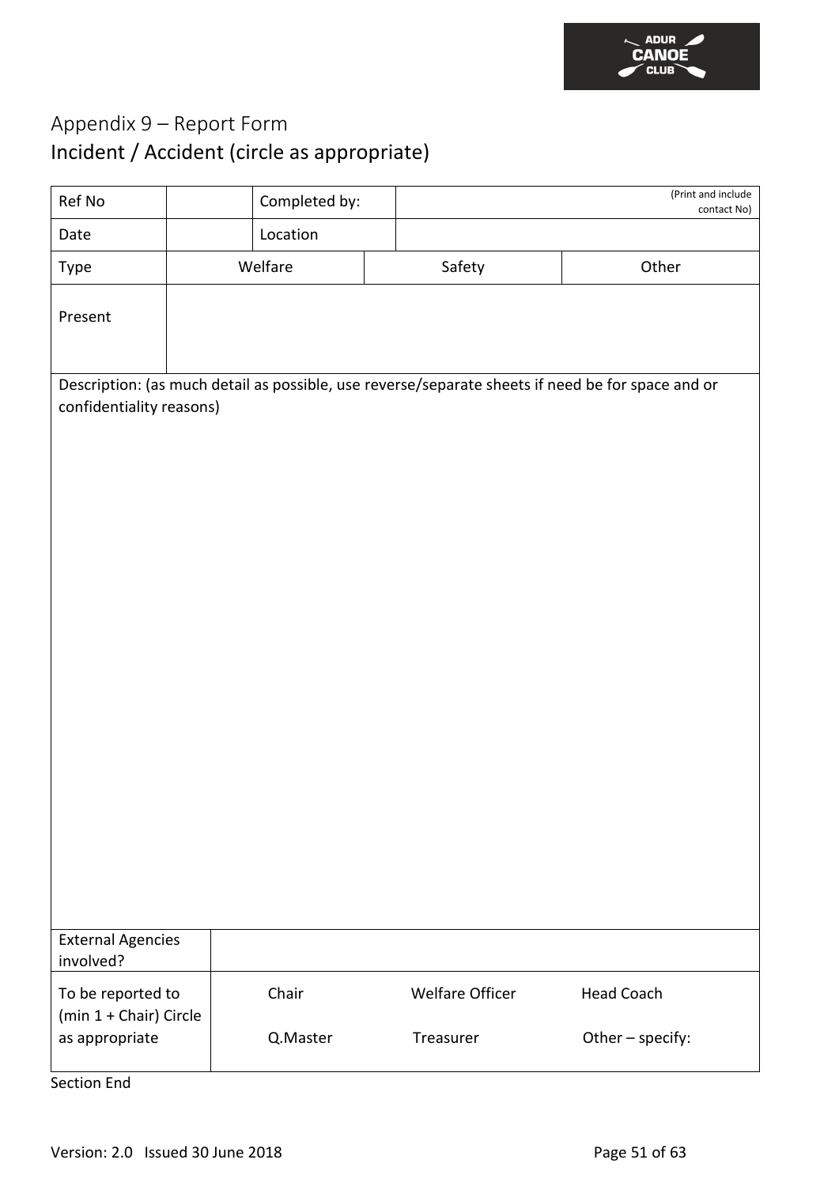## Appendix 9 – Report Form

## Incident / Accident (circle as appropriate)

| Ref No | | Completed by: | (Print and include contact No) |
|---|---|---|---|
| Date | | Location | |

| Type | Welfare | Safety | Other |
|---|---|---|---|
| Present | | | |

Description: (as much detail as possible, use reverse/separate sheets if need be for space and or confidentiality reasons)

| External Agencies involved? | | | |
|---|---|---|---|
| To be reported to (min 1 + Chair) Circle as appropriate | Chair | Welfare Officer | Head Coach |
| | Q.Master | Treasurer | Other – specify: |

Section End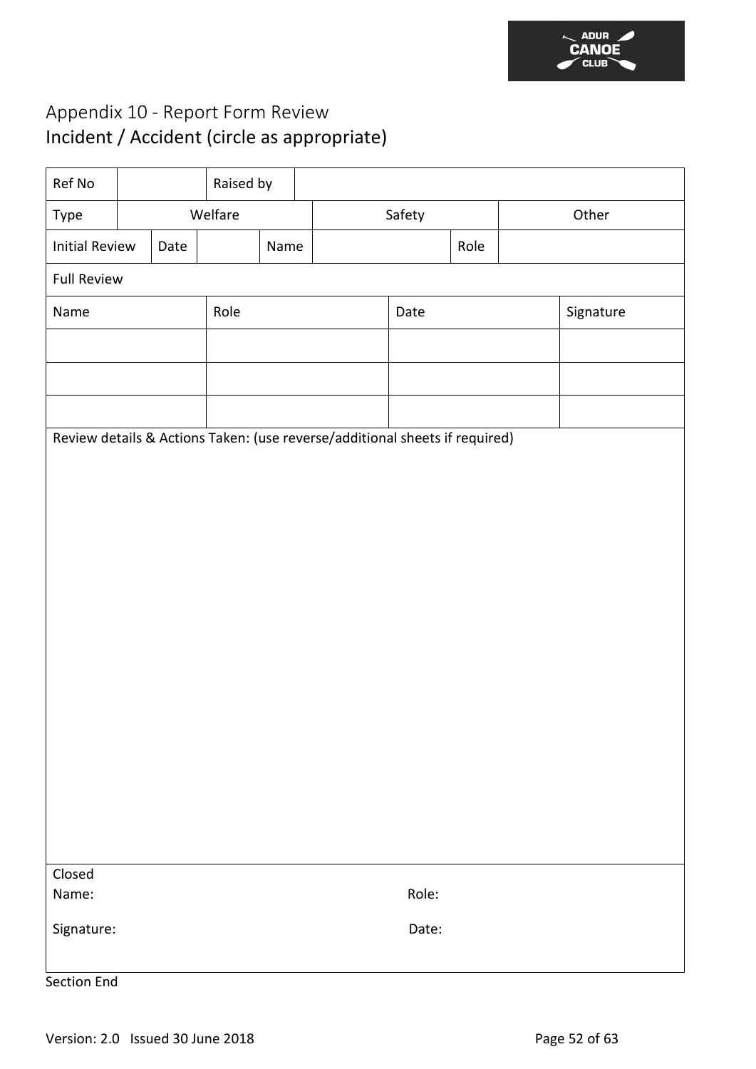# Appendix 10 - Report Form Review

## Incident / Accident (circle as appropriate)

| Ref No | | Raised by | |
|---|---|---|---|
| Type | Welfare | Safety | Other |

| Initial Review | Date | | Name | | Role | |
|---|---|---|---|---|---|---|

| Full Review | | | |
|---|---|---|---|
| Name | Role | Date | Signature |
| | | | |
| | | | |
| | | | |

Review details & Actions Taken: (use reverse/additional sheets if required)

Closed

Name: Role:

Signature: Date:

Section End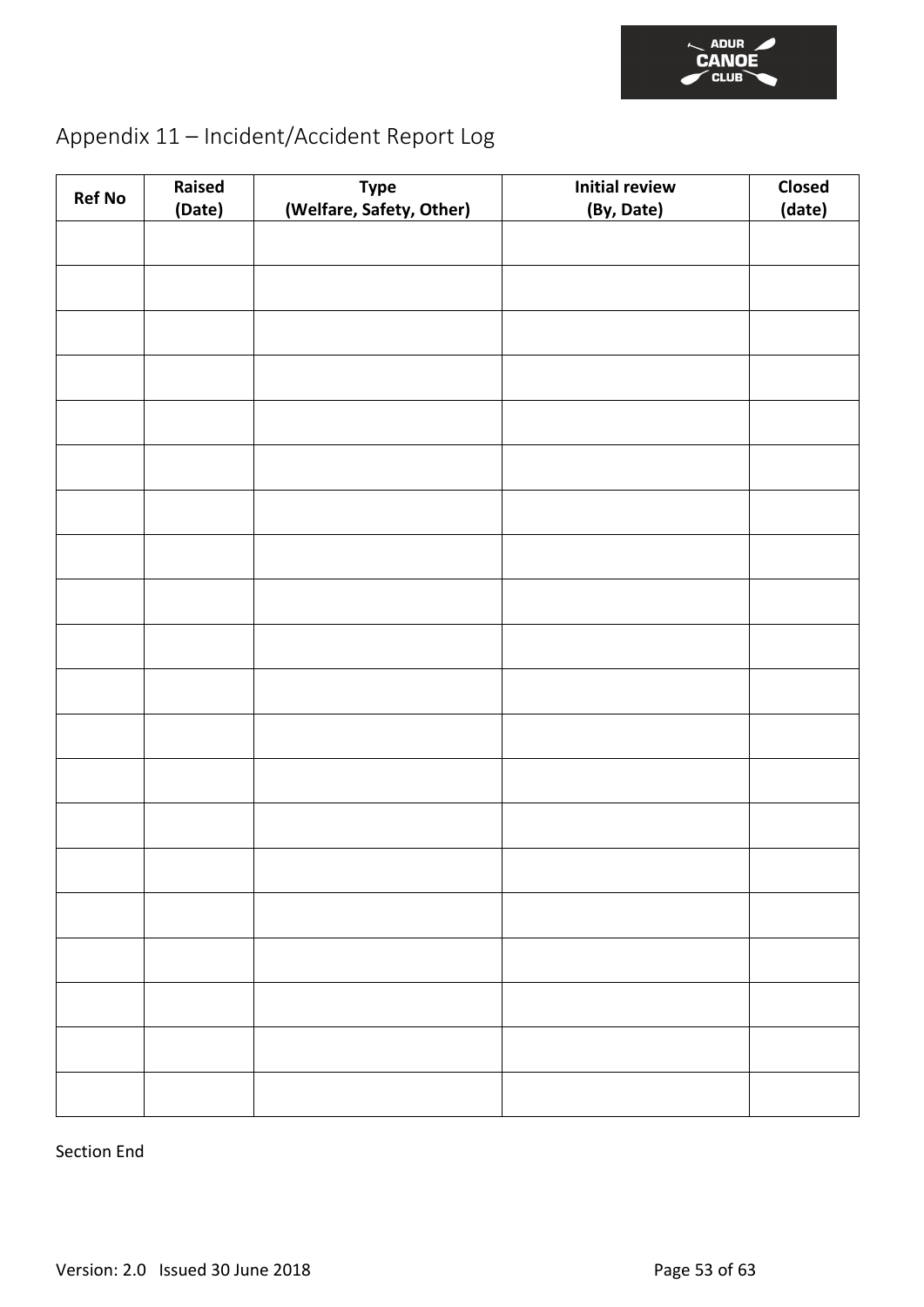## Appendix 11 – Incident/Accident Report Log

| Ref No | Raised (Date) | Type (Welfare, Safety, Other) | Initial review (By, Date) | Closed (date) |
|---|---|---|---|---|
| | | | | |
| | | | | |
| | | | | |
| | | | | |
| | | | | |
| | | | | |
| | | | | |
| | | | | |
| | | | | |
| | | | | |
| | | | | |
| | | | | |
| | | | | |
| | | | | |
| | | | | |
| | | | | |
| | | | | |
| | | | | |
| | | | | |
| | | | | |

Section End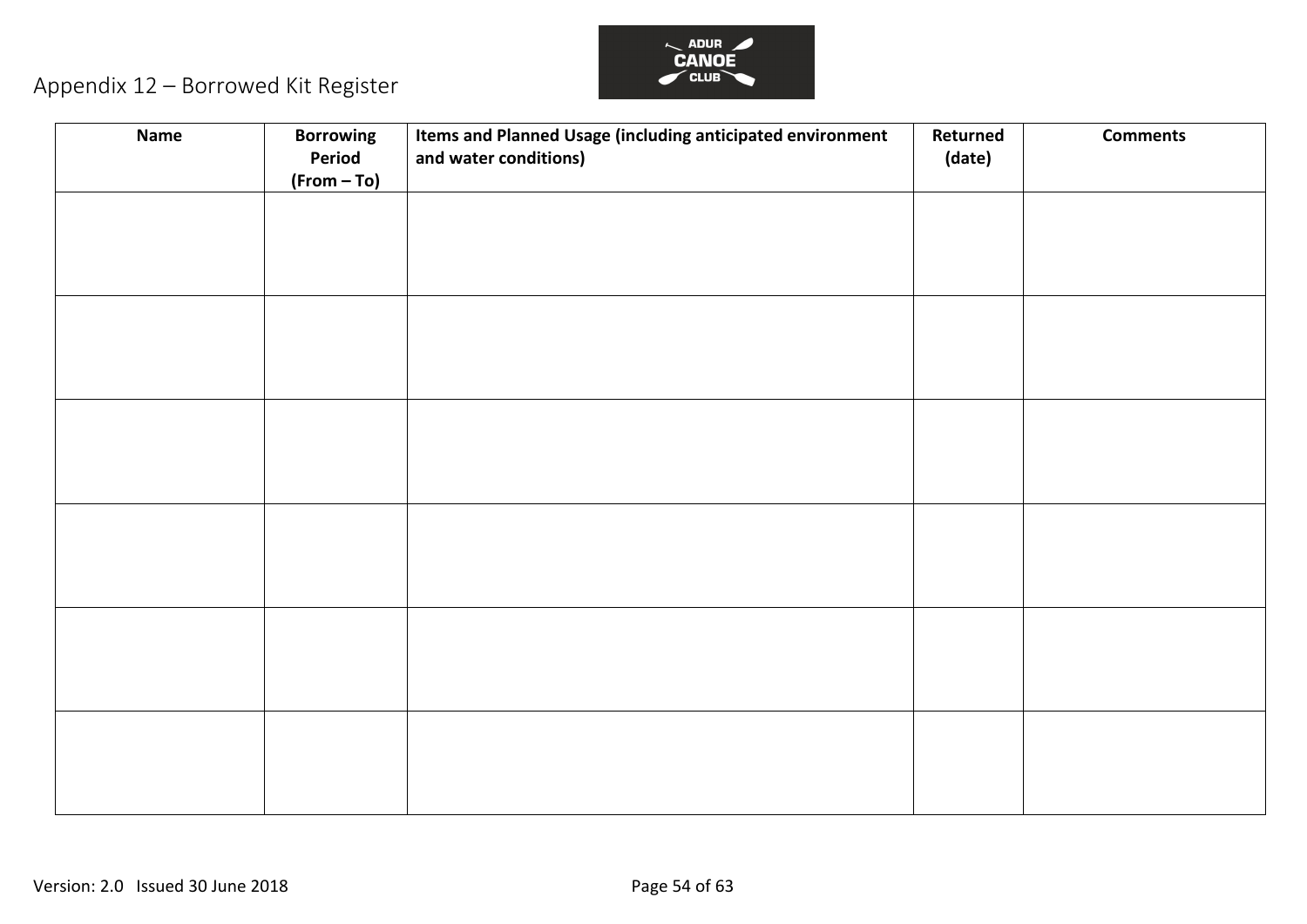# Appendix 12 – Borrowed Kit Register

| Name | Borrowing Period (From – To) | Items and Planned Usage (including anticipated environment and water conditions) | Returned (date) | Comments |
|---|---|---|---|---|
| | | | | |
| | | | | |
| | | | | |
| | | | | |
| | | | | |
| | | | | |

Version: 2.0 Issued 30 June 2018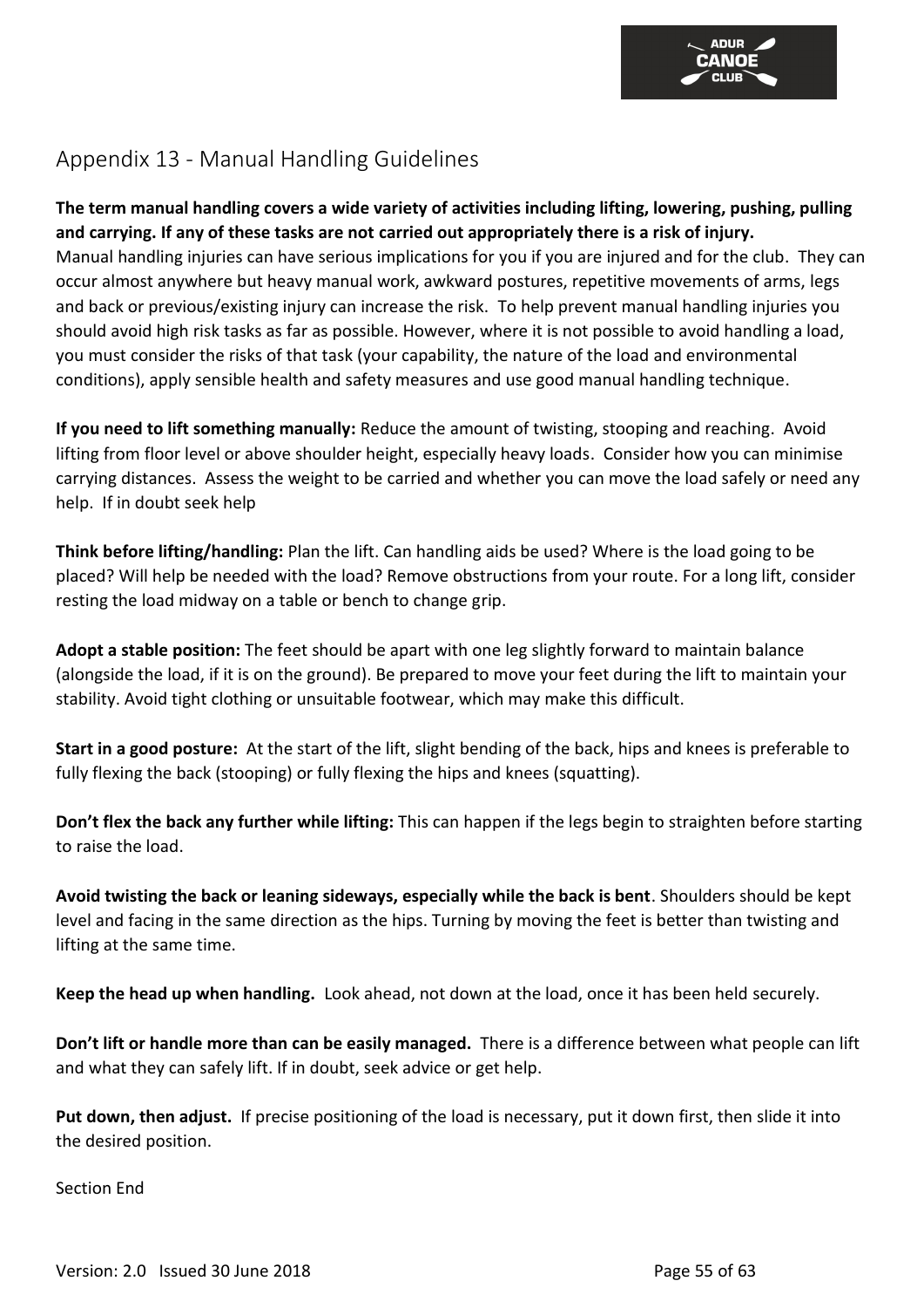## Appendix 13 - Manual Handling Guidelines

**The term manual handling covers a wide variety of activities including lifting, lowering, pushing, pulling and carrying. If any of these tasks are not carried out appropriately there is a risk of injury.**
Manual handling injuries can have serious implications for you if you are injured and for the club. They can occur almost anywhere but heavy manual work, awkward postures, repetitive movements of arms, legs and back or previous/existing injury can increase the risk. To help prevent manual handling injuries you should avoid high risk tasks as far as possible. However, where it is not possible to avoid handling a load, you must consider the risks of that task (your capability, the nature of the load and environmental conditions), apply sensible health and safety measures and use good manual handling technique.

**If you need to lift something manually:** Reduce the amount of twisting, stooping and reaching. Avoid lifting from floor level or above shoulder height, especially heavy loads. Consider how you can minimise carrying distances. Assess the weight to be carried and whether you can move the load safely or need any help. If in doubt seek help

**Think before lifting/handling:** Plan the lift. Can handling aids be used? Where is the load going to be placed? Will help be needed with the load? Remove obstructions from your route. For a long lift, consider resting the load midway on a table or bench to change grip.

**Adopt a stable position:** The feet should be apart with one leg slightly forward to maintain balance (alongside the load, if it is on the ground). Be prepared to move your feet during the lift to maintain your stability. Avoid tight clothing or unsuitable footwear, which may make this difficult.

**Start in a good posture:** At the start of the lift, slight bending of the back, hips and knees is preferable to fully flexing the back (stooping) or fully flexing the hips and knees (squatting).

**Don't flex the back any further while lifting:** This can happen if the legs begin to straighten before starting to raise the load.

**Avoid twisting the back or leaning sideways, especially while the back is bent**. Shoulders should be kept level and facing in the same direction as the hips. Turning by moving the feet is better than twisting and lifting at the same time.

**Keep the head up when handling.** Look ahead, not down at the load, once it has been held securely.

**Don't lift or handle more than can be easily managed.** There is a difference between what people can lift and what they can safely lift. If in doubt, seek advice or get help.

**Put down, then adjust.** If precise positioning of the load is necessary, put it down first, then slide it into the desired position.

Section End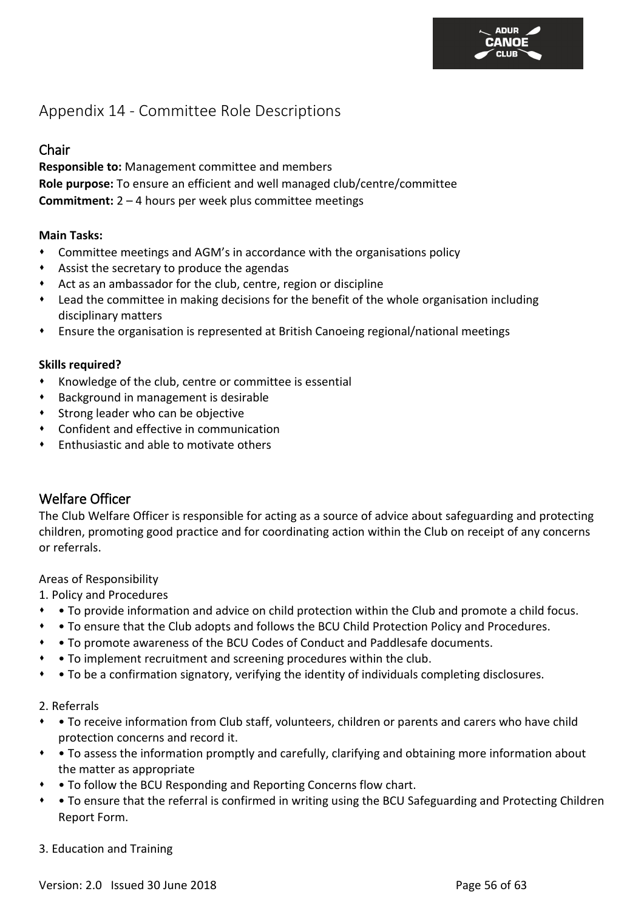# Appendix 14 - Committee Role Descriptions

## Chair

**Responsible to:** Management committee and members
**Role purpose:** To ensure an efficient and well managed club/centre/committee
**Commitment:** 2 – 4 hours per week plus committee meetings

**Main Tasks:**

- Committee meetings and AGM's in accordance with the organisations policy
- Assist the secretary to produce the agendas
- Act as an ambassador for the club, centre, region or discipline
- Lead the committee in making decisions for the benefit of the whole organisation including disciplinary matters
- Ensure the organisation is represented at British Canoeing regional/national meetings

**Skills required?**

- Knowledge of the club, centre or committee is essential
- Background in management is desirable
- Strong leader who can be objective
- Confident and effective in communication
- Enthusiastic and able to motivate others

## Welfare Officer

The Club Welfare Officer is responsible for acting as a source of advice about safeguarding and protecting children, promoting good practice and for coordinating action within the Club on receipt of any concerns or referrals.

Areas of Responsibility

1. Policy and Procedures

- • To provide information and advice on child protection within the Club and promote a child focus.
- • To ensure that the Club adopts and follows the BCU Child Protection Policy and Procedures.
- • To promote awareness of the BCU Codes of Conduct and Paddlesafe documents.
- • To implement recruitment and screening procedures within the club.
- • To be a confirmation signatory, verifying the identity of individuals completing disclosures.

2. Referrals

- • To receive information from Club staff, volunteers, children or parents and carers who have child protection concerns and record it.
- • To assess the information promptly and carefully, clarifying and obtaining more information about the matter as appropriate
- • To follow the BCU Responding and Reporting Concerns flow chart.
- • To ensure that the referral is confirmed in writing using the BCU Safeguarding and Protecting Children Report Form.

3. Education and Training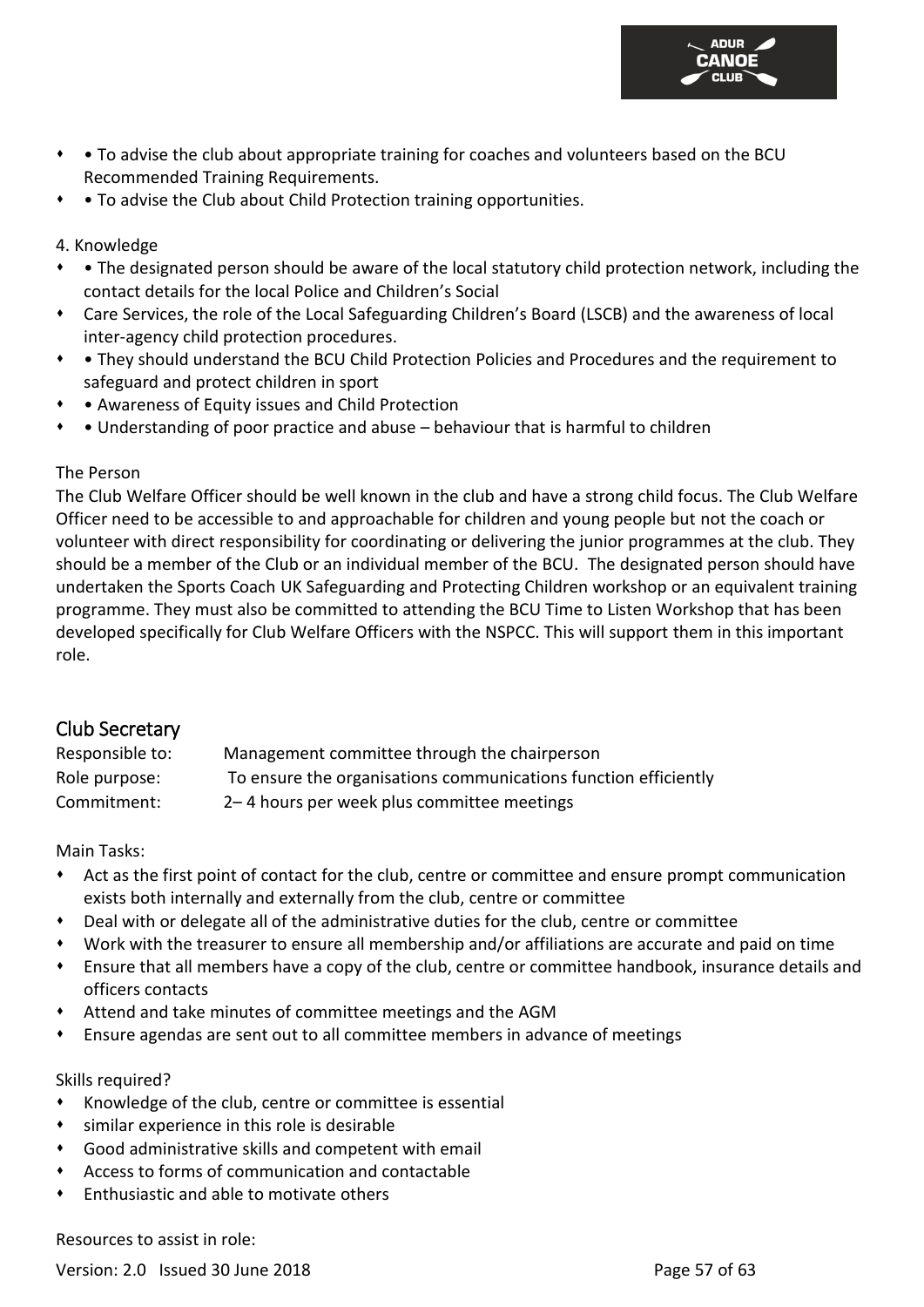- • To advise the club about appropriate training for coaches and volunteers based on the BCU Recommended Training Requirements.
- • To advise the Club about Child Protection training opportunities.

4. Knowledge

- • The designated person should be aware of the local statutory child protection network, including the contact details for the local Police and Children's Social
- Care Services, the role of the Local Safeguarding Children's Board (LSCB) and the awareness of local inter-agency child protection procedures.
- • They should understand the BCU Child Protection Policies and Procedures and the requirement to safeguard and protect children in sport
- • Awareness of Equity issues and Child Protection
- • Understanding of poor practice and abuse – behaviour that is harmful to children

The Person

The Club Welfare Officer should be well known in the club and have a strong child focus. The Club Welfare Officer need to be accessible to and approachable for children and young people but not the coach or volunteer with direct responsibility for coordinating or delivering the junior programmes at the club. They should be a member of the Club or an individual member of the BCU. The designated person should have undertaken the Sports Coach UK Safeguarding and Protecting Children workshop or an equivalent training programme. They must also be committed to attending the BCU Time to Listen Workshop that has been developed specifically for Club Welfare Officers with the NSPCC. This will support them in this important role.

## Club Secretary

| | |
|---|---|
| Responsible to: | Management committee through the chairperson |
| Role purpose: | To ensure the organisations communications function efficiently |
| Commitment: | 2– 4 hours per week plus committee meetings |

Main Tasks:

- Act as the first point of contact for the club, centre or committee and ensure prompt communication exists both internally and externally from the club, centre or committee
- Deal with or delegate all of the administrative duties for the club, centre or committee
- Work with the treasurer to ensure all membership and/or affiliations are accurate and paid on time
- Ensure that all members have a copy of the club, centre or committee handbook, insurance details and officers contacts
- Attend and take minutes of committee meetings and the AGM
- Ensure agendas are sent out to all committee members in advance of meetings

Skills required?

- Knowledge of the club, centre or committee is essential
- similar experience in this role is desirable
- Good administrative skills and competent with email
- Access to forms of communication and contactable
- Enthusiastic and able to motivate others

Resources to assist in role: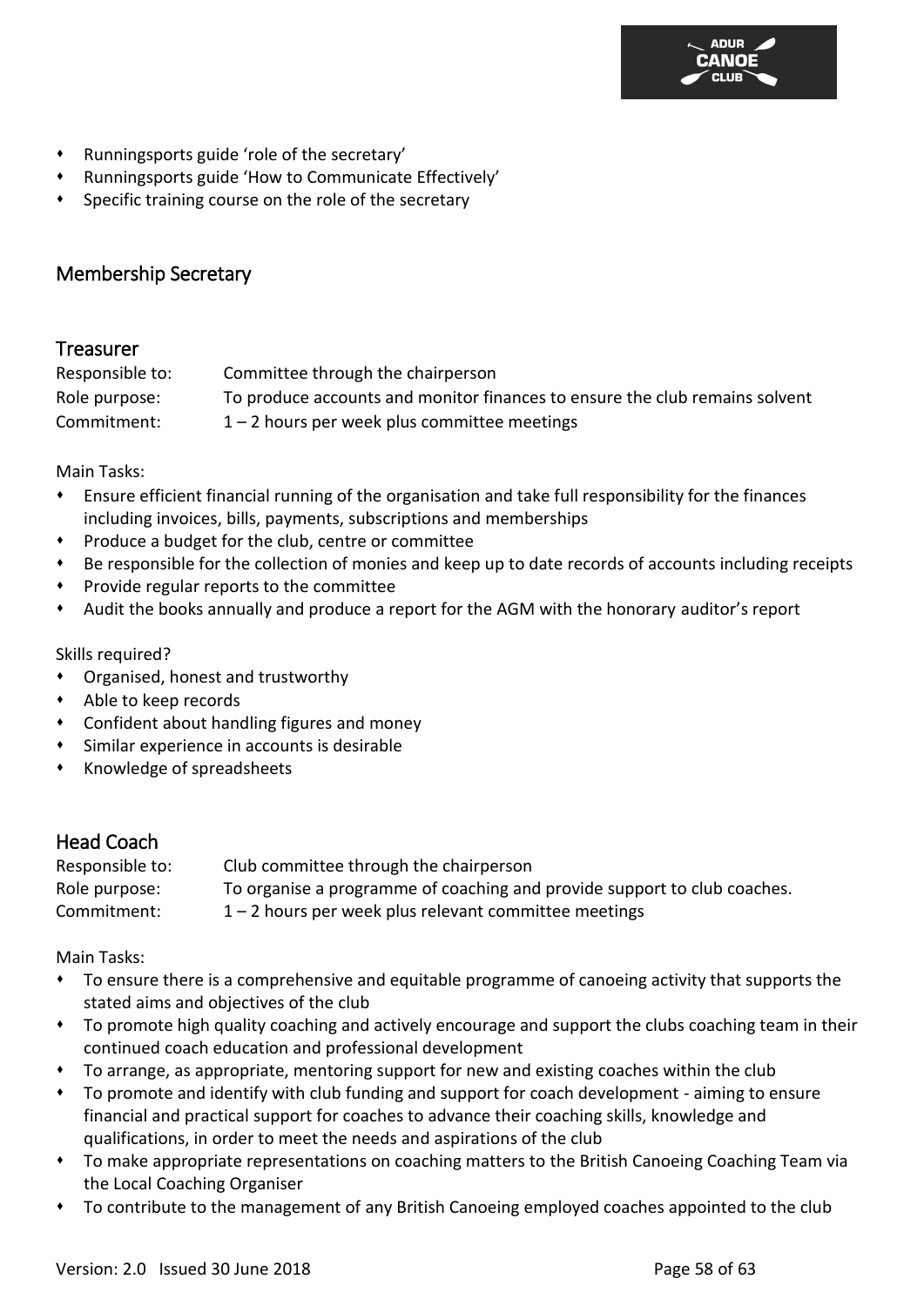- Runningsports guide 'role of the secretary'
- Runningsports guide 'How to Communicate Effectively'
- Specific training course on the role of the secretary

## Membership Secretary

## Treasurer

Responsible to: Committee through the chairperson
Role purpose: To produce accounts and monitor finances to ensure the club remains solvent
Commitment: 1 – 2 hours per week plus committee meetings

Main Tasks:

- Ensure efficient financial running of the organisation and take full responsibility for the finances including invoices, bills, payments, subscriptions and memberships
- Produce a budget for the club, centre or committee
- Be responsible for the collection of monies and keep up to date records of accounts including receipts
- Provide regular reports to the committee
- Audit the books annually and produce a report for the AGM with the honorary auditor's report

Skills required?

- Organised, honest and trustworthy
- Able to keep records
- Confident about handling figures and money
- Similar experience in accounts is desirable
- Knowledge of spreadsheets

## Head Coach

Responsible to: Club committee through the chairperson
Role purpose: To organise a programme of coaching and provide support to club coaches.
Commitment: 1 – 2 hours per week plus relevant committee meetings

Main Tasks:

- To ensure there is a comprehensive and equitable programme of canoeing activity that supports the stated aims and objectives of the club
- To promote high quality coaching and actively encourage and support the clubs coaching team in their continued coach education and professional development
- To arrange, as appropriate, mentoring support for new and existing coaches within the club
- To promote and identify with club funding and support for coach development - aiming to ensure financial and practical support for coaches to advance their coaching skills, knowledge and qualifications, in order to meet the needs and aspirations of the club
- To make appropriate representations on coaching matters to the British Canoeing Coaching Team via the Local Coaching Organiser
- To contribute to the management of any British Canoeing employed coaches appointed to the club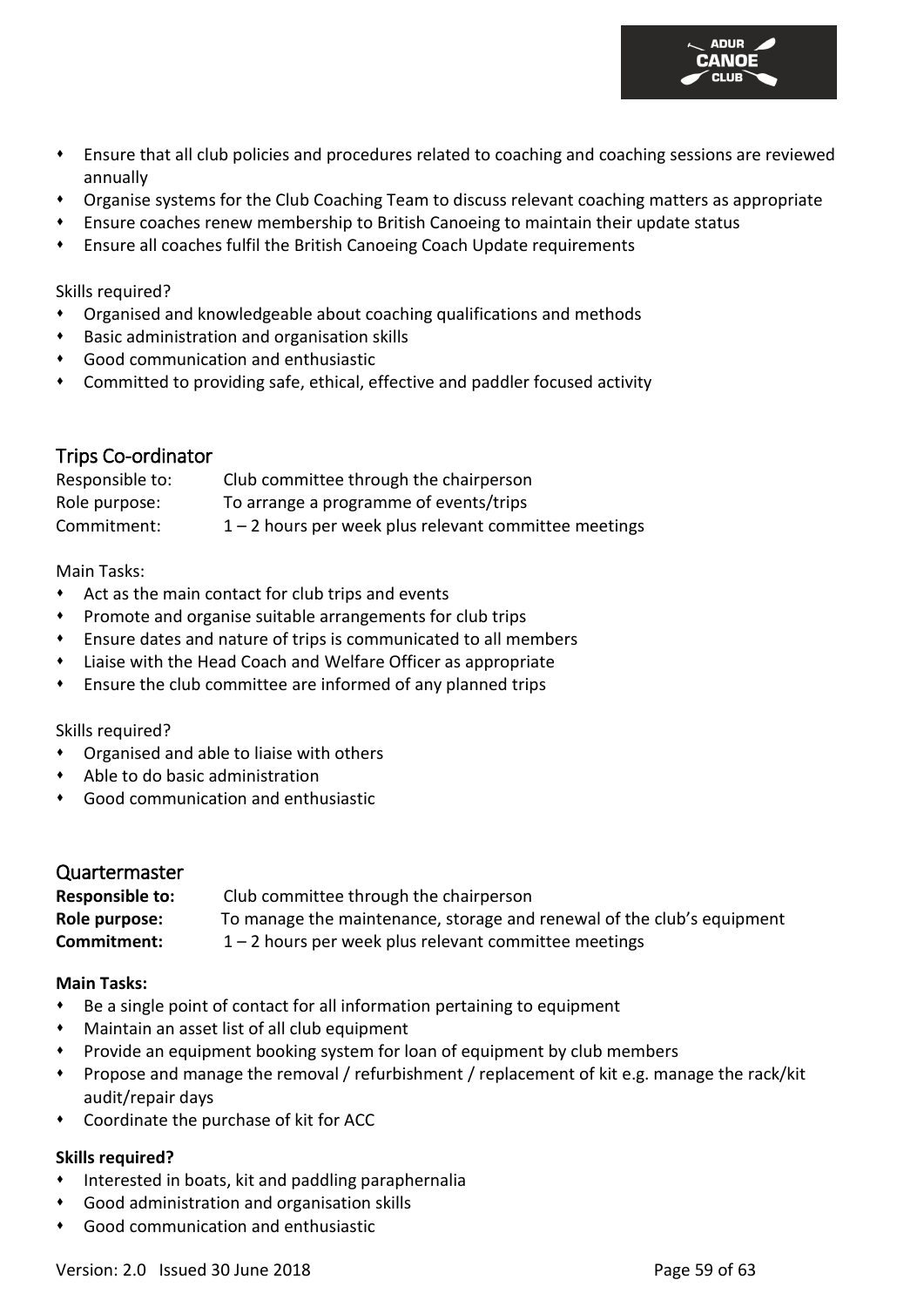- Ensure that all club policies and procedures related to coaching and coaching sessions are reviewed annually
- Organise systems for the Club Coaching Team to discuss relevant coaching matters as appropriate
- Ensure coaches renew membership to British Canoeing to maintain their update status
- Ensure all coaches fulfil the British Canoeing Coach Update requirements

Skills required?

- Organised and knowledgeable about coaching qualifications and methods
- Basic administration and organisation skills
- Good communication and enthusiastic
- Committed to providing safe, ethical, effective and paddler focused activity

## Trips Co-ordinator

Responsible to: Club committee through the chairperson
Role purpose: To arrange a programme of events/trips
Commitment: 1 – 2 hours per week plus relevant committee meetings

Main Tasks:

- Act as the main contact for club trips and events
- Promote and organise suitable arrangements for club trips
- Ensure dates and nature of trips is communicated to all members
- Liaise with the Head Coach and Welfare Officer as appropriate
- Ensure the club committee are informed of any planned trips

Skills required?

- Organised and able to liaise with others
- Able to do basic administration
- Good communication and enthusiastic

## Quartermaster

**Responsible to:** Club committee through the chairperson
**Role purpose:** To manage the maintenance, storage and renewal of the club's equipment
**Commitment:** 1 – 2 hours per week plus relevant committee meetings

**Main Tasks:**

- Be a single point of contact for all information pertaining to equipment
- Maintain an asset list of all club equipment
- Provide an equipment booking system for loan of equipment by club members
- Propose and manage the removal / refurbishment / replacement of kit e.g. manage the rack/kit audit/repair days
- Coordinate the purchase of kit for ACC

**Skills required?**

- Interested in boats, kit and paddling paraphernalia
- Good administration and organisation skills
- Good communication and enthusiastic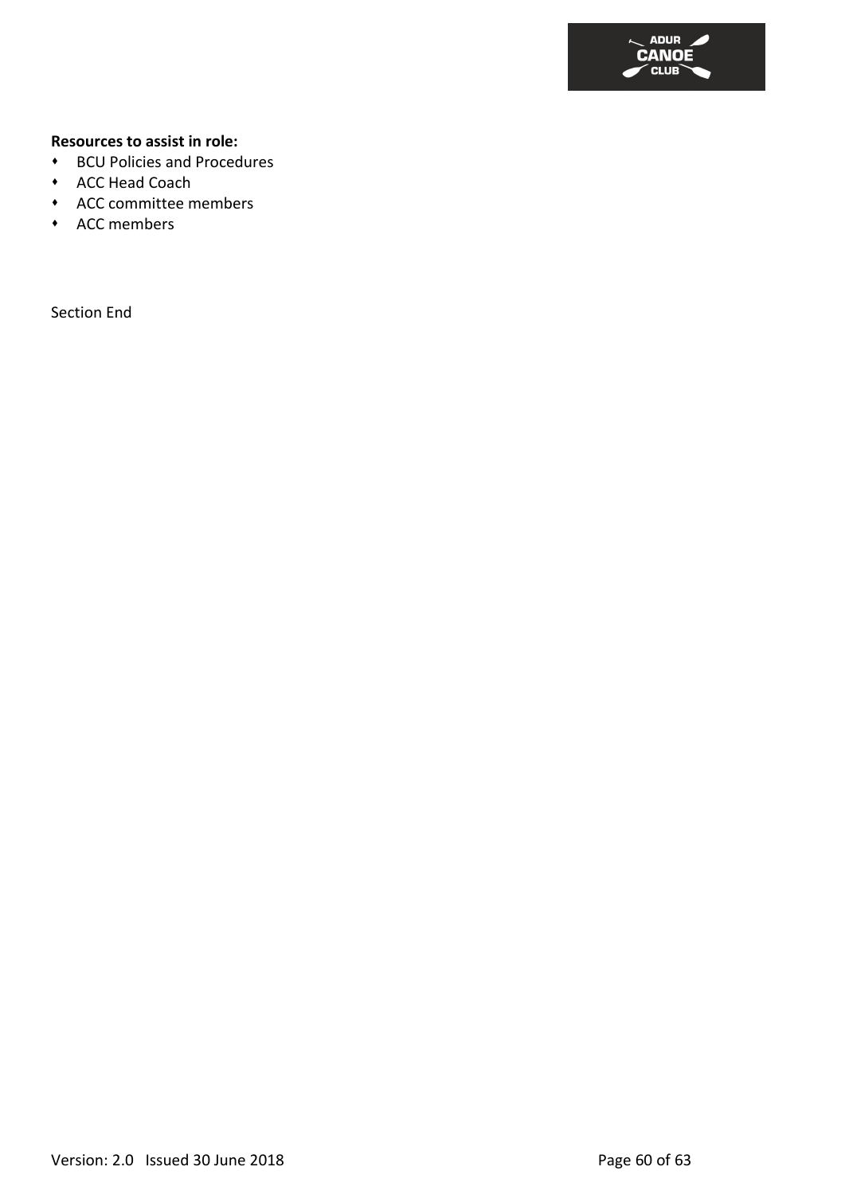**Resources to assist in role:**

- BCU Policies and Procedures
- ACC Head Coach
- ACC committee members
- ACC members

Section End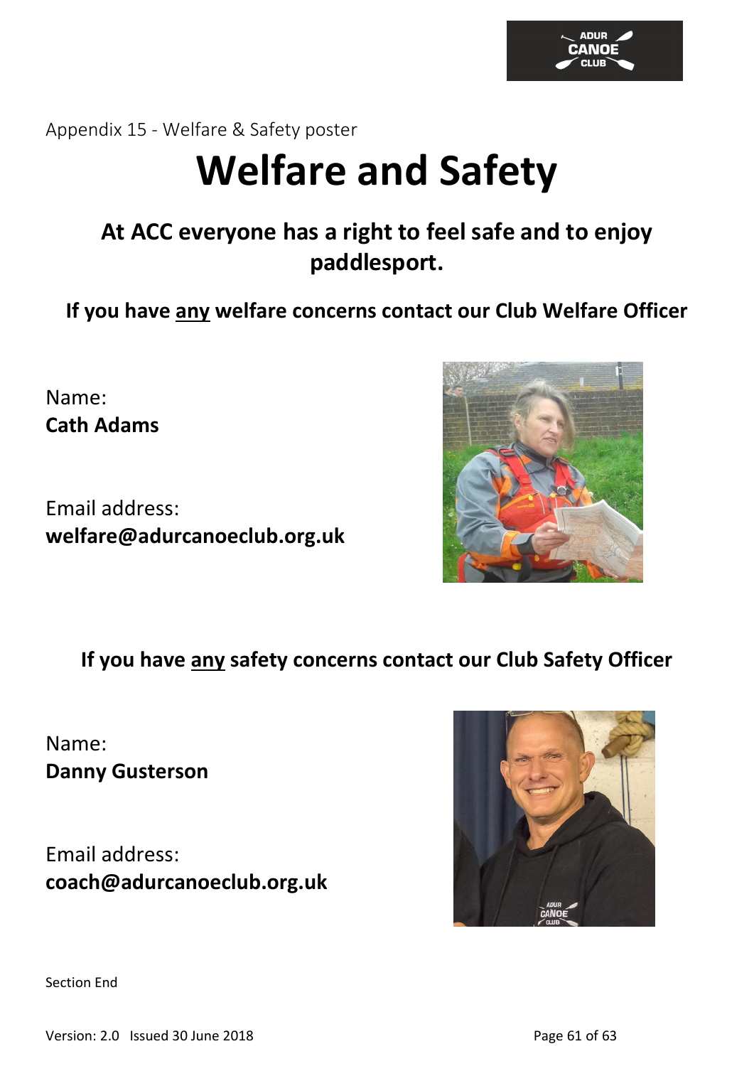Appendix 15 - Welfare & Safety poster

# Welfare and Safety

## At ACC everyone has a right to feel safe and to enjoy paddlesport.

**If you have <u>any</u> welfare concerns contact our Club Welfare Officer**

Name:
**Cath Adams**

Email address:
**welfare@adurcanoeclub.org.uk**

**If you have <u>any</u> safety concerns contact our Club Safety Officer**

Name:
**Danny Gusterson**

Email address:
**coach@adurcanoeclub.org.uk**

Section End

Version: 2.0 Issued 30 June 2018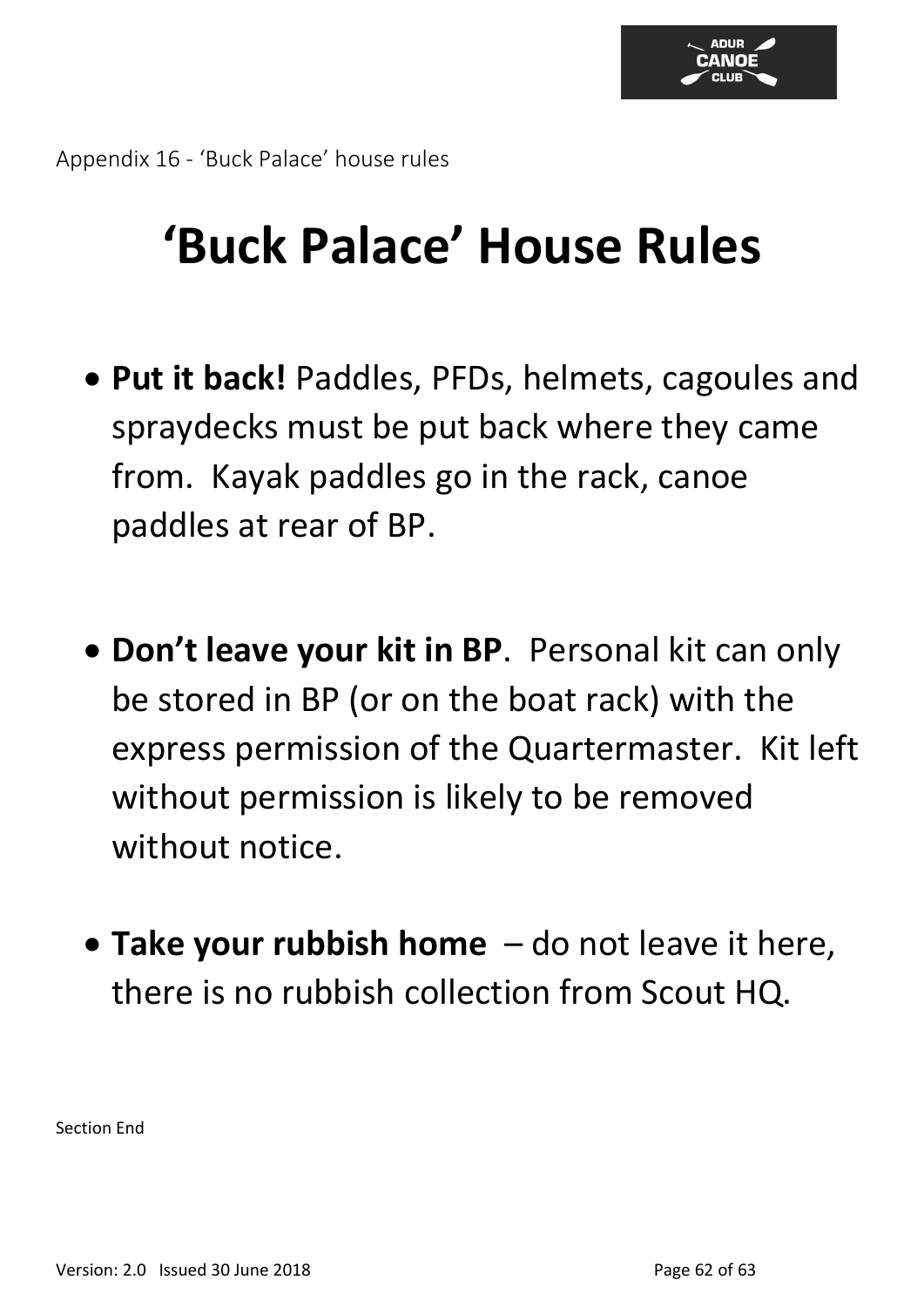Appendix 16 - 'Buck Palace' house rules

# 'Buck Palace' House Rules

- **Put it back!** Paddles, PFDs, helmets, cagoules and spraydecks must be put back where they came from. Kayak paddles go in the rack, canoe paddles at rear of BP.

- **Don't leave your kit in BP**. Personal kit can only be stored in BP (or on the boat rack) with the express permission of the Quartermaster. Kit left without permission is likely to be removed without notice.

- **Take your rubbish home** – do not leave it here, there is no rubbish collection from Scout HQ.

Section End